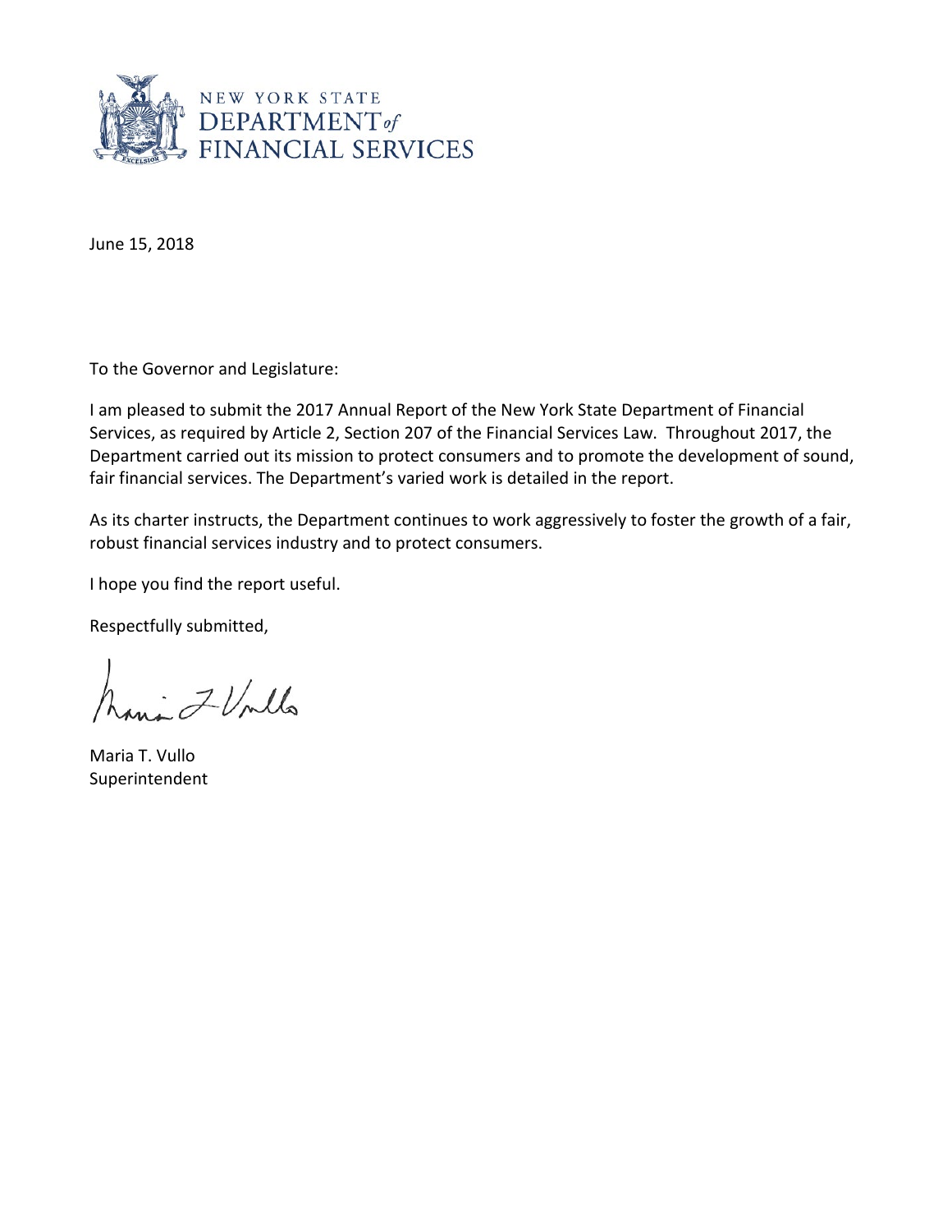NEW YORK STATE
DEPARTMENT of
FINANCIAL SERVICES

June 15, 2018

To the Governor and Legislature:

I am pleased to submit the 2017 Annual Report of the New York State Department of Financial Services, as required by Article 2, Section 207 of the Financial Services Law. Throughout 2017, the Department carried out its mission to protect consumers and to promote the development of sound, fair financial services. The Department's varied work is detailed in the report.

As its charter instructs, the Department continues to work aggressively to foster the growth of a fair, robust financial services industry and to protect consumers.

I hope you find the report useful.

Respectfully submitted,

Maria T. Vullo
Superintendent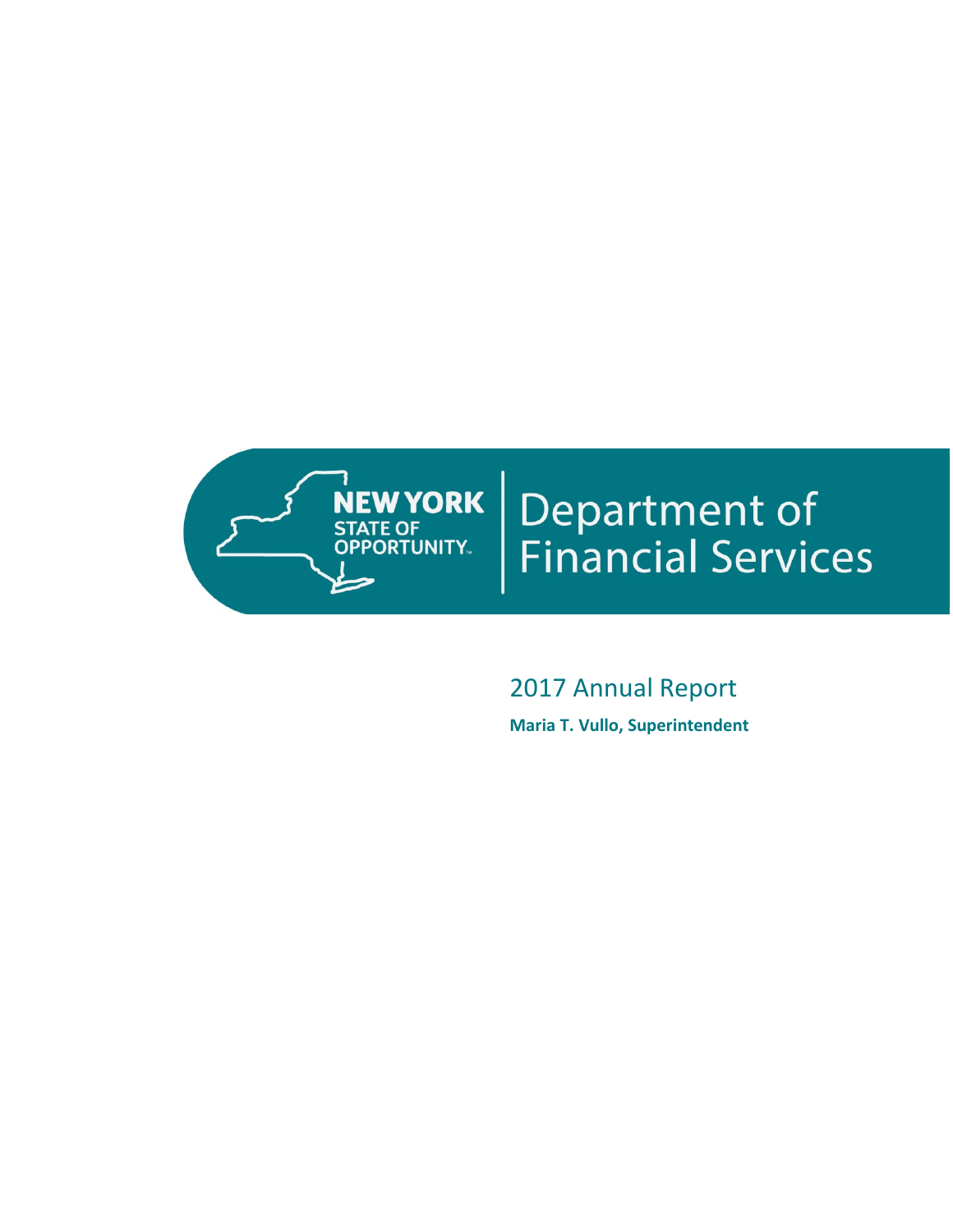# NEW YORK STATE OF OPPORTUNITY.

# Department of Financial Services

## 2017 Annual Report

**Maria T. Vullo, Superintendent**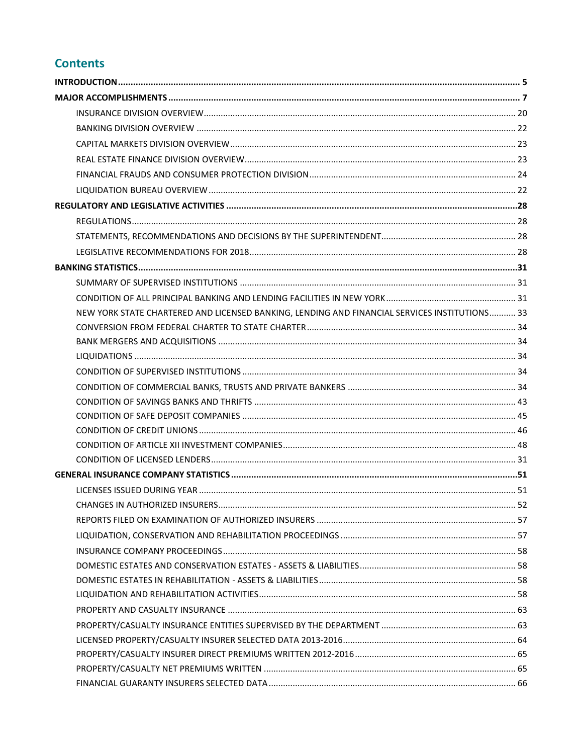## Contents

**INTRODUCTION** .......... **5**

**MAJOR ACCOMPLISHMENTS** .......... **7**

- INSURANCE DIVISION OVERVIEW .......... 20
- BANKING DIVISION OVERVIEW .......... 22
- CAPITAL MARKETS DIVISION OVERVIEW .......... 23
- REAL ESTATE FINANCE DIVISION OVERVIEW .......... 23
- FINANCIAL FRAUDS AND CONSUMER PROTECTION DIVISION .......... 24
- LIQUIDATION BUREAU OVERVIEW .......... 22

**REGULATORY AND LEGISLATIVE ACTIVITIES** .......... **28**

- REGULATIONS .......... 28
- STATEMENTS, RECOMMENDATIONS AND DECISIONS BY THE SUPERINTENDENT .......... 28
- LEGISLATIVE RECOMMENDATIONS FOR 2018 .......... 28

**BANKING STATISTICS** .......... **31**

- SUMMARY OF SUPERVISED INSTITUTIONS .......... 31
- CONDITION OF ALL PRINCIPAL BANKING AND LENDING FACILITIES IN NEW YORK .......... 31
- NEW YORK STATE CHARTERED AND LICENSED BANKING, LENDING AND FINANCIAL SERVICES INSTITUTIONS .......... 33
- CONVERSION FROM FEDERAL CHARTER TO STATE CHARTER .......... 34
- BANK MERGERS AND ACQUISITIONS .......... 34
- LIQUIDATIONS .......... 34
- CONDITION OF SUPERVISED INSTITUTIONS .......... 34
- CONDITION OF COMMERCIAL BANKS, TRUSTS AND PRIVATE BANKERS .......... 34
- CONDITION OF SAVINGS BANKS AND THRIFTS .......... 43
- CONDITION OF SAFE DEPOSIT COMPANIES .......... 45
- CONDITION OF CREDIT UNIONS .......... 46
- CONDITION OF ARTICLE XII INVESTMENT COMPANIES .......... 48
- CONDITION OF LICENSED LENDERS .......... 31

**GENERAL INSURANCE COMPANY STATISTICS** .......... **51**

- LICENSES ISSUED DURING YEAR .......... 51
- CHANGES IN AUTHORIZED INSURERS .......... 52
- REPORTS FILED ON EXAMINATION OF AUTHORIZED INSURERS .......... 57
- LIQUIDATION, CONSERVATION AND REHABILITATION PROCEEDINGS .......... 57
- INSURANCE COMPANY PROCEEDINGS .......... 58
- DOMESTIC ESTATES AND CONSERVATION ESTATES - ASSETS & LIABILITIES .......... 58
- DOMESTIC ESTATES IN REHABILITATION - ASSETS & LIABILITIES .......... 58
- LIQUIDATION AND REHABILITATION ACTIVITIES .......... 58
- PROPERTY AND CASUALTY INSURANCE .......... 63
- PROPERTY/CASUALTY INSURANCE ENTITIES SUPERVISED BY THE DEPARTMENT .......... 63
- LICENSED PROPERTY/CASUALTY INSURER SELECTED DATA 2013-2016 .......... 64
- PROPERTY/CASUALTY INSURER DIRECT PREMIUMS WRITTEN 2012-2016 .......... 65
- PROPERTY/CASUALTY NET PREMIUMS WRITTEN .......... 65
- FINANCIAL GUARANTY INSURERS SELECTED DATA .......... 66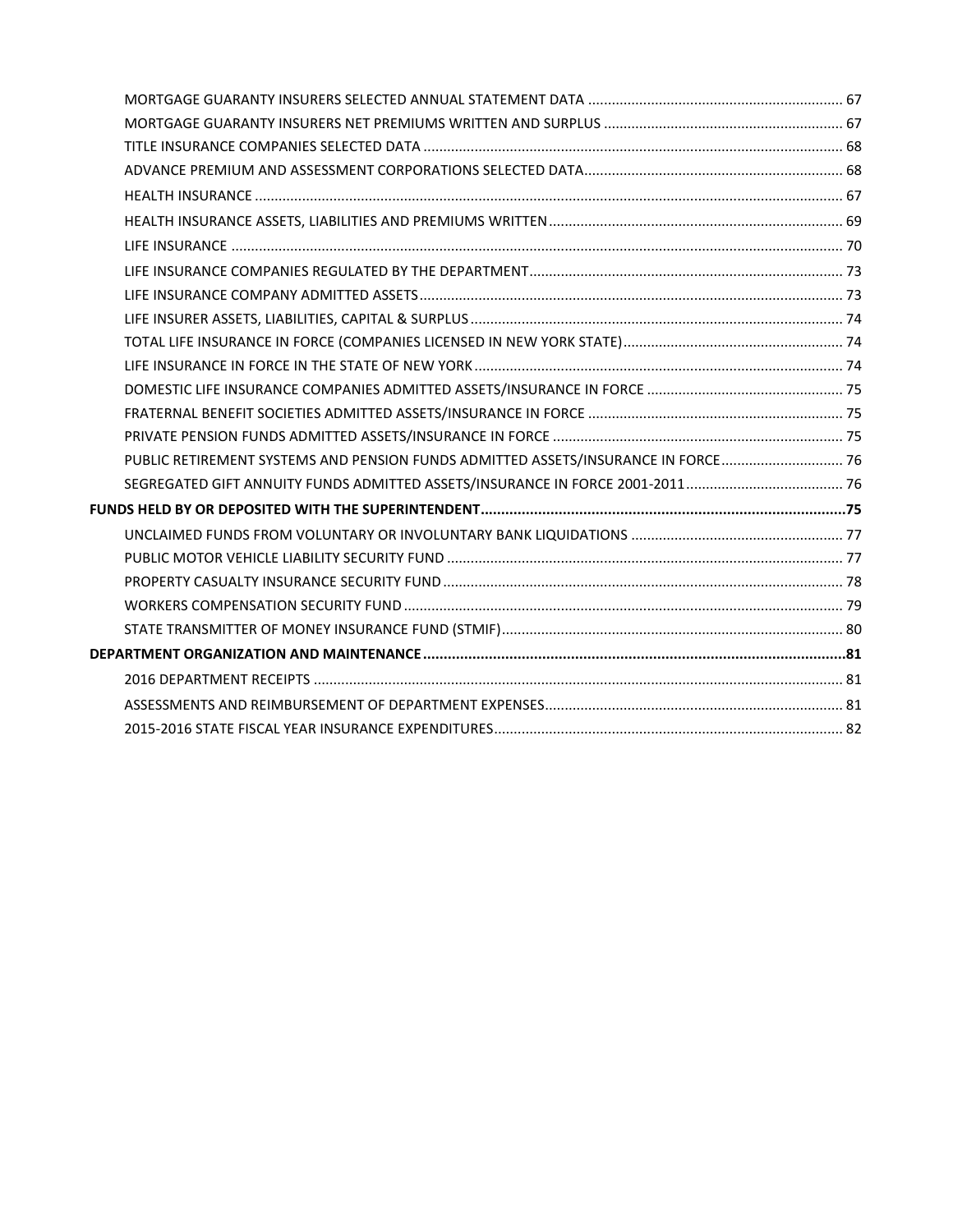MORTGAGE GUARANTY INSURERS SELECTED ANNUAL STATEMENT DATA ........ 67
MORTGAGE GUARANTY INSURERS NET PREMIUMS WRITTEN AND SURPLUS ........ 67
TITLE INSURANCE COMPANIES SELECTED DATA ........ 68
ADVANCE PREMIUM AND ASSESSMENT CORPORATIONS SELECTED DATA ........ 68
HEALTH INSURANCE ........ 67
HEALTH INSURANCE ASSETS, LIABILITIES AND PREMIUMS WRITTEN ........ 69
LIFE INSURANCE ........ 70
LIFE INSURANCE COMPANIES REGULATED BY THE DEPARTMENT ........ 73
LIFE INSURANCE COMPANY ADMITTED ASSETS ........ 73
LIFE INSURER ASSETS, LIABILITIES, CAPITAL & SURPLUS ........ 74
TOTAL LIFE INSURANCE IN FORCE (COMPANIES LICENSED IN NEW YORK STATE) ........ 74
LIFE INSURANCE IN FORCE IN THE STATE OF NEW YORK ........ 74
DOMESTIC LIFE INSURANCE COMPANIES ADMITTED ASSETS/INSURANCE IN FORCE ........ 75
FRATERNAL BENEFIT SOCIETIES ADMITTED ASSETS/INSURANCE IN FORCE ........ 75
PRIVATE PENSION FUNDS ADMITTED ASSETS/INSURANCE IN FORCE ........ 75
PUBLIC RETIREMENT SYSTEMS AND PENSION FUNDS ADMITTED ASSETS/INSURANCE IN FORCE ........ 76
SEGREGATED GIFT ANNUITY FUNDS ADMITTED ASSETS/INSURANCE IN FORCE 2001-2011 ........ 76

**FUNDS HELD BY OR DEPOSITED WITH THE SUPERINTENDENT ........ 75**

UNCLAIMED FUNDS FROM VOLUNTARY OR INVOLUNTARY BANK LIQUIDATIONS ........ 77
PUBLIC MOTOR VEHICLE LIABILITY SECURITY FUND ........ 77
PROPERTY CASUALTY INSURANCE SECURITY FUND ........ 78
WORKERS COMPENSATION SECURITY FUND ........ 79
STATE TRANSMITTER OF MONEY INSURANCE FUND (STMIF) ........ 80

**DEPARTMENT ORGANIZATION AND MAINTENANCE ........ 81**

2016 DEPARTMENT RECEIPTS ........ 81
ASSESSMENTS AND REIMBURSEMENT OF DEPARTMENT EXPENSES ........ 81
2015-2016 STATE FISCAL YEAR INSURANCE EXPENDITURES ........ 82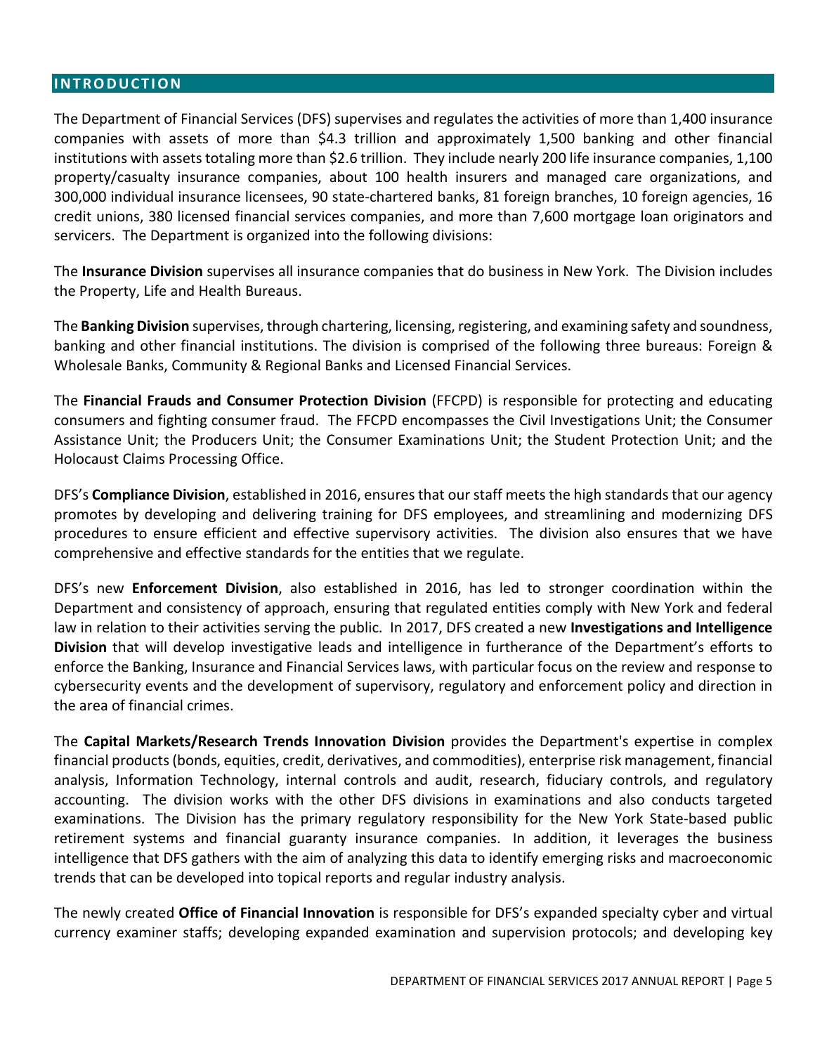## INTRODUCTION

The Department of Financial Services (DFS) supervises and regulates the activities of more than 1,400 insurance companies with assets of more than $4.3 trillion and approximately 1,500 banking and other financial institutions with assets totaling more than $2.6 trillion. They include nearly 200 life insurance companies, 1,100 property/casualty insurance companies, about 100 health insurers and managed care organizations, and 300,000 individual insurance licensees, 90 state-chartered banks, 81 foreign branches, 10 foreign agencies, 16 credit unions, 380 licensed financial services companies, and more than 7,600 mortgage loan originators and servicers. The Department is organized into the following divisions:

The **Insurance Division** supervises all insurance companies that do business in New York. The Division includes the Property, Life and Health Bureaus.

The **Banking Division** supervises, through chartering, licensing, registering, and examining safety and soundness, banking and other financial institutions. The division is comprised of the following three bureaus: Foreign & Wholesale Banks, Community & Regional Banks and Licensed Financial Services.

The **Financial Frauds and Consumer Protection Division** (FFCPD) is responsible for protecting and educating consumers and fighting consumer fraud. The FFCPD encompasses the Civil Investigations Unit; the Consumer Assistance Unit; the Producers Unit; the Consumer Examinations Unit; the Student Protection Unit; and the Holocaust Claims Processing Office.

DFS's **Compliance Division**, established in 2016, ensures that our staff meets the high standards that our agency promotes by developing and delivering training for DFS employees, and streamlining and modernizing DFS procedures to ensure efficient and effective supervisory activities. The division also ensures that we have comprehensive and effective standards for the entities that we regulate.

DFS's new **Enforcement Division**, also established in 2016, has led to stronger coordination within the Department and consistency of approach, ensuring that regulated entities comply with New York and federal law in relation to their activities serving the public. In 2017, DFS created a new **Investigations and Intelligence Division** that will develop investigative leads and intelligence in furtherance of the Department's efforts to enforce the Banking, Insurance and Financial Services laws, with particular focus on the review and response to cybersecurity events and the development of supervisory, regulatory and enforcement policy and direction in the area of financial crimes.

The **Capital Markets/Research Trends Innovation Division** provides the Department's expertise in complex financial products (bonds, equities, credit, derivatives, and commodities), enterprise risk management, financial analysis, Information Technology, internal controls and audit, research, fiduciary controls, and regulatory accounting. The division works with the other DFS divisions in examinations and also conducts targeted examinations. The Division has the primary regulatory responsibility for the New York State-based public retirement systems and financial guaranty insurance companies. In addition, it leverages the business intelligence that DFS gathers with the aim of analyzing this data to identify emerging risks and macroeconomic trends that can be developed into topical reports and regular industry analysis.

The newly created **Office of Financial Innovation** is responsible for DFS's expanded specialty cyber and virtual currency examiner staffs; developing expanded examination and supervision protocols; and developing key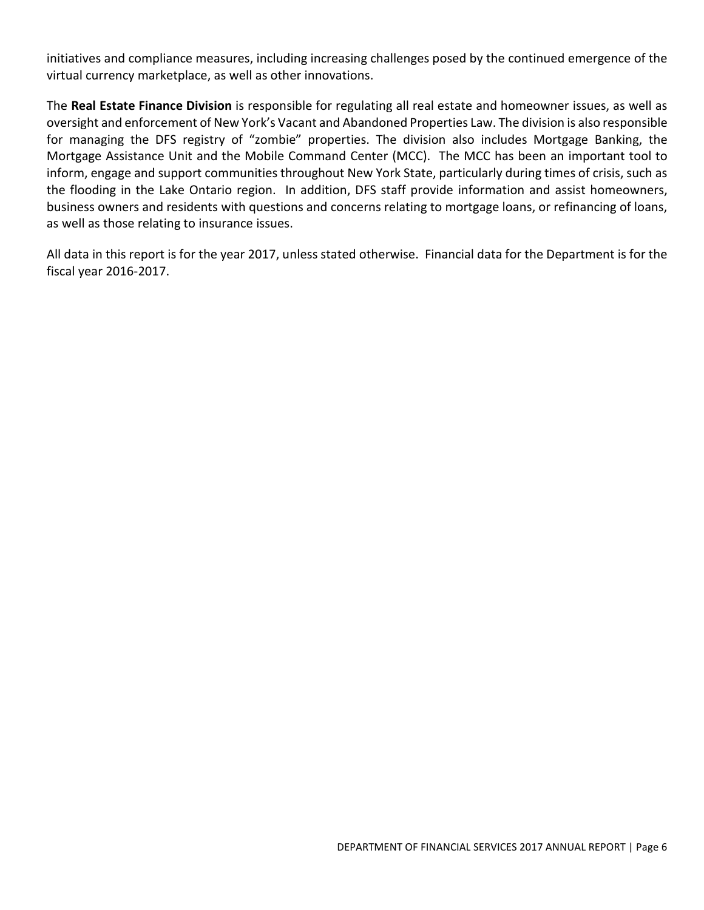initiatives and compliance measures, including increasing challenges posed by the continued emergence of the virtual currency marketplace, as well as other innovations.

The **Real Estate Finance Division** is responsible for regulating all real estate and homeowner issues, as well as oversight and enforcement of New York's Vacant and Abandoned Properties Law. The division is also responsible for managing the DFS registry of "zombie" properties. The division also includes Mortgage Banking, the Mortgage Assistance Unit and the Mobile Command Center (MCC). The MCC has been an important tool to inform, engage and support communities throughout New York State, particularly during times of crisis, such as the flooding in the Lake Ontario region. In addition, DFS staff provide information and assist homeowners, business owners and residents with questions and concerns relating to mortgage loans, or refinancing of loans, as well as those relating to insurance issues.

All data in this report is for the year 2017, unless stated otherwise. Financial data for the Department is for the fiscal year 2016-2017.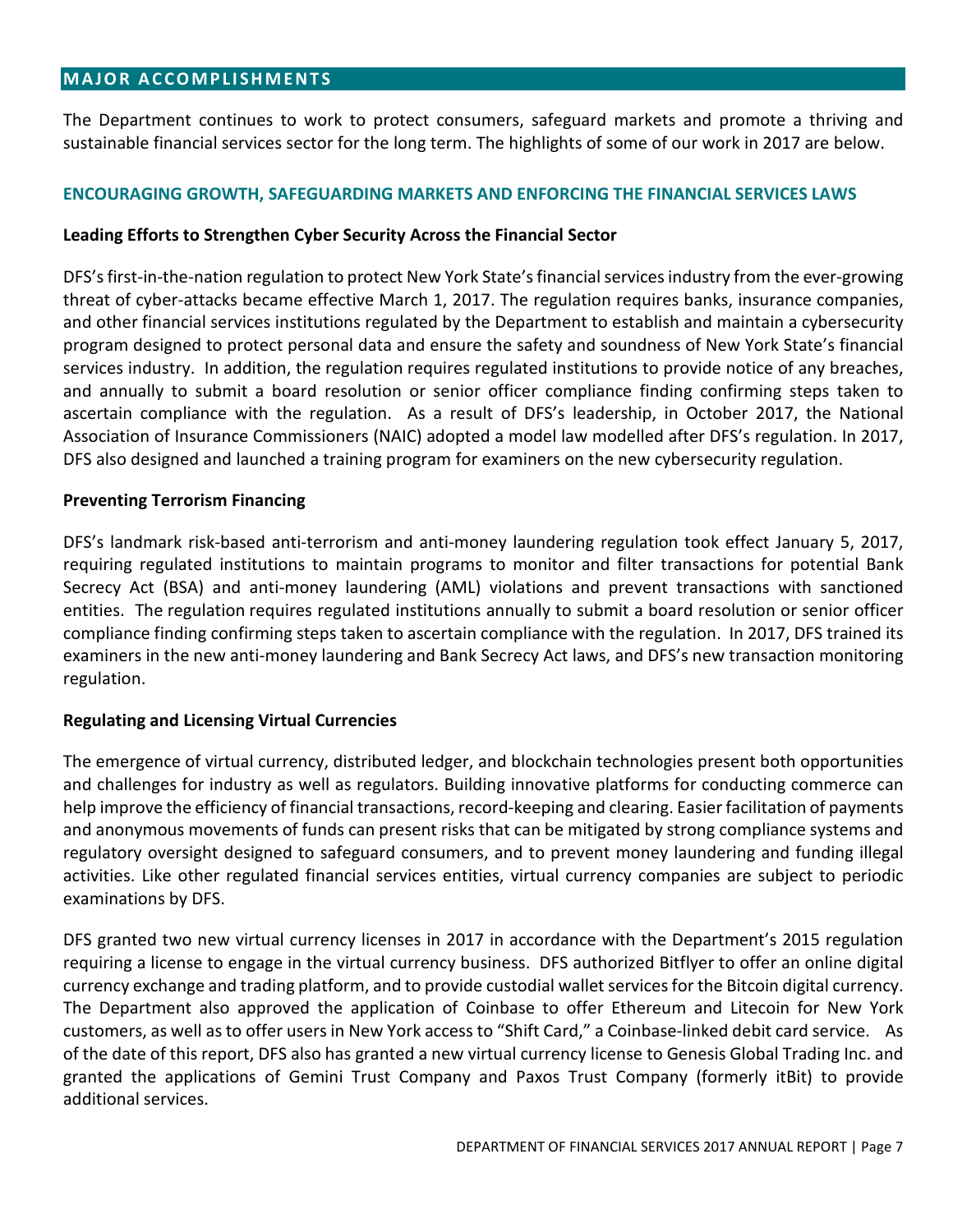## MAJOR ACCOMPLISHMENTS

The Department continues to work to protect consumers, safeguard markets and promote a thriving and sustainable financial services sector for the long term. The highlights of some of our work in 2017 are below.

### ENCOURAGING GROWTH, SAFEGUARDING MARKETS AND ENFORCING THE FINANCIAL SERVICES LAWS

**Leading Efforts to Strengthen Cyber Security Across the Financial Sector**

DFS's first-in-the-nation regulation to protect New York State's financial services industry from the ever-growing threat of cyber-attacks became effective March 1, 2017. The regulation requires banks, insurance companies, and other financial services institutions regulated by the Department to establish and maintain a cybersecurity program designed to protect personal data and ensure the safety and soundness of New York State's financial services industry. In addition, the regulation requires regulated institutions to provide notice of any breaches, and annually to submit a board resolution or senior officer compliance finding confirming steps taken to ascertain compliance with the regulation. As a result of DFS's leadership, in October 2017, the National Association of Insurance Commissioners (NAIC) adopted a model law modelled after DFS's regulation. In 2017, DFS also designed and launched a training program for examiners on the new cybersecurity regulation.

**Preventing Terrorism Financing**

DFS's landmark risk-based anti-terrorism and anti-money laundering regulation took effect January 5, 2017, requiring regulated institutions to maintain programs to monitor and filter transactions for potential Bank Secrecy Act (BSA) and anti-money laundering (AML) violations and prevent transactions with sanctioned entities. The regulation requires regulated institutions annually to submit a board resolution or senior officer compliance finding confirming steps taken to ascertain compliance with the regulation. In 2017, DFS trained its examiners in the new anti-money laundering and Bank Secrecy Act laws, and DFS's new transaction monitoring regulation.

**Regulating and Licensing Virtual Currencies**

The emergence of virtual currency, distributed ledger, and blockchain technologies present both opportunities and challenges for industry as well as regulators. Building innovative platforms for conducting commerce can help improve the efficiency of financial transactions, record-keeping and clearing. Easier facilitation of payments and anonymous movements of funds can present risks that can be mitigated by strong compliance systems and regulatory oversight designed to safeguard consumers, and to prevent money laundering and funding illegal activities. Like other regulated financial services entities, virtual currency companies are subject to periodic examinations by DFS.

DFS granted two new virtual currency licenses in 2017 in accordance with the Department's 2015 regulation requiring a license to engage in the virtual currency business. DFS authorized Bitflyer to offer an online digital currency exchange and trading platform, and to provide custodial wallet services for the Bitcoin digital currency. The Department also approved the application of Coinbase to offer Ethereum and Litecoin for New York customers, as well as to offer users in New York access to "Shift Card," a Coinbase-linked debit card service. As of the date of this report, DFS also has granted a new virtual currency license to Genesis Global Trading Inc. and granted the applications of Gemini Trust Company and Paxos Trust Company (formerly itBit) to provide additional services.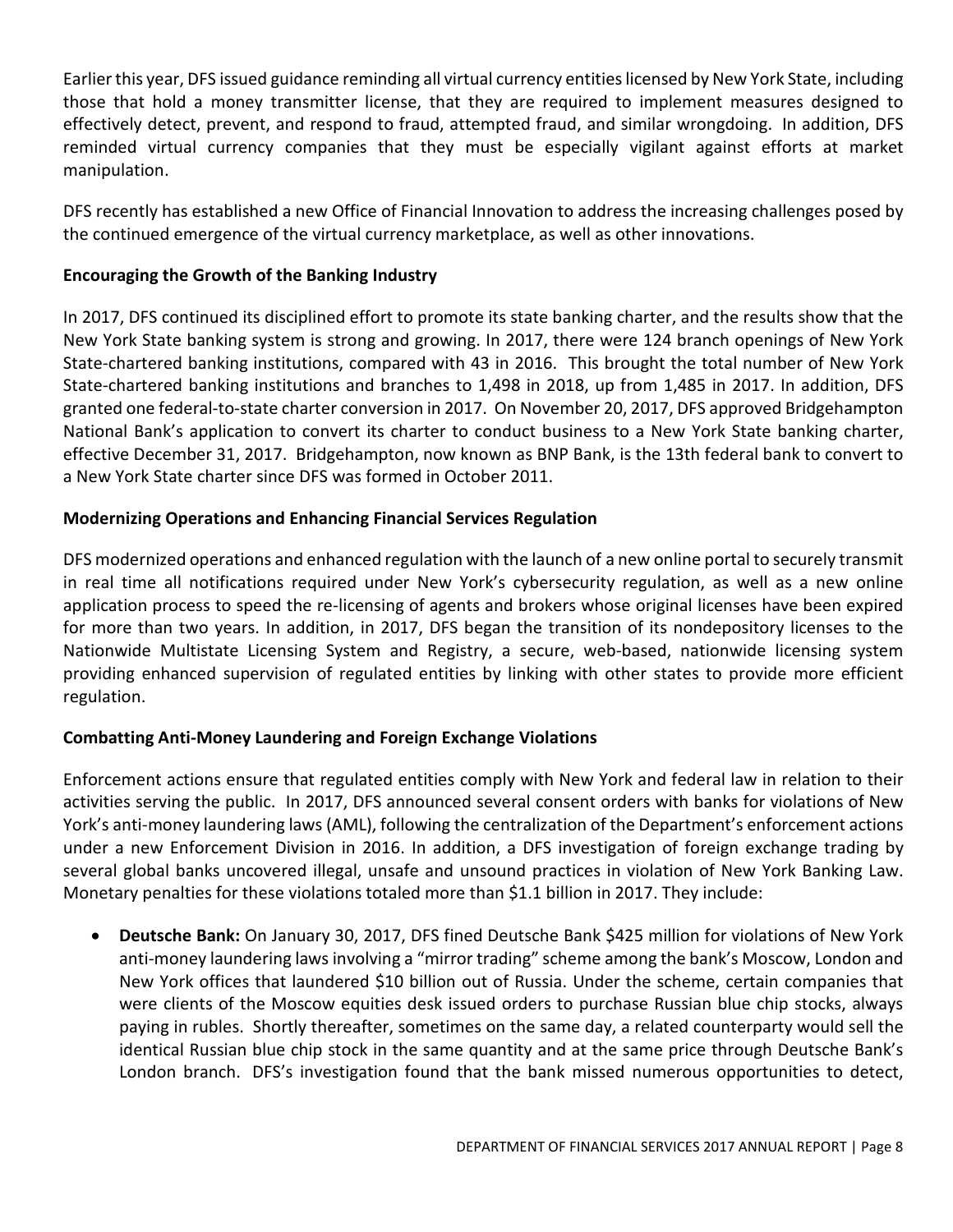Earlier this year, DFS issued guidance reminding all virtual currency entities licensed by New York State, including those that hold a money transmitter license, that they are required to implement measures designed to effectively detect, prevent, and respond to fraud, attempted fraud, and similar wrongdoing. In addition, DFS reminded virtual currency companies that they must be especially vigilant against efforts at market manipulation.

DFS recently has established a new Office of Financial Innovation to address the increasing challenges posed by the continued emergence of the virtual currency marketplace, as well as other innovations.

**Encouraging the Growth of the Banking Industry**

In 2017, DFS continued its disciplined effort to promote its state banking charter, and the results show that the New York State banking system is strong and growing. In 2017, there were 124 branch openings of New York State-chartered banking institutions, compared with 43 in 2016. This brought the total number of New York State-chartered banking institutions and branches to 1,498 in 2018, up from 1,485 in 2017. In addition, DFS granted one federal-to-state charter conversion in 2017. On November 20, 2017, DFS approved Bridgehampton National Bank's application to convert its charter to conduct business to a New York State banking charter, effective December 31, 2017. Bridgehampton, now known as BNP Bank, is the 13th federal bank to convert to a New York State charter since DFS was formed in October 2011.

**Modernizing Operations and Enhancing Financial Services Regulation**

DFS modernized operations and enhanced regulation with the launch of a new online portal to securely transmit in real time all notifications required under New York's cybersecurity regulation, as well as a new online application process to speed the re-licensing of agents and brokers whose original licenses have been expired for more than two years. In addition, in 2017, DFS began the transition of its nondepository licenses to the Nationwide Multistate Licensing System and Registry, a secure, web-based, nationwide licensing system providing enhanced supervision of regulated entities by linking with other states to provide more efficient regulation.

**Combatting Anti-Money Laundering and Foreign Exchange Violations**

Enforcement actions ensure that regulated entities comply with New York and federal law in relation to their activities serving the public. In 2017, DFS announced several consent orders with banks for violations of New York's anti-money laundering laws (AML), following the centralization of the Department's enforcement actions under a new Enforcement Division in 2016. In addition, a DFS investigation of foreign exchange trading by several global banks uncovered illegal, unsafe and unsound practices in violation of New York Banking Law. Monetary penalties for these violations totaled more than $1.1 billion in 2017. They include:

- **Deutsche Bank:** On January 30, 2017, DFS fined Deutsche Bank $425 million for violations of New York anti-money laundering laws involving a "mirror trading" scheme among the bank's Moscow, London and New York offices that laundered $10 billion out of Russia. Under the scheme, certain companies that were clients of the Moscow equities desk issued orders to purchase Russian blue chip stocks, always paying in rubles. Shortly thereafter, sometimes on the same day, a related counterparty would sell the identical Russian blue chip stock in the same quantity and at the same price through Deutsche Bank's London branch. DFS's investigation found that the bank missed numerous opportunities to detect,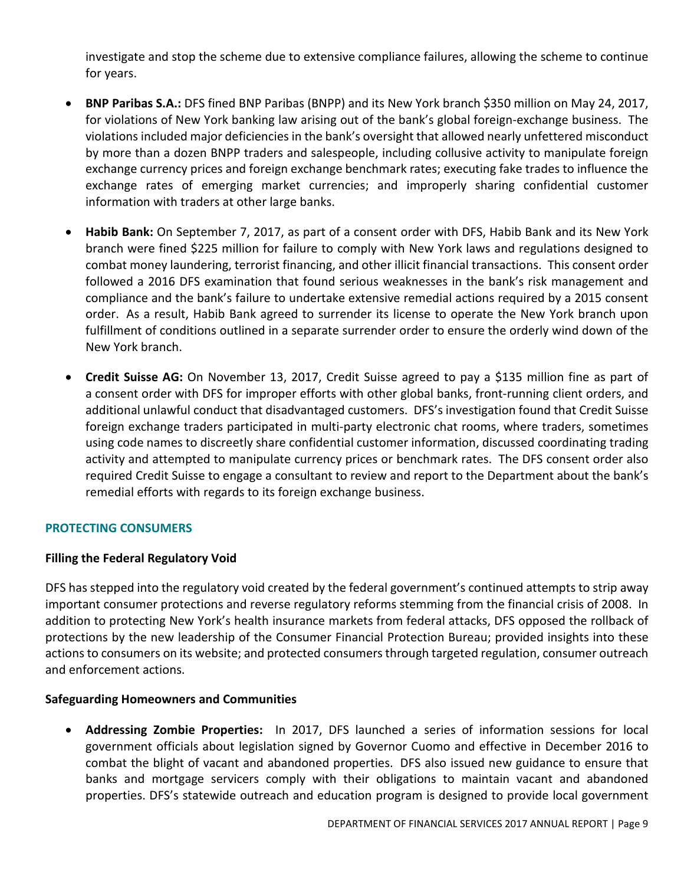investigate and stop the scheme due to extensive compliance failures, allowing the scheme to continue for years.

- **BNP Paribas S.A.:** DFS fined BNP Paribas (BNPP) and its New York branch $350 million on May 24, 2017, for violations of New York banking law arising out of the bank's global foreign-exchange business. The violations included major deficiencies in the bank's oversight that allowed nearly unfettered misconduct by more than a dozen BNPP traders and salespeople, including collusive activity to manipulate foreign exchange currency prices and foreign exchange benchmark rates; executing fake trades to influence the exchange rates of emerging market currencies; and improperly sharing confidential customer information with traders at other large banks.

- **Habib Bank:** On September 7, 2017, as part of a consent order with DFS, Habib Bank and its New York branch were fined $225 million for failure to comply with New York laws and regulations designed to combat money laundering, terrorist financing, and other illicit financial transactions. This consent order followed a 2016 DFS examination that found serious weaknesses in the bank's risk management and compliance and the bank's failure to undertake extensive remedial actions required by a 2015 consent order. As a result, Habib Bank agreed to surrender its license to operate the New York branch upon fulfillment of conditions outlined in a separate surrender order to ensure the orderly wind down of the New York branch.

- **Credit Suisse AG:** On November 13, 2017, Credit Suisse agreed to pay a $135 million fine as part of a consent order with DFS for improper efforts with other global banks, front-running client orders, and additional unlawful conduct that disadvantaged customers. DFS's investigation found that Credit Suisse foreign exchange traders participated in multi-party electronic chat rooms, where traders, sometimes using code names to discreetly share confidential customer information, discussed coordinating trading activity and attempted to manipulate currency prices or benchmark rates. The DFS consent order also required Credit Suisse to engage a consultant to review and report to the Department about the bank's remedial efforts with regards to its foreign exchange business.

## PROTECTING CONSUMERS

### Filling the Federal Regulatory Void

DFS has stepped into the regulatory void created by the federal government's continued attempts to strip away important consumer protections and reverse regulatory reforms stemming from the financial crisis of 2008. In addition to protecting New York's health insurance markets from federal attacks, DFS opposed the rollback of protections by the new leadership of the Consumer Financial Protection Bureau; provided insights into these actions to consumers on its website; and protected consumers through targeted regulation, consumer outreach and enforcement actions.

### Safeguarding Homeowners and Communities

- **Addressing Zombie Properties:** In 2017, DFS launched a series of information sessions for local government officials about legislation signed by Governor Cuomo and effective in December 2016 to combat the blight of vacant and abandoned properties. DFS also issued new guidance to ensure that banks and mortgage servicers comply with their obligations to maintain vacant and abandoned properties. DFS's statewide outreach and education program is designed to provide local government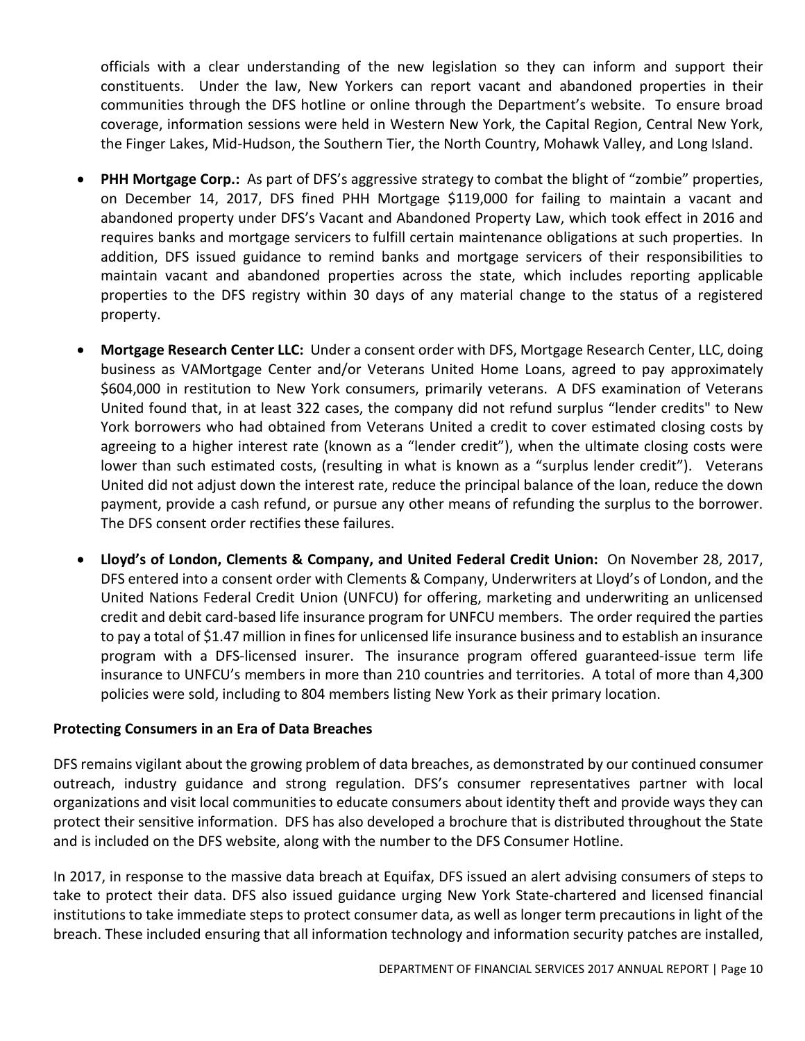officials with a clear understanding of the new legislation so they can inform and support their constituents. Under the law, New Yorkers can report vacant and abandoned properties in their communities through the DFS hotline or online through the Department's website. To ensure broad coverage, information sessions were held in Western New York, the Capital Region, Central New York, the Finger Lakes, Mid-Hudson, the Southern Tier, the North Country, Mohawk Valley, and Long Island.

- **PHH Mortgage Corp.:** As part of DFS's aggressive strategy to combat the blight of "zombie" properties, on December 14, 2017, DFS fined PHH Mortgage $119,000 for failing to maintain a vacant and abandoned property under DFS's Vacant and Abandoned Property Law, which took effect in 2016 and requires banks and mortgage servicers to fulfill certain maintenance obligations at such properties. In addition, DFS issued guidance to remind banks and mortgage servicers of their responsibilities to maintain vacant and abandoned properties across the state, which includes reporting applicable properties to the DFS registry within 30 days of any material change to the status of a registered property.

- **Mortgage Research Center LLC:** Under a consent order with DFS, Mortgage Research Center, LLC, doing business as VAMortgage Center and/or Veterans United Home Loans, agreed to pay approximately $604,000 in restitution to New York consumers, primarily veterans. A DFS examination of Veterans United found that, in at least 322 cases, the company did not refund surplus "lender credits" to New York borrowers who had obtained from Veterans United a credit to cover estimated closing costs by agreeing to a higher interest rate (known as a "lender credit"), when the ultimate closing costs were lower than such estimated costs, (resulting in what is known as a "surplus lender credit"). Veterans United did not adjust down the interest rate, reduce the principal balance of the loan, reduce the down payment, provide a cash refund, or pursue any other means of refunding the surplus to the borrower. The DFS consent order rectifies these failures.

- **Lloyd's of London, Clements & Company, and United Federal Credit Union:** On November 28, 2017, DFS entered into a consent order with Clements & Company, Underwriters at Lloyd's of London, and the United Nations Federal Credit Union (UNFCU) for offering, marketing and underwriting an unlicensed credit and debit card-based life insurance program for UNFCU members. The order required the parties to pay a total of $1.47 million in fines for unlicensed life insurance business and to establish an insurance program with a DFS-licensed insurer. The insurance program offered guaranteed-issue term life insurance to UNFCU's members in more than 210 countries and territories. A total of more than 4,300 policies were sold, including to 804 members listing New York as their primary location.

**Protecting Consumers in an Era of Data Breaches**

DFS remains vigilant about the growing problem of data breaches, as demonstrated by our continued consumer outreach, industry guidance and strong regulation. DFS's consumer representatives partner with local organizations and visit local communities to educate consumers about identity theft and provide ways they can protect their sensitive information. DFS has also developed a brochure that is distributed throughout the State and is included on the DFS website, along with the number to the DFS Consumer Hotline.

In 2017, in response to the massive data breach at Equifax, DFS issued an alert advising consumers of steps to take to protect their data. DFS also issued guidance urging New York State-chartered and licensed financial institutions to take immediate steps to protect consumer data, as well as longer term precautions in light of the breach. These included ensuring that all information technology and information security patches are installed,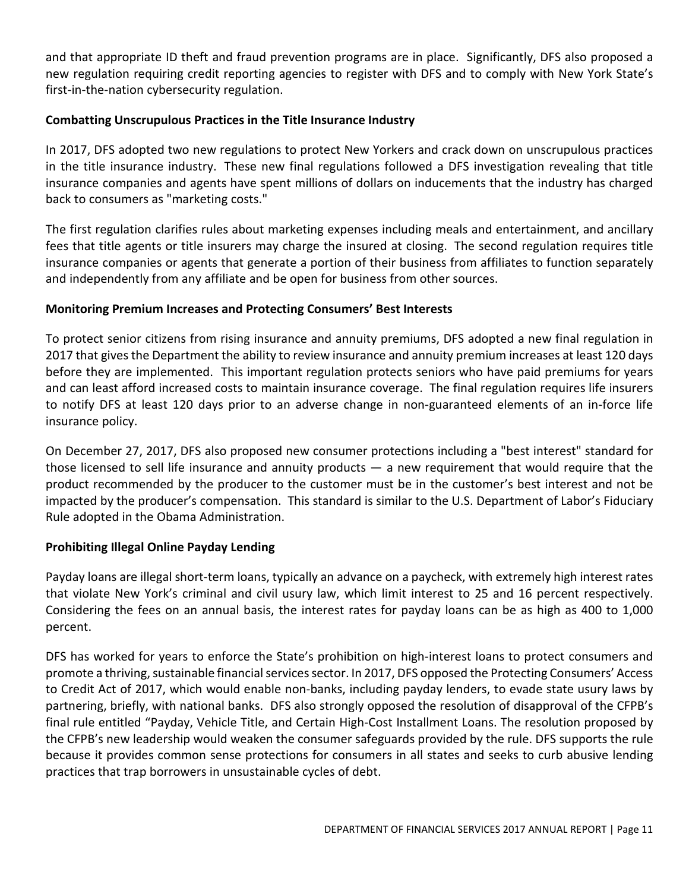and that appropriate ID theft and fraud prevention programs are in place. Significantly, DFS also proposed a new regulation requiring credit reporting agencies to register with DFS and to comply with New York State's first-in-the-nation cybersecurity regulation.

**Combatting Unscrupulous Practices in the Title Insurance Industry**

In 2017, DFS adopted two new regulations to protect New Yorkers and crack down on unscrupulous practices in the title insurance industry. These new final regulations followed a DFS investigation revealing that title insurance companies and agents have spent millions of dollars on inducements that the industry has charged back to consumers as "marketing costs."

The first regulation clarifies rules about marketing expenses including meals and entertainment, and ancillary fees that title agents or title insurers may charge the insured at closing. The second regulation requires title insurance companies or agents that generate a portion of their business from affiliates to function separately and independently from any affiliate and be open for business from other sources.

**Monitoring Premium Increases and Protecting Consumers' Best Interests**

To protect senior citizens from rising insurance and annuity premiums, DFS adopted a new final regulation in 2017 that gives the Department the ability to review insurance and annuity premium increases at least 120 days before they are implemented. This important regulation protects seniors who have paid premiums for years and can least afford increased costs to maintain insurance coverage. The final regulation requires life insurers to notify DFS at least 120 days prior to an adverse change in non-guaranteed elements of an in-force life insurance policy.

On December 27, 2017, DFS also proposed new consumer protections including a "best interest" standard for those licensed to sell life insurance and annuity products — a new requirement that would require that the product recommended by the producer to the customer must be in the customer's best interest and not be impacted by the producer's compensation. This standard is similar to the U.S. Department of Labor's Fiduciary Rule adopted in the Obama Administration.

**Prohibiting Illegal Online Payday Lending**

Payday loans are illegal short-term loans, typically an advance on a paycheck, with extremely high interest rates that violate New York's criminal and civil usury law, which limit interest to 25 and 16 percent respectively. Considering the fees on an annual basis, the interest rates for payday loans can be as high as 400 to 1,000 percent.

DFS has worked for years to enforce the State's prohibition on high-interest loans to protect consumers and promote a thriving, sustainable financial services sector. In 2017, DFS opposed the Protecting Consumers' Access to Credit Act of 2017, which would enable non-banks, including payday lenders, to evade state usury laws by partnering, briefly, with national banks. DFS also strongly opposed the resolution of disapproval of the CFPB's final rule entitled "Payday, Vehicle Title, and Certain High-Cost Installment Loans. The resolution proposed by the CFPB's new leadership would weaken the consumer safeguards provided by the rule. DFS supports the rule because it provides common sense protections for consumers in all states and seeks to curb abusive lending practices that trap borrowers in unsustainable cycles of debt.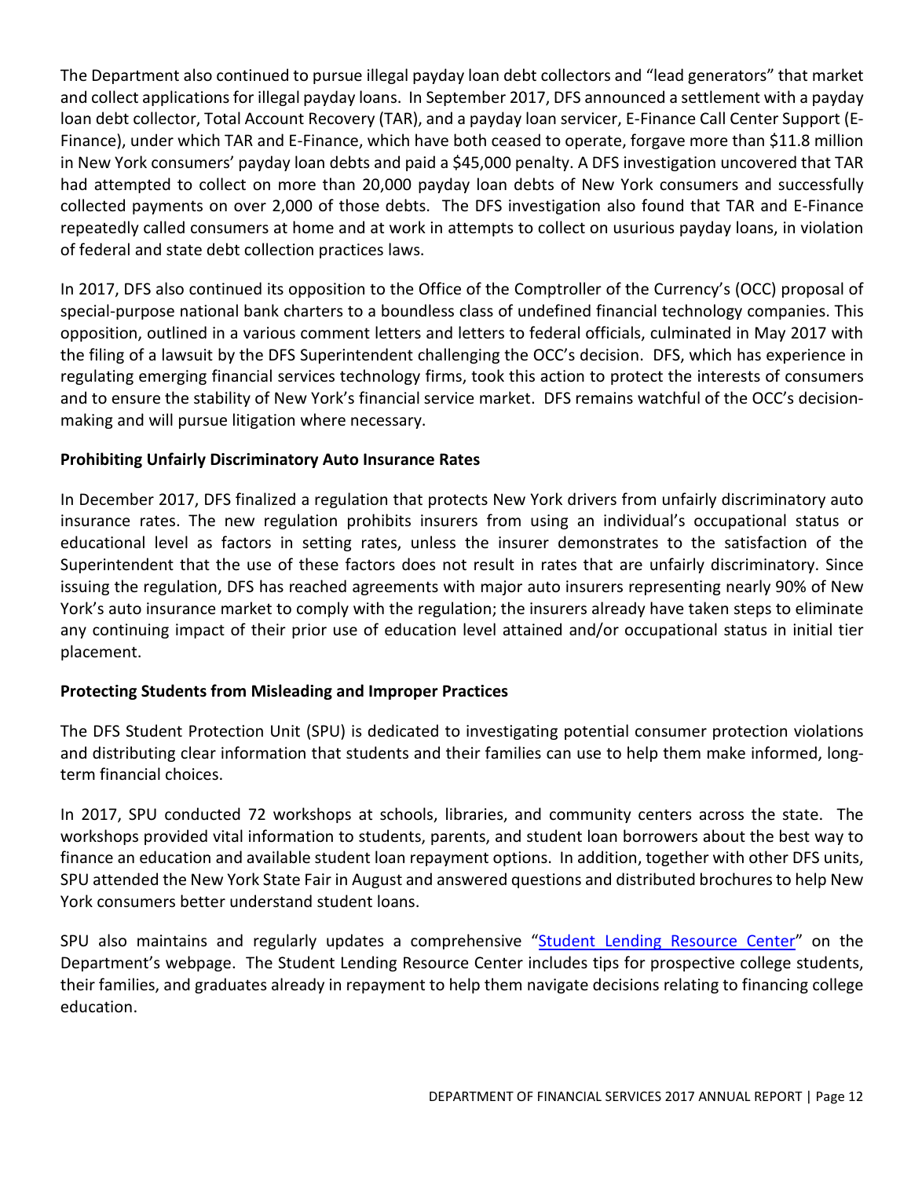The Department also continued to pursue illegal payday loan debt collectors and "lead generators" that market and collect applications for illegal payday loans. In September 2017, DFS announced a settlement with a payday loan debt collector, Total Account Recovery (TAR), and a payday loan servicer, E-Finance Call Center Support (E-Finance), under which TAR and E-Finance, which have both ceased to operate, forgave more than $11.8 million in New York consumers' payday loan debts and paid a $45,000 penalty. A DFS investigation uncovered that TAR had attempted to collect on more than 20,000 payday loan debts of New York consumers and successfully collected payments on over 2,000 of those debts. The DFS investigation also found that TAR and E-Finance repeatedly called consumers at home and at work in attempts to collect on usurious payday loans, in violation of federal and state debt collection practices laws.

In 2017, DFS also continued its opposition to the Office of the Comptroller of the Currency's (OCC) proposal of special-purpose national bank charters to a boundless class of undefined financial technology companies. This opposition, outlined in a various comment letters and letters to federal officials, culminated in May 2017 with the filing of a lawsuit by the DFS Superintendent challenging the OCC's decision. DFS, which has experience in regulating emerging financial services technology firms, took this action to protect the interests of consumers and to ensure the stability of New York's financial service market. DFS remains watchful of the OCC's decision-making and will pursue litigation where necessary.

**Prohibiting Unfairly Discriminatory Auto Insurance Rates**

In December 2017, DFS finalized a regulation that protects New York drivers from unfairly discriminatory auto insurance rates. The new regulation prohibits insurers from using an individual's occupational status or educational level as factors in setting rates, unless the insurer demonstrates to the satisfaction of the Superintendent that the use of these factors does not result in rates that are unfairly discriminatory. Since issuing the regulation, DFS has reached agreements with major auto insurers representing nearly 90% of New York's auto insurance market to comply with the regulation; the insurers already have taken steps to eliminate any continuing impact of their prior use of education level attained and/or occupational status in initial tier placement.

**Protecting Students from Misleading and Improper Practices**

The DFS Student Protection Unit (SPU) is dedicated to investigating potential consumer protection violations and distributing clear information that students and their families can use to help them make informed, long-term financial choices.

In 2017, SPU conducted 72 workshops at schools, libraries, and community centers across the state. The workshops provided vital information to students, parents, and student loan borrowers about the best way to finance an education and available student loan repayment options. In addition, together with other DFS units, SPU attended the New York State Fair in August and answered questions and distributed brochures to help New York consumers better understand student loans.

SPU also maintains and regularly updates a comprehensive "Student Lending Resource Center" on the Department's webpage. The Student Lending Resource Center includes tips for prospective college students, their families, and graduates already in repayment to help them navigate decisions relating to financing college education.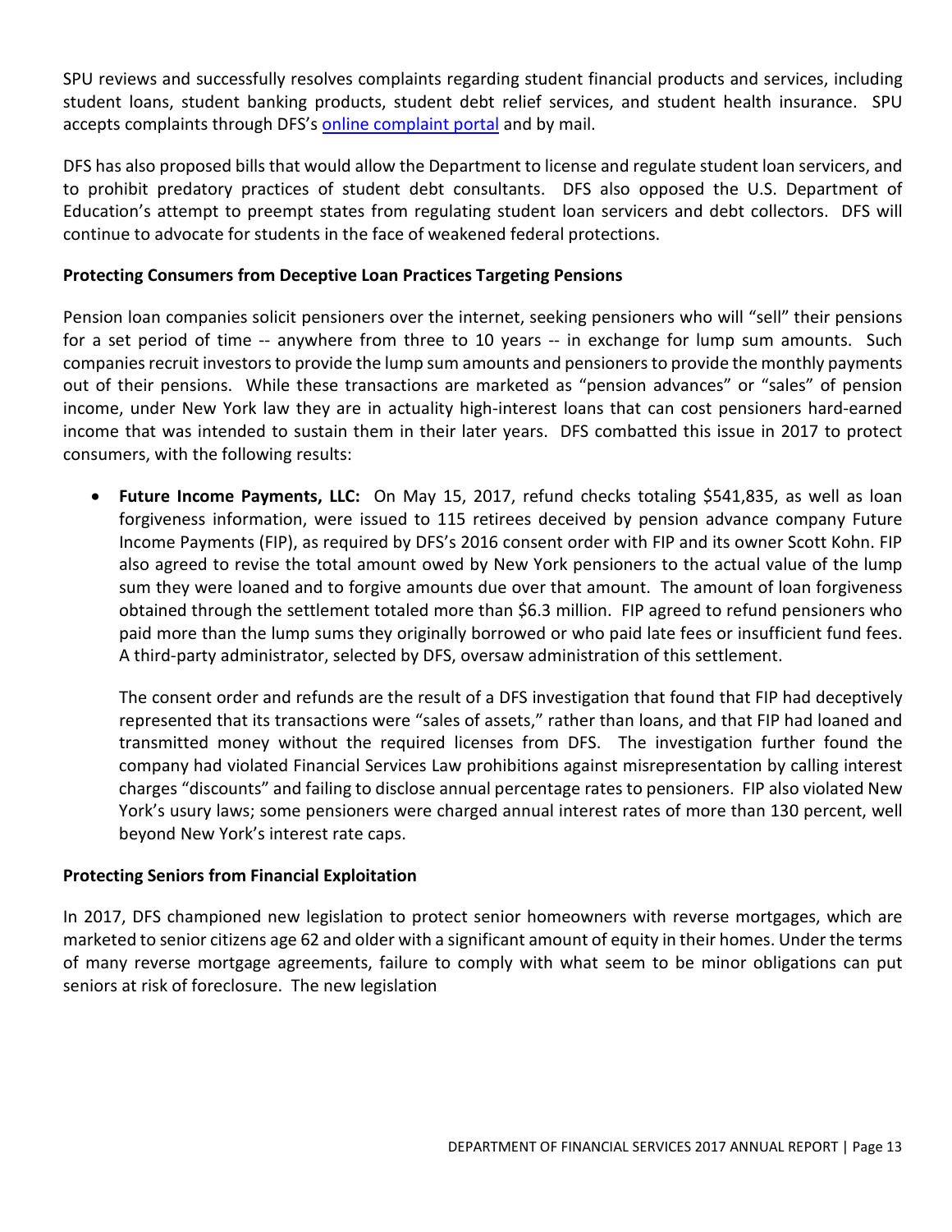SPU reviews and successfully resolves complaints regarding student financial products and services, including student loans, student banking products, student debt relief services, and student health insurance. SPU accepts complaints through DFS's [online complaint portal]() and by mail.

DFS has also proposed bills that would allow the Department to license and regulate student loan servicers, and to prohibit predatory practices of student debt consultants. DFS also opposed the U.S. Department of Education's attempt to preempt states from regulating student loan servicers and debt collectors. DFS will continue to advocate for students in the face of weakened federal protections.

**Protecting Consumers from Deceptive Loan Practices Targeting Pensions**

Pension loan companies solicit pensioners over the internet, seeking pensioners who will "sell" their pensions for a set period of time -- anywhere from three to 10 years -- in exchange for lump sum amounts. Such companies recruit investors to provide the lump sum amounts and pensioners to provide the monthly payments out of their pensions. While these transactions are marketed as "pension advances" or "sales" of pension income, under New York law they are in actuality high-interest loans that can cost pensioners hard-earned income that was intended to sustain them in their later years. DFS combatted this issue in 2017 to protect consumers, with the following results:

- **Future Income Payments, LLC:** On May 15, 2017, refund checks totaling $541,835, as well as loan forgiveness information, were issued to 115 retirees deceived by pension advance company Future Income Payments (FIP), as required by DFS's 2016 consent order with FIP and its owner Scott Kohn. FIP also agreed to revise the total amount owed by New York pensioners to the actual value of the lump sum they were loaned and to forgive amounts due over that amount. The amount of loan forgiveness obtained through the settlement totaled more than $6.3 million. FIP agreed to refund pensioners who paid more than the lump sums they originally borrowed or who paid late fees or insufficient fund fees. A third-party administrator, selected by DFS, oversaw administration of this settlement.

  The consent order and refunds are the result of a DFS investigation that found that FIP had deceptively represented that its transactions were "sales of assets," rather than loans, and that FIP had loaned and transmitted money without the required licenses from DFS. The investigation further found the company had violated Financial Services Law prohibitions against misrepresentation by calling interest charges "discounts" and failing to disclose annual percentage rates to pensioners. FIP also violated New York's usury laws; some pensioners were charged annual interest rates of more than 130 percent, well beyond New York's interest rate caps.

**Protecting Seniors from Financial Exploitation**

In 2017, DFS championed new legislation to protect senior homeowners with reverse mortgages, which are marketed to senior citizens age 62 and older with a significant amount of equity in their homes. Under the terms of many reverse mortgage agreements, failure to comply with what seem to be minor obligations can put seniors at risk of foreclosure. The new legislation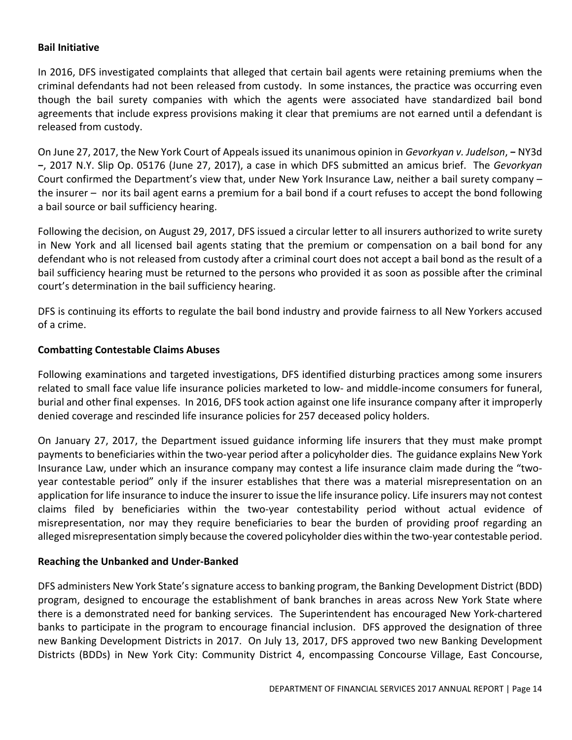**Bail Initiative**

In 2016, DFS investigated complaints that alleged that certain bail agents were retaining premiums when the criminal defendants had not been released from custody. In some instances, the practice was occurring even though the bail surety companies with which the agents were associated have standardized bail bond agreements that include express provisions making it clear that premiums are not earned until a defendant is released from custody.

On June 27, 2017, the New York Court of Appeals issued its unanimous opinion in *Gevorkyan v. Judelson*, – NY3d –, 2017 N.Y. Slip Op. 05176 (June 27, 2017), a case in which DFS submitted an amicus brief. The *Gevorkyan* Court confirmed the Department's view that, under New York Insurance Law, neither a bail surety company – the insurer – nor its bail agent earns a premium for a bail bond if a court refuses to accept the bond following a bail source or bail sufficiency hearing.

Following the decision, on August 29, 2017, DFS issued a circular letter to all insurers authorized to write surety in New York and all licensed bail agents stating that the premium or compensation on a bail bond for any defendant who is not released from custody after a criminal court does not accept a bail bond as the result of a bail sufficiency hearing must be returned to the persons who provided it as soon as possible after the criminal court's determination in the bail sufficiency hearing.

DFS is continuing its efforts to regulate the bail bond industry and provide fairness to all New Yorkers accused of a crime.

**Combatting Contestable Claims Abuses**

Following examinations and targeted investigations, DFS identified disturbing practices among some insurers related to small face value life insurance policies marketed to low- and middle-income consumers for funeral, burial and other final expenses. In 2016, DFS took action against one life insurance company after it improperly denied coverage and rescinded life insurance policies for 257 deceased policy holders.

On January 27, 2017, the Department issued guidance informing life insurers that they must make prompt payments to beneficiaries within the two-year period after a policyholder dies. The guidance explains New York Insurance Law, under which an insurance company may contest a life insurance claim made during the "two-year contestable period" only if the insurer establishes that there was a material misrepresentation on an application for life insurance to induce the insurer to issue the life insurance policy. Life insurers may not contest claims filed by beneficiaries within the two-year contestability period without actual evidence of misrepresentation, nor may they require beneficiaries to bear the burden of providing proof regarding an alleged misrepresentation simply because the covered policyholder dies within the two-year contestable period.

**Reaching the Unbanked and Under-Banked**

DFS administers New York State's signature access to banking program, the Banking Development District (BDD) program, designed to encourage the establishment of bank branches in areas across New York State where there is a demonstrated need for banking services. The Superintendent has encouraged New York-chartered banks to participate in the program to encourage financial inclusion. DFS approved the designation of three new Banking Development Districts in 2017. On July 13, 2017, DFS approved two new Banking Development Districts (BDDs) in New York City: Community District 4, encompassing Concourse Village, East Concourse,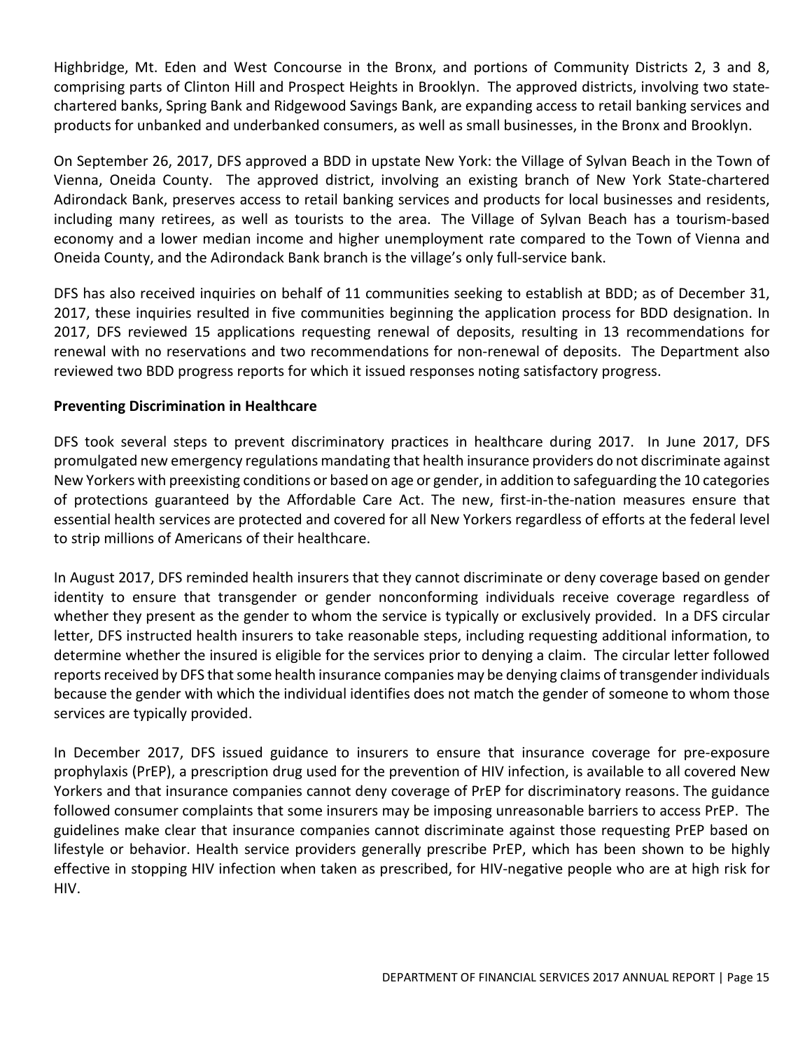Highbridge, Mt. Eden and West Concourse in the Bronx, and portions of Community Districts 2, 3 and 8, comprising parts of Clinton Hill and Prospect Heights in Brooklyn. The approved districts, involving two state-chartered banks, Spring Bank and Ridgewood Savings Bank, are expanding access to retail banking services and products for unbanked and underbanked consumers, as well as small businesses, in the Bronx and Brooklyn.

On September 26, 2017, DFS approved a BDD in upstate New York: the Village of Sylvan Beach in the Town of Vienna, Oneida County. The approved district, involving an existing branch of New York State-chartered Adirondack Bank, preserves access to retail banking services and products for local businesses and residents, including many retirees, as well as tourists to the area. The Village of Sylvan Beach has a tourism-based economy and a lower median income and higher unemployment rate compared to the Town of Vienna and Oneida County, and the Adirondack Bank branch is the village's only full-service bank.

DFS has also received inquiries on behalf of 11 communities seeking to establish at BDD; as of December 31, 2017, these inquiries resulted in five communities beginning the application process for BDD designation. In 2017, DFS reviewed 15 applications requesting renewal of deposits, resulting in 13 recommendations for renewal with no reservations and two recommendations for non-renewal of deposits. The Department also reviewed two BDD progress reports for which it issued responses noting satisfactory progress.

**Preventing Discrimination in Healthcare**

DFS took several steps to prevent discriminatory practices in healthcare during 2017. In June 2017, DFS promulgated new emergency regulations mandating that health insurance providers do not discriminate against New Yorkers with preexisting conditions or based on age or gender, in addition to safeguarding the 10 categories of protections guaranteed by the Affordable Care Act. The new, first-in-the-nation measures ensure that essential health services are protected and covered for all New Yorkers regardless of efforts at the federal level to strip millions of Americans of their healthcare.

In August 2017, DFS reminded health insurers that they cannot discriminate or deny coverage based on gender identity to ensure that transgender or gender nonconforming individuals receive coverage regardless of whether they present as the gender to whom the service is typically or exclusively provided. In a DFS circular letter, DFS instructed health insurers to take reasonable steps, including requesting additional information, to determine whether the insured is eligible for the services prior to denying a claim. The circular letter followed reports received by DFS that some health insurance companies may be denying claims of transgender individuals because the gender with which the individual identifies does not match the gender of someone to whom those services are typically provided.

In December 2017, DFS issued guidance to insurers to ensure that insurance coverage for pre-exposure prophylaxis (PrEP), a prescription drug used for the prevention of HIV infection, is available to all covered New Yorkers and that insurance companies cannot deny coverage of PrEP for discriminatory reasons. The guidance followed consumer complaints that some insurers may be imposing unreasonable barriers to access PrEP. The guidelines make clear that insurance companies cannot discriminate against those requesting PrEP based on lifestyle or behavior. Health service providers generally prescribe PrEP, which has been shown to be highly effective in stopping HIV infection when taken as prescribed, for HIV-negative people who are at high risk for HIV.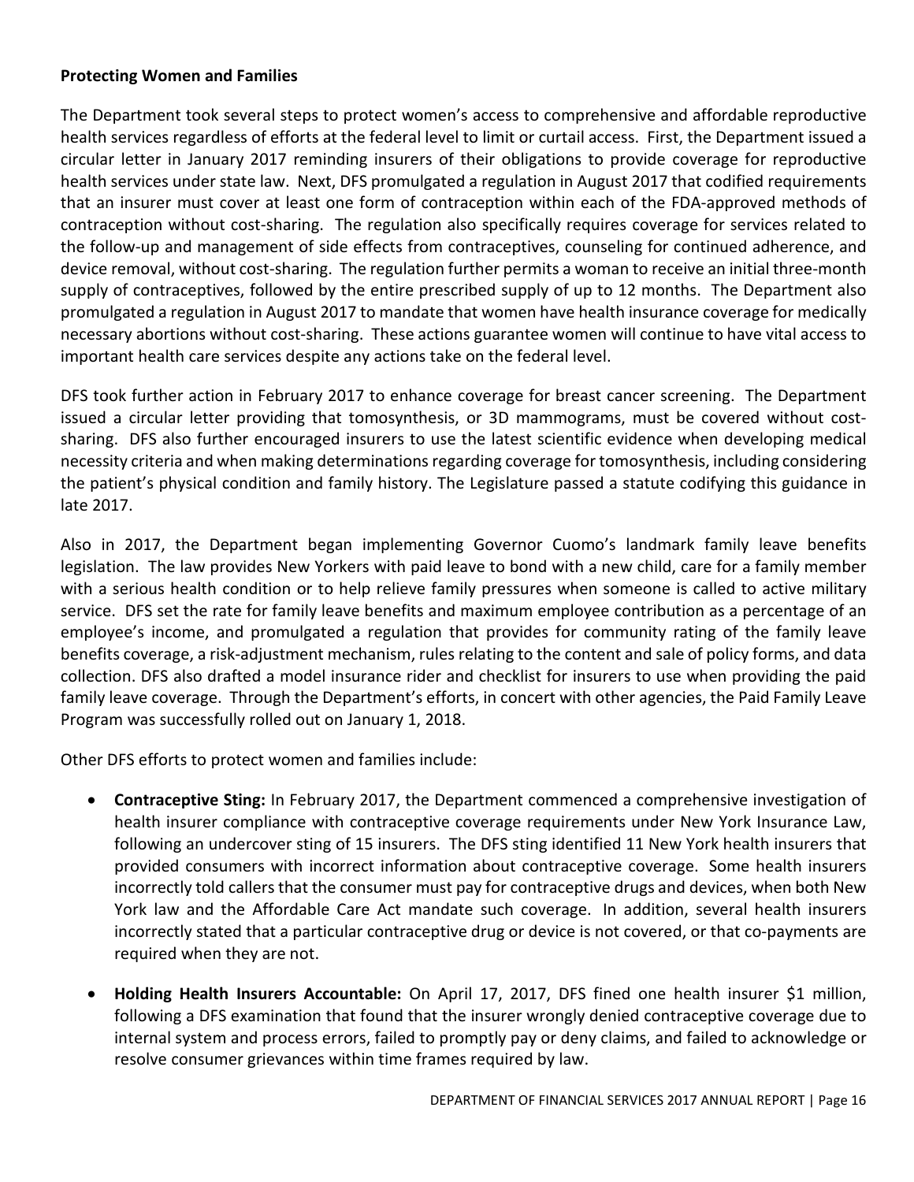**Protecting Women and Families**

The Department took several steps to protect women's access to comprehensive and affordable reproductive health services regardless of efforts at the federal level to limit or curtail access. First, the Department issued a circular letter in January 2017 reminding insurers of their obligations to provide coverage for reproductive health services under state law. Next, DFS promulgated a regulation in August 2017 that codified requirements that an insurer must cover at least one form of contraception within each of the FDA-approved methods of contraception without cost-sharing. The regulation also specifically requires coverage for services related to the follow-up and management of side effects from contraceptives, counseling for continued adherence, and device removal, without cost-sharing. The regulation further permits a woman to receive an initial three-month supply of contraceptives, followed by the entire prescribed supply of up to 12 months. The Department also promulgated a regulation in August 2017 to mandate that women have health insurance coverage for medically necessary abortions without cost-sharing. These actions guarantee women will continue to have vital access to important health care services despite any actions take on the federal level.

DFS took further action in February 2017 to enhance coverage for breast cancer screening. The Department issued a circular letter providing that tomosynthesis, or 3D mammograms, must be covered without cost-sharing. DFS also further encouraged insurers to use the latest scientific evidence when developing medical necessity criteria and when making determinations regarding coverage for tomosynthesis, including considering the patient's physical condition and family history. The Legislature passed a statute codifying this guidance in late 2017.

Also in 2017, the Department began implementing Governor Cuomo's landmark family leave benefits legislation. The law provides New Yorkers with paid leave to bond with a new child, care for a family member with a serious health condition or to help relieve family pressures when someone is called to active military service. DFS set the rate for family leave benefits and maximum employee contribution as a percentage of an employee's income, and promulgated a regulation that provides for community rating of the family leave benefits coverage, a risk-adjustment mechanism, rules relating to the content and sale of policy forms, and data collection. DFS also drafted a model insurance rider and checklist for insurers to use when providing the paid family leave coverage. Through the Department's efforts, in concert with other agencies, the Paid Family Leave Program was successfully rolled out on January 1, 2018.

Other DFS efforts to protect women and families include:

- **Contraceptive Sting:** In February 2017, the Department commenced a comprehensive investigation of health insurer compliance with contraceptive coverage requirements under New York Insurance Law, following an undercover sting of 15 insurers. The DFS sting identified 11 New York health insurers that provided consumers with incorrect information about contraceptive coverage. Some health insurers incorrectly told callers that the consumer must pay for contraceptive drugs and devices, when both New York law and the Affordable Care Act mandate such coverage. In addition, several health insurers incorrectly stated that a particular contraceptive drug or device is not covered, or that co-payments are required when they are not.
- **Holding Health Insurers Accountable:** On April 17, 2017, DFS fined one health insurer $1 million, following a DFS examination that found that the insurer wrongly denied contraceptive coverage due to internal system and process errors, failed to promptly pay or deny claims, and failed to acknowledge or resolve consumer grievances within time frames required by law.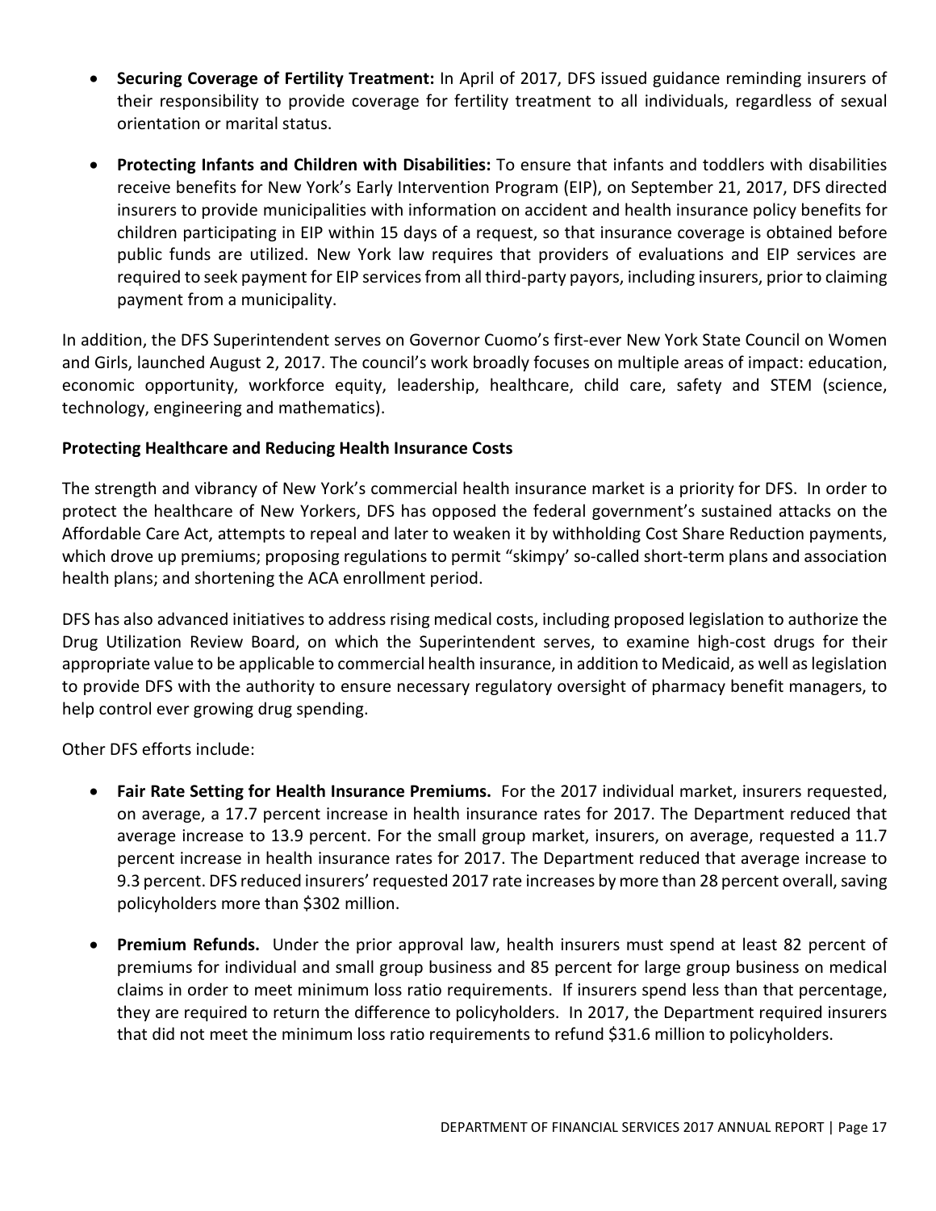- **Securing Coverage of Fertility Treatment:** In April of 2017, DFS issued guidance reminding insurers of their responsibility to provide coverage for fertility treatment to all individuals, regardless of sexual orientation or marital status.

- **Protecting Infants and Children with Disabilities:** To ensure that infants and toddlers with disabilities receive benefits for New York's Early Intervention Program (EIP), on September 21, 2017, DFS directed insurers to provide municipalities with information on accident and health insurance policy benefits for children participating in EIP within 15 days of a request, so that insurance coverage is obtained before public funds are utilized. New York law requires that providers of evaluations and EIP services are required to seek payment for EIP services from all third-party payors, including insurers, prior to claiming payment from a municipality.

In addition, the DFS Superintendent serves on Governor Cuomo's first-ever New York State Council on Women and Girls, launched August 2, 2017. The council's work broadly focuses on multiple areas of impact: education, economic opportunity, workforce equity, leadership, healthcare, child care, safety and STEM (science, technology, engineering and mathematics).

**Protecting Healthcare and Reducing Health Insurance Costs**

The strength and vibrancy of New York's commercial health insurance market is a priority for DFS. In order to protect the healthcare of New Yorkers, DFS has opposed the federal government's sustained attacks on the Affordable Care Act, attempts to repeal and later to weaken it by withholding Cost Share Reduction payments, which drove up premiums; proposing regulations to permit "skimpy' so-called short-term plans and association health plans; and shortening the ACA enrollment period.

DFS has also advanced initiatives to address rising medical costs, including proposed legislation to authorize the Drug Utilization Review Board, on which the Superintendent serves, to examine high-cost drugs for their appropriate value to be applicable to commercial health insurance, in addition to Medicaid, as well as legislation to provide DFS with the authority to ensure necessary regulatory oversight of pharmacy benefit managers, to help control ever growing drug spending.

Other DFS efforts include:

- **Fair Rate Setting for Health Insurance Premiums.** For the 2017 individual market, insurers requested, on average, a 17.7 percent increase in health insurance rates for 2017. The Department reduced that average increase to 13.9 percent. For the small group market, insurers, on average, requested a 11.7 percent increase in health insurance rates for 2017. The Department reduced that average increase to 9.3 percent. DFS reduced insurers' requested 2017 rate increases by more than 28 percent overall, saving policyholders more than $302 million.

- **Premium Refunds.** Under the prior approval law, health insurers must spend at least 82 percent of premiums for individual and small group business and 85 percent for large group business on medical claims in order to meet minimum loss ratio requirements. If insurers spend less than that percentage, they are required to return the difference to policyholders. In 2017, the Department required insurers that did not meet the minimum loss ratio requirements to refund $31.6 million to policyholders.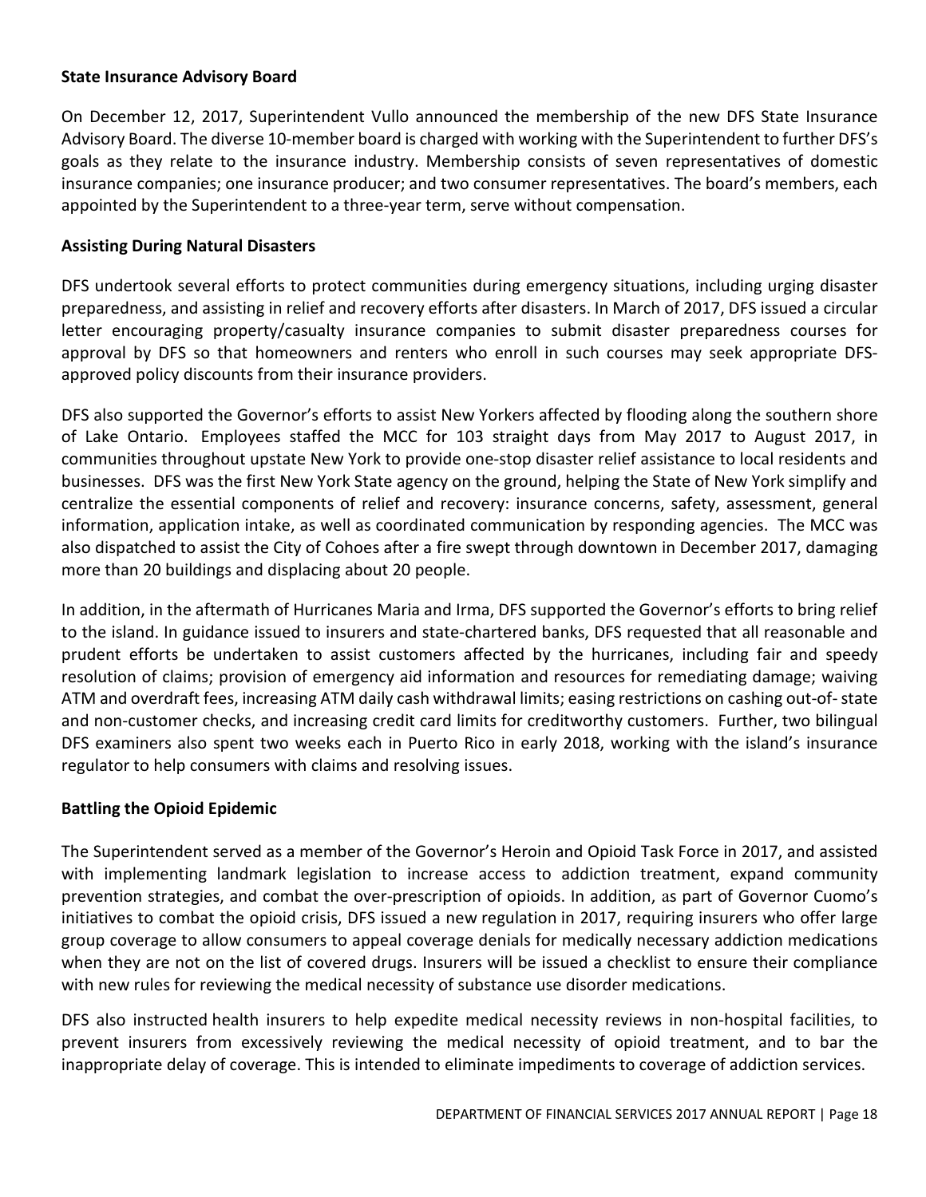### State Insurance Advisory Board

On December 12, 2017, Superintendent Vullo announced the membership of the new DFS State Insurance Advisory Board. The diverse 10-member board is charged with working with the Superintendent to further DFS's goals as they relate to the insurance industry. Membership consists of seven representatives of domestic insurance companies; one insurance producer; and two consumer representatives. The board's members, each appointed by the Superintendent to a three-year term, serve without compensation.

### Assisting During Natural Disasters

DFS undertook several efforts to protect communities during emergency situations, including urging disaster preparedness, and assisting in relief and recovery efforts after disasters. In March of 2017, DFS issued a circular letter encouraging property/casualty insurance companies to submit disaster preparedness courses for approval by DFS so that homeowners and renters who enroll in such courses may seek appropriate DFS-approved policy discounts from their insurance providers.

DFS also supported the Governor's efforts to assist New Yorkers affected by flooding along the southern shore of Lake Ontario. Employees staffed the MCC for 103 straight days from May 2017 to August 2017, in communities throughout upstate New York to provide one-stop disaster relief assistance to local residents and businesses. DFS was the first New York State agency on the ground, helping the State of New York simplify and centralize the essential components of relief and recovery: insurance concerns, safety, assessment, general information, application intake, as well as coordinated communication by responding agencies. The MCC was also dispatched to assist the City of Cohoes after a fire swept through downtown in December 2017, damaging more than 20 buildings and displacing about 20 people.

In addition, in the aftermath of Hurricanes Maria and Irma, DFS supported the Governor's efforts to bring relief to the island. In guidance issued to insurers and state-chartered banks, DFS requested that all reasonable and prudent efforts be undertaken to assist customers affected by the hurricanes, including fair and speedy resolution of claims; provision of emergency aid information and resources for remediating damage; waiving ATM and overdraft fees, increasing ATM daily cash withdrawal limits; easing restrictions on cashing out-of- state and non-customer checks, and increasing credit card limits for creditworthy customers. Further, two bilingual DFS examiners also spent two weeks each in Puerto Rico in early 2018, working with the island's insurance regulator to help consumers with claims and resolving issues.

### Battling the Opioid Epidemic

The Superintendent served as a member of the Governor's Heroin and Opioid Task Force in 2017, and assisted with implementing landmark legislation to increase access to addiction treatment, expand community prevention strategies, and combat the over-prescription of opioids. In addition, as part of Governor Cuomo's initiatives to combat the opioid crisis, DFS issued a new regulation in 2017, requiring insurers who offer large group coverage to allow consumers to appeal coverage denials for medically necessary addiction medications when they are not on the list of covered drugs. Insurers will be issued a checklist to ensure their compliance with new rules for reviewing the medical necessity of substance use disorder medications.

DFS also instructed health insurers to help expedite medical necessity reviews in non-hospital facilities, to prevent insurers from excessively reviewing the medical necessity of opioid treatment, and to bar the inappropriate delay of coverage. This is intended to eliminate impediments to coverage of addiction services.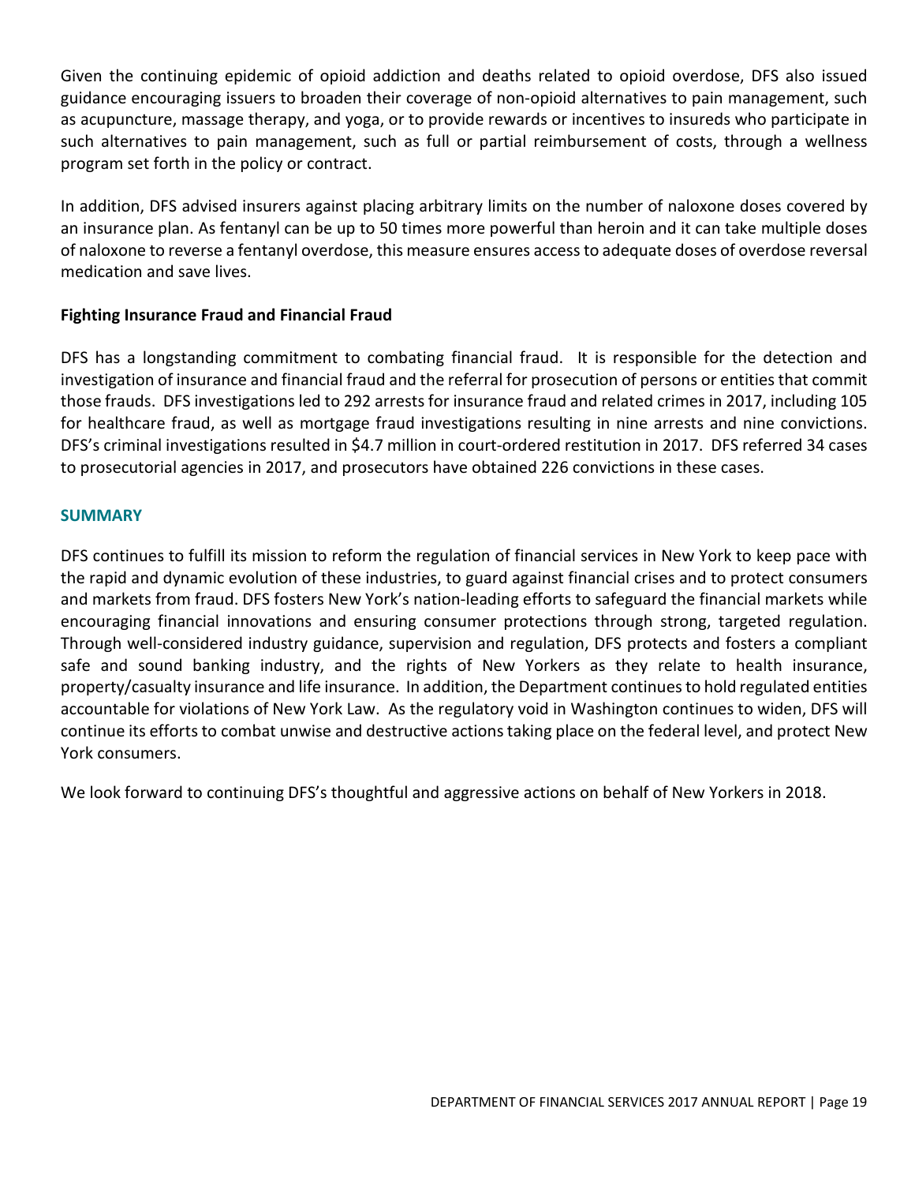Given the continuing epidemic of opioid addiction and deaths related to opioid overdose, DFS also issued guidance encouraging issuers to broaden their coverage of non-opioid alternatives to pain management, such as acupuncture, massage therapy, and yoga, or to provide rewards or incentives to insureds who participate in such alternatives to pain management, such as full or partial reimbursement of costs, through a wellness program set forth in the policy or contract.

In addition, DFS advised insurers against placing arbitrary limits on the number of naloxone doses covered by an insurance plan. As fentanyl can be up to 50 times more powerful than heroin and it can take multiple doses of naloxone to reverse a fentanyl overdose, this measure ensures access to adequate doses of overdose reversal medication and save lives.

### Fighting Insurance Fraud and Financial Fraud

DFS has a longstanding commitment to combating financial fraud. It is responsible for the detection and investigation of insurance and financial fraud and the referral for prosecution of persons or entities that commit those frauds. DFS investigations led to 292 arrests for insurance fraud and related crimes in 2017, including 105 for healthcare fraud, as well as mortgage fraud investigations resulting in nine arrests and nine convictions. DFS's criminal investigations resulted in $4.7 million in court-ordered restitution in 2017. DFS referred 34 cases to prosecutorial agencies in 2017, and prosecutors have obtained 226 convictions in these cases.

## SUMMARY

DFS continues to fulfill its mission to reform the regulation of financial services in New York to keep pace with the rapid and dynamic evolution of these industries, to guard against financial crises and to protect consumers and markets from fraud. DFS fosters New York's nation-leading efforts to safeguard the financial markets while encouraging financial innovations and ensuring consumer protections through strong, targeted regulation. Through well-considered industry guidance, supervision and regulation, DFS protects and fosters a compliant safe and sound banking industry, and the rights of New Yorkers as they relate to health insurance, property/casualty insurance and life insurance. In addition, the Department continues to hold regulated entities accountable for violations of New York Law. As the regulatory void in Washington continues to widen, DFS will continue its efforts to combat unwise and destructive actions taking place on the federal level, and protect New York consumers.

We look forward to continuing DFS's thoughtful and aggressive actions on behalf of New Yorkers in 2018.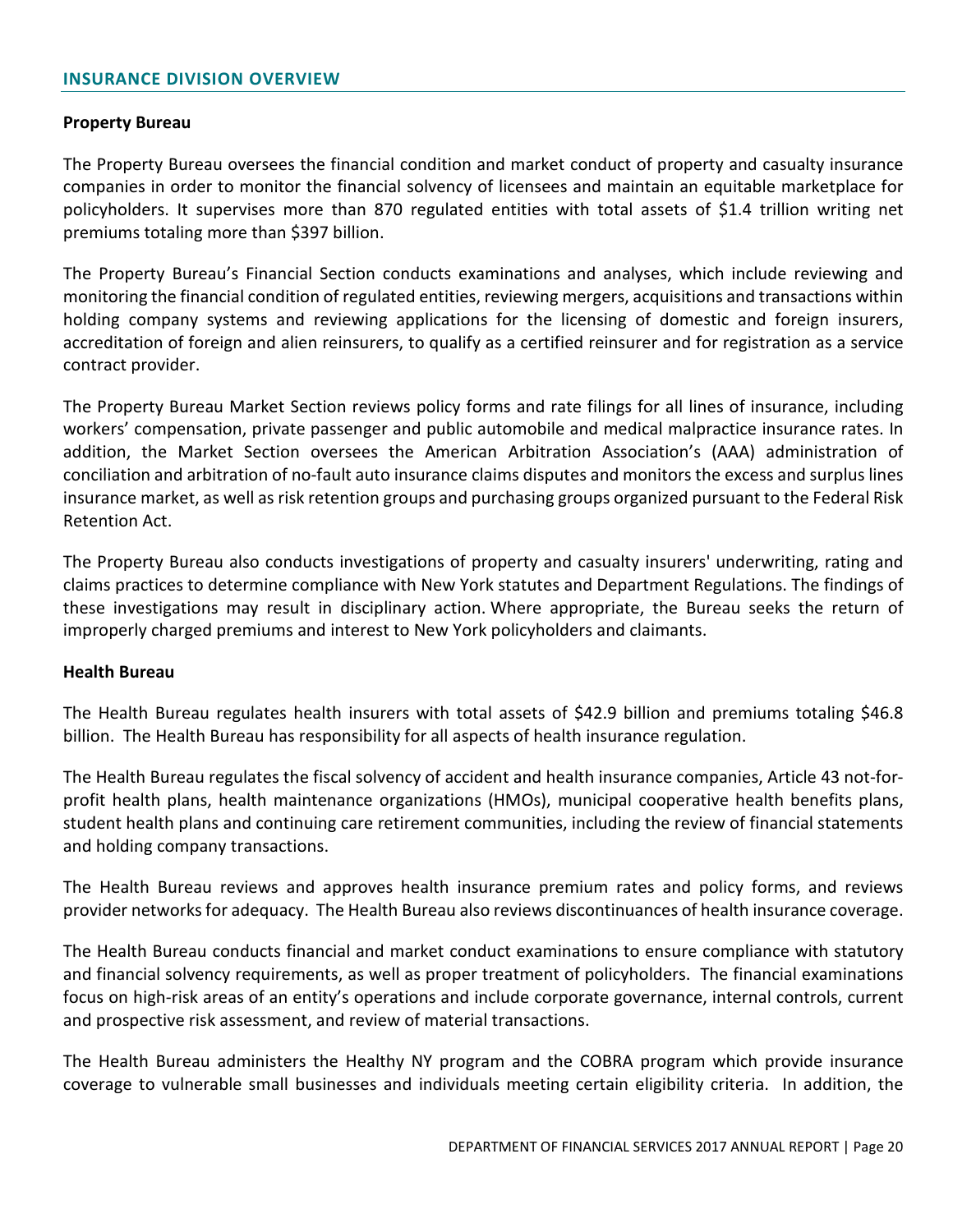## INSURANCE DIVISION OVERVIEW

**Property Bureau**

The Property Bureau oversees the financial condition and market conduct of property and casualty insurance companies in order to monitor the financial solvency of licensees and maintain an equitable marketplace for policyholders. It supervises more than 870 regulated entities with total assets of $1.4 trillion writing net premiums totaling more than $397 billion.

The Property Bureau's Financial Section conducts examinations and analyses, which include reviewing and monitoring the financial condition of regulated entities, reviewing mergers, acquisitions and transactions within holding company systems and reviewing applications for the licensing of domestic and foreign insurers, accreditation of foreign and alien reinsurers, to qualify as a certified reinsurer and for registration as a service contract provider.

The Property Bureau Market Section reviews policy forms and rate filings for all lines of insurance, including workers' compensation, private passenger and public automobile and medical malpractice insurance rates. In addition, the Market Section oversees the American Arbitration Association's (AAA) administration of conciliation and arbitration of no-fault auto insurance claims disputes and monitors the excess and surplus lines insurance market, as well as risk retention groups and purchasing groups organized pursuant to the Federal Risk Retention Act.

The Property Bureau also conducts investigations of property and casualty insurers' underwriting, rating and claims practices to determine compliance with New York statutes and Department Regulations. The findings of these investigations may result in disciplinary action. Where appropriate, the Bureau seeks the return of improperly charged premiums and interest to New York policyholders and claimants.

**Health Bureau**

The Health Bureau regulates health insurers with total assets of $42.9 billion and premiums totaling $46.8 billion. The Health Bureau has responsibility for all aspects of health insurance regulation.

The Health Bureau regulates the fiscal solvency of accident and health insurance companies, Article 43 not-for-profit health plans, health maintenance organizations (HMOs), municipal cooperative health benefits plans, student health plans and continuing care retirement communities, including the review of financial statements and holding company transactions.

The Health Bureau reviews and approves health insurance premium rates and policy forms, and reviews provider networks for adequacy. The Health Bureau also reviews discontinuances of health insurance coverage.

The Health Bureau conducts financial and market conduct examinations to ensure compliance with statutory and financial solvency requirements, as well as proper treatment of policyholders. The financial examinations focus on high-risk areas of an entity's operations and include corporate governance, internal controls, current and prospective risk assessment, and review of material transactions.

The Health Bureau administers the Healthy NY program and the COBRA program which provide insurance coverage to vulnerable small businesses and individuals meeting certain eligibility criteria. In addition, the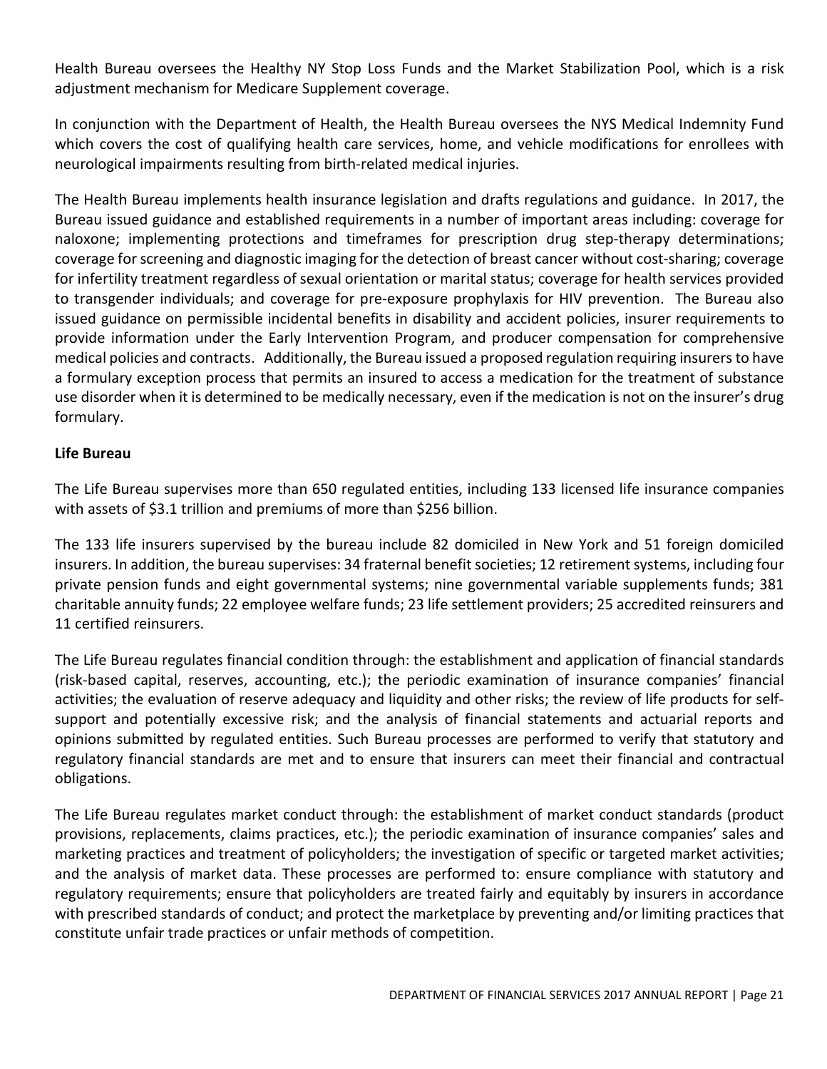Health Bureau oversees the Healthy NY Stop Loss Funds and the Market Stabilization Pool, which is a risk adjustment mechanism for Medicare Supplement coverage.

In conjunction with the Department of Health, the Health Bureau oversees the NYS Medical Indemnity Fund which covers the cost of qualifying health care services, home, and vehicle modifications for enrollees with neurological impairments resulting from birth-related medical injuries.

The Health Bureau implements health insurance legislation and drafts regulations and guidance. In 2017, the Bureau issued guidance and established requirements in a number of important areas including: coverage for naloxone; implementing protections and timeframes for prescription drug step-therapy determinations; coverage for screening and diagnostic imaging for the detection of breast cancer without cost-sharing; coverage for infertility treatment regardless of sexual orientation or marital status; coverage for health services provided to transgender individuals; and coverage for pre-exposure prophylaxis for HIV prevention. The Bureau also issued guidance on permissible incidental benefits in disability and accident policies, insurer requirements to provide information under the Early Intervention Program, and producer compensation for comprehensive medical policies and contracts. Additionally, the Bureau issued a proposed regulation requiring insurers to have a formulary exception process that permits an insured to access a medication for the treatment of substance use disorder when it is determined to be medically necessary, even if the medication is not on the insurer's drug formulary.

**Life Bureau**

The Life Bureau supervises more than 650 regulated entities, including 133 licensed life insurance companies with assets of $3.1 trillion and premiums of more than $256 billion.

The 133 life insurers supervised by the bureau include 82 domiciled in New York and 51 foreign domiciled insurers. In addition, the bureau supervises: 34 fraternal benefit societies; 12 retirement systems, including four private pension funds and eight governmental systems; nine governmental variable supplements funds; 381 charitable annuity funds; 22 employee welfare funds; 23 life settlement providers; 25 accredited reinsurers and 11 certified reinsurers.

The Life Bureau regulates financial condition through: the establishment and application of financial standards (risk-based capital, reserves, accounting, etc.); the periodic examination of insurance companies' financial activities; the evaluation of reserve adequacy and liquidity and other risks; the review of life products for self-support and potentially excessive risk; and the analysis of financial statements and actuarial reports and opinions submitted by regulated entities. Such Bureau processes are performed to verify that statutory and regulatory financial standards are met and to ensure that insurers can meet their financial and contractual obligations.

The Life Bureau regulates market conduct through: the establishment of market conduct standards (product provisions, replacements, claims practices, etc.); the periodic examination of insurance companies' sales and marketing practices and treatment of policyholders; the investigation of specific or targeted market activities; and the analysis of market data. These processes are performed to: ensure compliance with statutory and regulatory requirements; ensure that policyholders are treated fairly and equitably by insurers in accordance with prescribed standards of conduct; and protect the marketplace by preventing and/or limiting practices that constitute unfair trade practices or unfair methods of competition.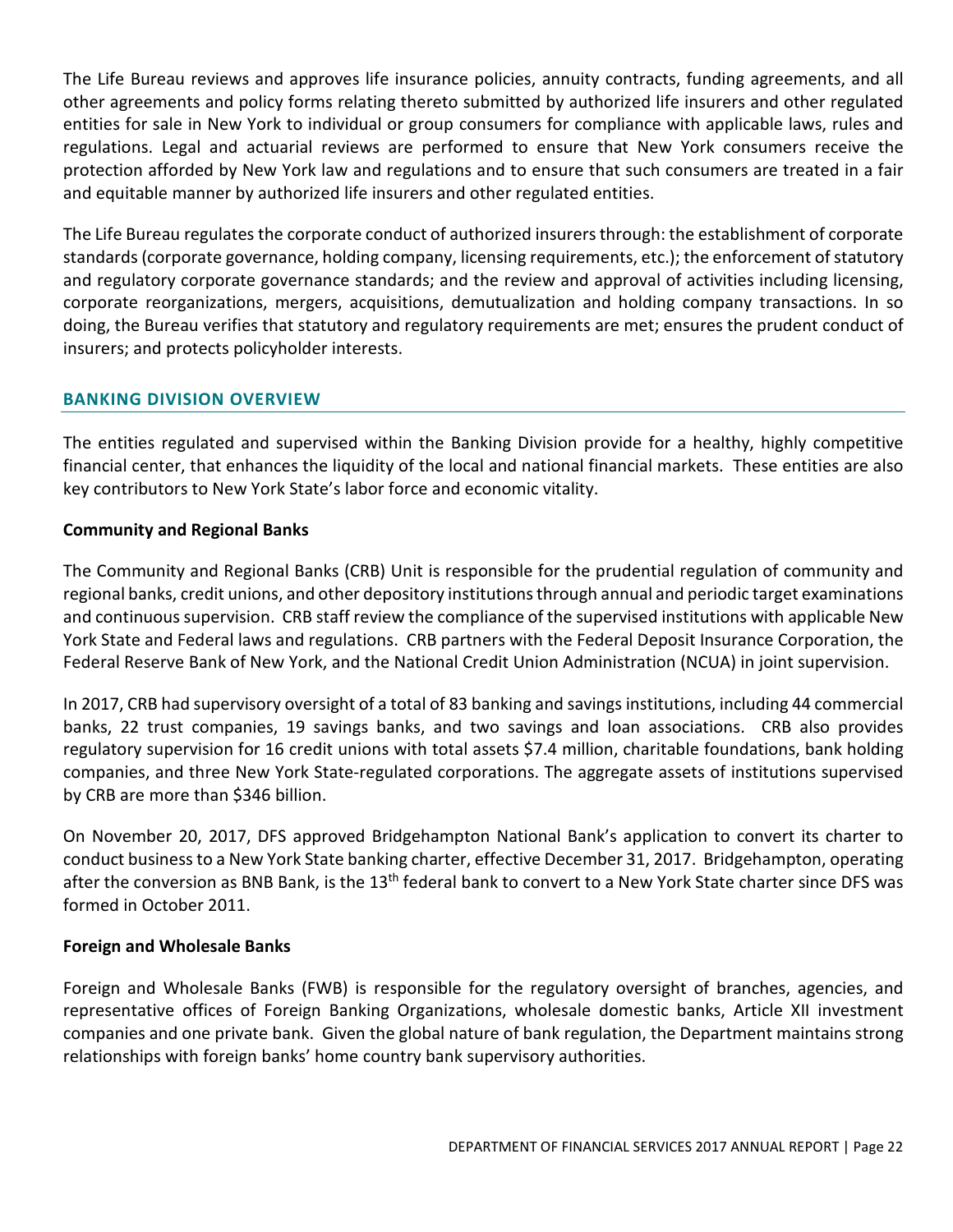The Life Bureau reviews and approves life insurance policies, annuity contracts, funding agreements, and all other agreements and policy forms relating thereto submitted by authorized life insurers and other regulated entities for sale in New York to individual or group consumers for compliance with applicable laws, rules and regulations. Legal and actuarial reviews are performed to ensure that New York consumers receive the protection afforded by New York law and regulations and to ensure that such consumers are treated in a fair and equitable manner by authorized life insurers and other regulated entities.

The Life Bureau regulates the corporate conduct of authorized insurers through: the establishment of corporate standards (corporate governance, holding company, licensing requirements, etc.); the enforcement of statutory and regulatory corporate governance standards; and the review and approval of activities including licensing, corporate reorganizations, mergers, acquisitions, demutualization and holding company transactions. In so doing, the Bureau verifies that statutory and regulatory requirements are met; ensures the prudent conduct of insurers; and protects policyholder interests.

## BANKING DIVISION OVERVIEW

The entities regulated and supervised within the Banking Division provide for a healthy, highly competitive financial center, that enhances the liquidity of the local and national financial markets. These entities are also key contributors to New York State's labor force and economic vitality.

### Community and Regional Banks

The Community and Regional Banks (CRB) Unit is responsible for the prudential regulation of community and regional banks, credit unions, and other depository institutions through annual and periodic target examinations and continuous supervision. CRB staff review the compliance of the supervised institutions with applicable New York State and Federal laws and regulations. CRB partners with the Federal Deposit Insurance Corporation, the Federal Reserve Bank of New York, and the National Credit Union Administration (NCUA) in joint supervision.

In 2017, CRB had supervisory oversight of a total of 83 banking and savings institutions, including 44 commercial banks, 22 trust companies, 19 savings banks, and two savings and loan associations. CRB also provides regulatory supervision for 16 credit unions with total assets $7.4 million, charitable foundations, bank holding companies, and three New York State-regulated corporations. The aggregate assets of institutions supervised by CRB are more than $346 billion.

On November 20, 2017, DFS approved Bridgehampton National Bank's application to convert its charter to conduct business to a New York State banking charter, effective December 31, 2017. Bridgehampton, operating after the conversion as BNB Bank, is the 13th federal bank to convert to a New York State charter since DFS was formed in October 2011.

### Foreign and Wholesale Banks

Foreign and Wholesale Banks (FWB) is responsible for the regulatory oversight of branches, agencies, and representative offices of Foreign Banking Organizations, wholesale domestic banks, Article XII investment companies and one private bank. Given the global nature of bank regulation, the Department maintains strong relationships with foreign banks' home country bank supervisory authorities.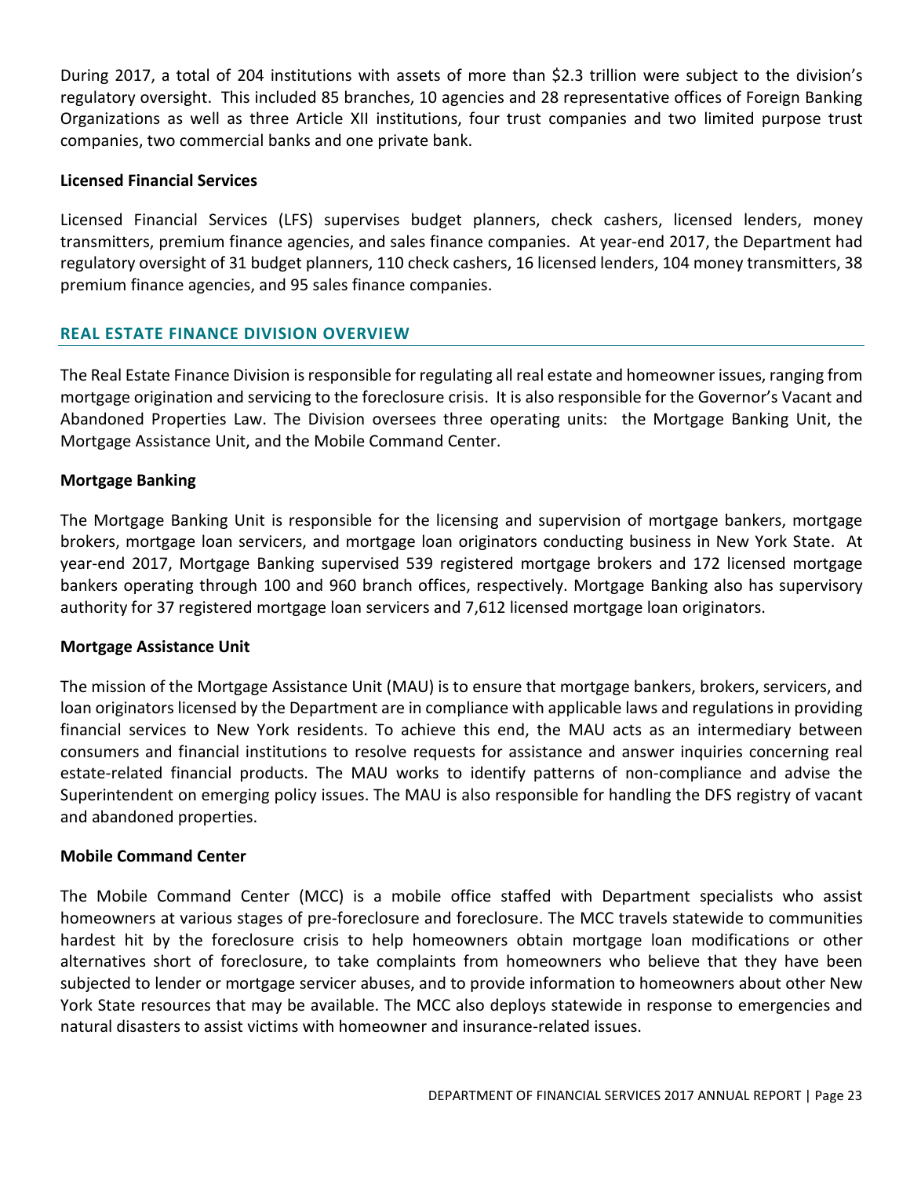During 2017, a total of 204 institutions with assets of more than $2.3 trillion were subject to the division's regulatory oversight. This included 85 branches, 10 agencies and 28 representative offices of Foreign Banking Organizations as well as three Article XII institutions, four trust companies and two limited purpose trust companies, two commercial banks and one private bank.

**Licensed Financial Services**

Licensed Financial Services (LFS) supervises budget planners, check cashers, licensed lenders, money transmitters, premium finance agencies, and sales finance companies. At year-end 2017, the Department had regulatory oversight of 31 budget planners, 110 check cashers, 16 licensed lenders, 104 money transmitters, 38 premium finance agencies, and 95 sales finance companies.

## REAL ESTATE FINANCE DIVISION OVERVIEW

The Real Estate Finance Division is responsible for regulating all real estate and homeowner issues, ranging from mortgage origination and servicing to the foreclosure crisis. It is also responsible for the Governor's Vacant and Abandoned Properties Law. The Division oversees three operating units: the Mortgage Banking Unit, the Mortgage Assistance Unit, and the Mobile Command Center.

**Mortgage Banking**

The Mortgage Banking Unit is responsible for the licensing and supervision of mortgage bankers, mortgage brokers, mortgage loan servicers, and mortgage loan originators conducting business in New York State. At year-end 2017, Mortgage Banking supervised 539 registered mortgage brokers and 172 licensed mortgage bankers operating through 100 and 960 branch offices, respectively. Mortgage Banking also has supervisory authority for 37 registered mortgage loan servicers and 7,612 licensed mortgage loan originators.

**Mortgage Assistance Unit**

The mission of the Mortgage Assistance Unit (MAU) is to ensure that mortgage bankers, brokers, servicers, and loan originators licensed by the Department are in compliance with applicable laws and regulations in providing financial services to New York residents. To achieve this end, the MAU acts as an intermediary between consumers and financial institutions to resolve requests for assistance and answer inquiries concerning real estate-related financial products. The MAU works to identify patterns of non-compliance and advise the Superintendent on emerging policy issues. The MAU is also responsible for handling the DFS registry of vacant and abandoned properties.

**Mobile Command Center**

The Mobile Command Center (MCC) is a mobile office staffed with Department specialists who assist homeowners at various stages of pre-foreclosure and foreclosure. The MCC travels statewide to communities hardest hit by the foreclosure crisis to help homeowners obtain mortgage loan modifications or other alternatives short of foreclosure, to take complaints from homeowners who believe that they have been subjected to lender or mortgage servicer abuses, and to provide information to homeowners about other New York State resources that may be available. The MCC also deploys statewide in response to emergencies and natural disasters to assist victims with homeowner and insurance-related issues.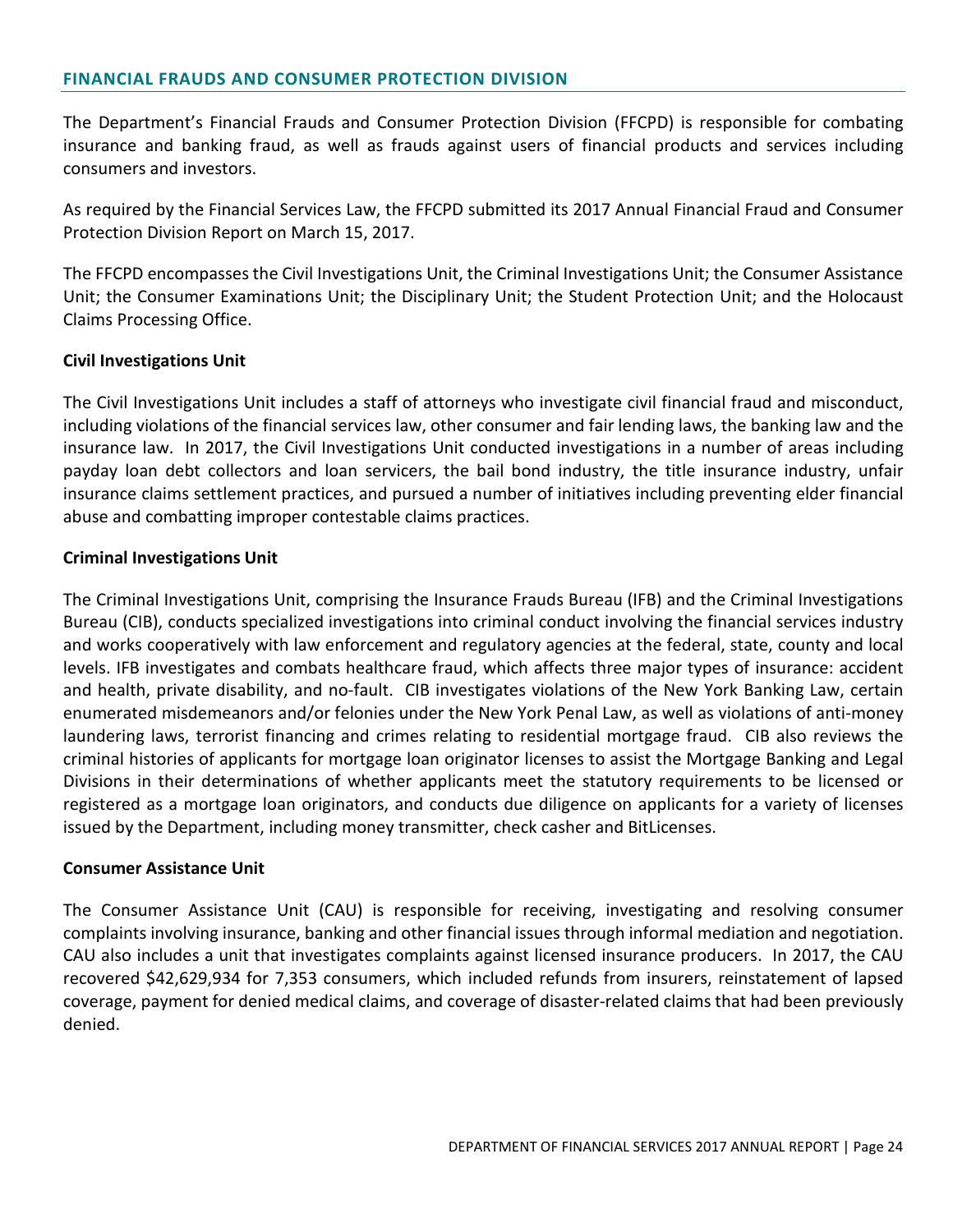## FINANCIAL FRAUDS AND CONSUMER PROTECTION DIVISION

The Department's Financial Frauds and Consumer Protection Division (FFCPD) is responsible for combating insurance and banking fraud, as well as frauds against users of financial products and services including consumers and investors.

As required by the Financial Services Law, the FFCPD submitted its 2017 Annual Financial Fraud and Consumer Protection Division Report on March 15, 2017.

The FFCPD encompasses the Civil Investigations Unit, the Criminal Investigations Unit; the Consumer Assistance Unit; the Consumer Examinations Unit; the Disciplinary Unit; the Student Protection Unit; and the Holocaust Claims Processing Office.

**Civil Investigations Unit**

The Civil Investigations Unit includes a staff of attorneys who investigate civil financial fraud and misconduct, including violations of the financial services law, other consumer and fair lending laws, the banking law and the insurance law. In 2017, the Civil Investigations Unit conducted investigations in a number of areas including payday loan debt collectors and loan servicers, the bail bond industry, the title insurance industry, unfair insurance claims settlement practices, and pursued a number of initiatives including preventing elder financial abuse and combatting improper contestable claims practices.

**Criminal Investigations Unit**

The Criminal Investigations Unit, comprising the Insurance Frauds Bureau (IFB) and the Criminal Investigations Bureau (CIB), conducts specialized investigations into criminal conduct involving the financial services industry and works cooperatively with law enforcement and regulatory agencies at the federal, state, county and local levels. IFB investigates and combats healthcare fraud, which affects three major types of insurance: accident and health, private disability, and no-fault. CIB investigates violations of the New York Banking Law, certain enumerated misdemeanors and/or felonies under the New York Penal Law, as well as violations of anti-money laundering laws, terrorist financing and crimes relating to residential mortgage fraud. CIB also reviews the criminal histories of applicants for mortgage loan originator licenses to assist the Mortgage Banking and Legal Divisions in their determinations of whether applicants meet the statutory requirements to be licensed or registered as a mortgage loan originators, and conducts due diligence on applicants for a variety of licenses issued by the Department, including money transmitter, check casher and BitLicenses.

**Consumer Assistance Unit**

The Consumer Assistance Unit (CAU) is responsible for receiving, investigating and resolving consumer complaints involving insurance, banking and other financial issues through informal mediation and negotiation. CAU also includes a unit that investigates complaints against licensed insurance producers. In 2017, the CAU recovered $42,629,934 for 7,353 consumers, which included refunds from insurers, reinstatement of lapsed coverage, payment for denied medical claims, and coverage of disaster-related claims that had been previously denied.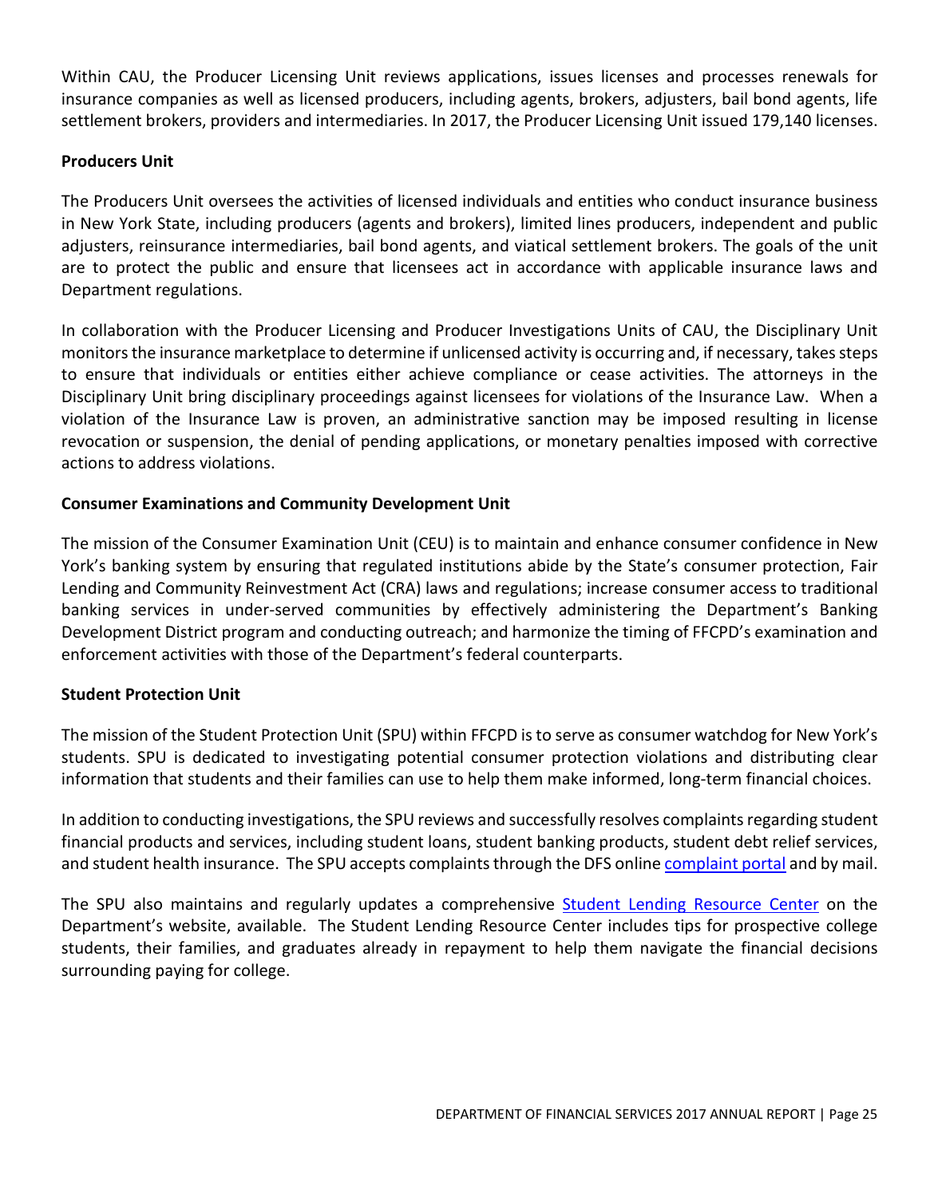Within CAU, the Producer Licensing Unit reviews applications, issues licenses and processes renewals for insurance companies as well as licensed producers, including agents, brokers, adjusters, bail bond agents, life settlement brokers, providers and intermediaries. In 2017, the Producer Licensing Unit issued 179,140 licenses.

**Producers Unit**

The Producers Unit oversees the activities of licensed individuals and entities who conduct insurance business in New York State, including producers (agents and brokers), limited lines producers, independent and public adjusters, reinsurance intermediaries, bail bond agents, and viatical settlement brokers. The goals of the unit are to protect the public and ensure that licensees act in accordance with applicable insurance laws and Department regulations.

In collaboration with the Producer Licensing and Producer Investigations Units of CAU, the Disciplinary Unit monitors the insurance marketplace to determine if unlicensed activity is occurring and, if necessary, takes steps to ensure that individuals or entities either achieve compliance or cease activities. The attorneys in the Disciplinary Unit bring disciplinary proceedings against licensees for violations of the Insurance Law. When a violation of the Insurance Law is proven, an administrative sanction may be imposed resulting in license revocation or suspension, the denial of pending applications, or monetary penalties imposed with corrective actions to address violations.

**Consumer Examinations and Community Development Unit**

The mission of the Consumer Examination Unit (CEU) is to maintain and enhance consumer confidence in New York's banking system by ensuring that regulated institutions abide by the State's consumer protection, Fair Lending and Community Reinvestment Act (CRA) laws and regulations; increase consumer access to traditional banking services in under-served communities by effectively administering the Department's Banking Development District program and conducting outreach; and harmonize the timing of FFCPD's examination and enforcement activities with those of the Department's federal counterparts.

**Student Protection Unit**

The mission of the Student Protection Unit (SPU) within FFCPD is to serve as consumer watchdog for New York's students. SPU is dedicated to investigating potential consumer protection violations and distributing clear information that students and their families can use to help them make informed, long-term financial choices.

In addition to conducting investigations, the SPU reviews and successfully resolves complaints regarding student financial products and services, including student loans, student banking products, student debt relief services, and student health insurance. The SPU accepts complaints through the DFS online complaint portal and by mail.

The SPU also maintains and regularly updates a comprehensive Student Lending Resource Center on the Department's website, available. The Student Lending Resource Center includes tips for prospective college students, their families, and graduates already in repayment to help them navigate the financial decisions surrounding paying for college.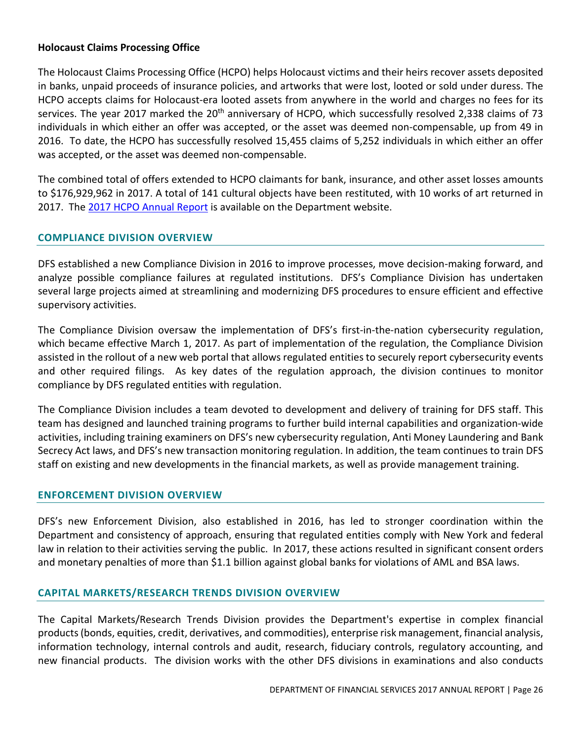**Holocaust Claims Processing Office**

The Holocaust Claims Processing Office (HCPO) helps Holocaust victims and their heirs recover assets deposited in banks, unpaid proceeds of insurance policies, and artworks that were lost, looted or sold under duress. The HCPO accepts claims for Holocaust-era looted assets from anywhere in the world and charges no fees for its services. The year 2017 marked the 20th anniversary of HCPO, which successfully resolved 2,338 claims of 73 individuals in which either an offer was accepted, or the asset was deemed non-compensable, up from 49 in 2016. To date, the HCPO has successfully resolved 15,455 claims of 5,252 individuals in which either an offer was accepted, or the asset was deemed non-compensable.

The combined total of offers extended to HCPO claimants for bank, insurance, and other asset losses amounts to $176,929,962 in 2017. A total of 141 cultural objects have been restituted, with 10 works of art returned in 2017. The 2017 HCPO Annual Report is available on the Department website.

## COMPLIANCE DIVISION OVERVIEW

DFS established a new Compliance Division in 2016 to improve processes, move decision-making forward, and analyze possible compliance failures at regulated institutions. DFS's Compliance Division has undertaken several large projects aimed at streamlining and modernizing DFS procedures to ensure efficient and effective supervisory activities.

The Compliance Division oversaw the implementation of DFS's first-in-the-nation cybersecurity regulation, which became effective March 1, 2017. As part of implementation of the regulation, the Compliance Division assisted in the rollout of a new web portal that allows regulated entities to securely report cybersecurity events and other required filings. As key dates of the regulation approach, the division continues to monitor compliance by DFS regulated entities with regulation.

The Compliance Division includes a team devoted to development and delivery of training for DFS staff. This team has designed and launched training programs to further build internal capabilities and organization-wide activities, including training examiners on DFS's new cybersecurity regulation, Anti Money Laundering and Bank Secrecy Act laws, and DFS's new transaction monitoring regulation. In addition, the team continues to train DFS staff on existing and new developments in the financial markets, as well as provide management training.

## ENFORCEMENT DIVISION OVERVIEW

DFS's new Enforcement Division, also established in 2016, has led to stronger coordination within the Department and consistency of approach, ensuring that regulated entities comply with New York and federal law in relation to their activities serving the public. In 2017, these actions resulted in significant consent orders and monetary penalties of more than $1.1 billion against global banks for violations of AML and BSA laws.

## CAPITAL MARKETS/RESEARCH TRENDS DIVISION OVERVIEW

The Capital Markets/Research Trends Division provides the Department's expertise in complex financial products (bonds, equities, credit, derivatives, and commodities), enterprise risk management, financial analysis, information technology, internal controls and audit, research, fiduciary controls, regulatory accounting, and new financial products. The division works with the other DFS divisions in examinations and also conducts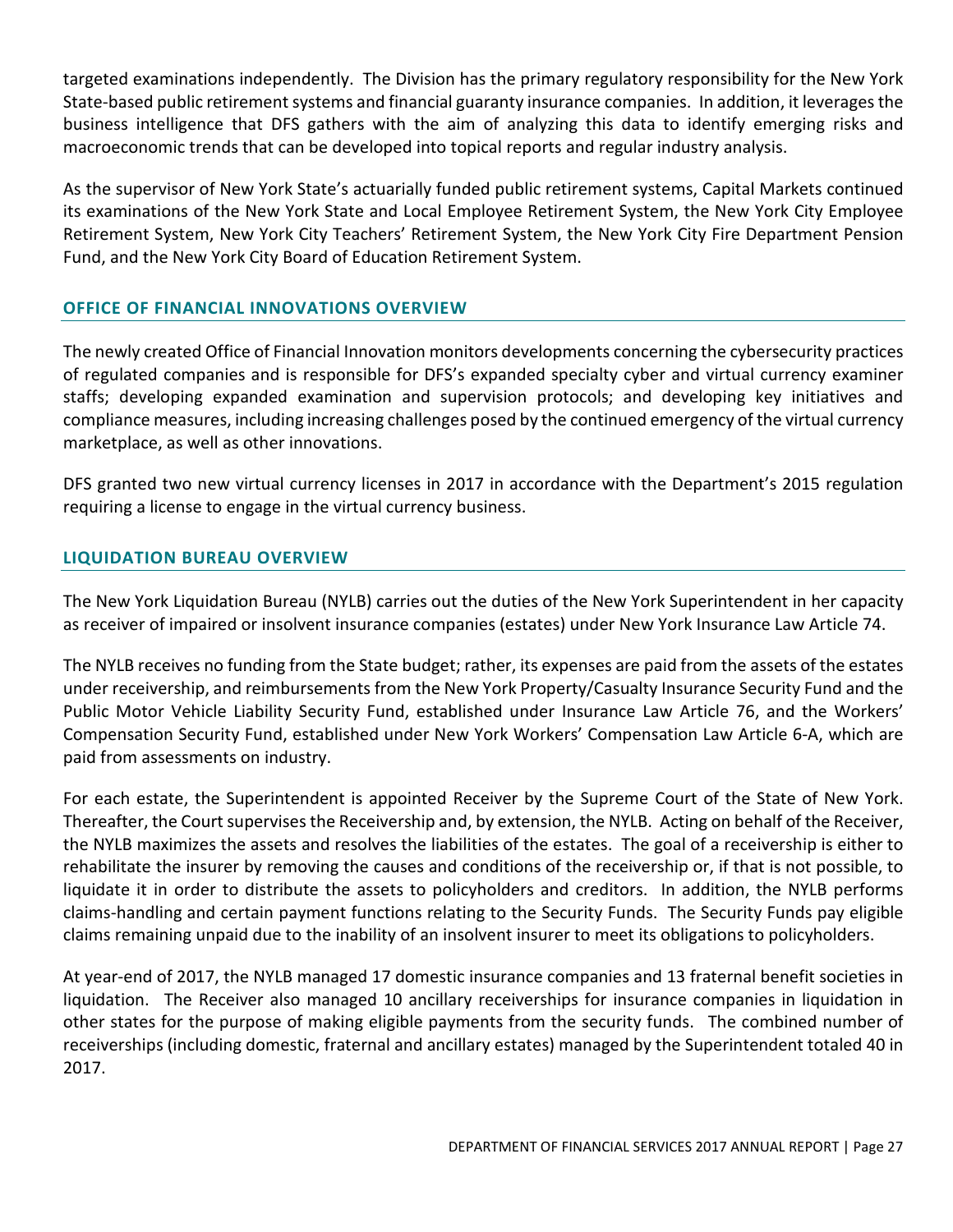targeted examinations independently. The Division has the primary regulatory responsibility for the New York State-based public retirement systems and financial guaranty insurance companies. In addition, it leverages the business intelligence that DFS gathers with the aim of analyzing this data to identify emerging risks and macroeconomic trends that can be developed into topical reports and regular industry analysis.

As the supervisor of New York State's actuarially funded public retirement systems, Capital Markets continued its examinations of the New York State and Local Employee Retirement System, the New York City Employee Retirement System, New York City Teachers' Retirement System, the New York City Fire Department Pension Fund, and the New York City Board of Education Retirement System.

## OFFICE OF FINANCIAL INNOVATIONS OVERVIEW

The newly created Office of Financial Innovation monitors developments concerning the cybersecurity practices of regulated companies and is responsible for DFS's expanded specialty cyber and virtual currency examiner staffs; developing expanded examination and supervision protocols; and developing key initiatives and compliance measures, including increasing challenges posed by the continued emergency of the virtual currency marketplace, as well as other innovations.

DFS granted two new virtual currency licenses in 2017 in accordance with the Department's 2015 regulation requiring a license to engage in the virtual currency business.

## LIQUIDATION BUREAU OVERVIEW

The New York Liquidation Bureau (NYLB) carries out the duties of the New York Superintendent in her capacity as receiver of impaired or insolvent insurance companies (estates) under New York Insurance Law Article 74.

The NYLB receives no funding from the State budget; rather, its expenses are paid from the assets of the estates under receivership, and reimbursements from the New York Property/Casualty Insurance Security Fund and the Public Motor Vehicle Liability Security Fund, established under Insurance Law Article 76, and the Workers' Compensation Security Fund, established under New York Workers' Compensation Law Article 6-A, which are paid from assessments on industry.

For each estate, the Superintendent is appointed Receiver by the Supreme Court of the State of New York. Thereafter, the Court supervises the Receivership and, by extension, the NYLB. Acting on behalf of the Receiver, the NYLB maximizes the assets and resolves the liabilities of the estates. The goal of a receivership is either to rehabilitate the insurer by removing the causes and conditions of the receivership or, if that is not possible, to liquidate it in order to distribute the assets to policyholders and creditors. In addition, the NYLB performs claims-handling and certain payment functions relating to the Security Funds. The Security Funds pay eligible claims remaining unpaid due to the inability of an insolvent insurer to meet its obligations to policyholders.

At year-end of 2017, the NYLB managed 17 domestic insurance companies and 13 fraternal benefit societies in liquidation. The Receiver also managed 10 ancillary receiverships for insurance companies in liquidation in other states for the purpose of making eligible payments from the security funds. The combined number of receiverships (including domestic, fraternal and ancillary estates) managed by the Superintendent totaled 40 in 2017.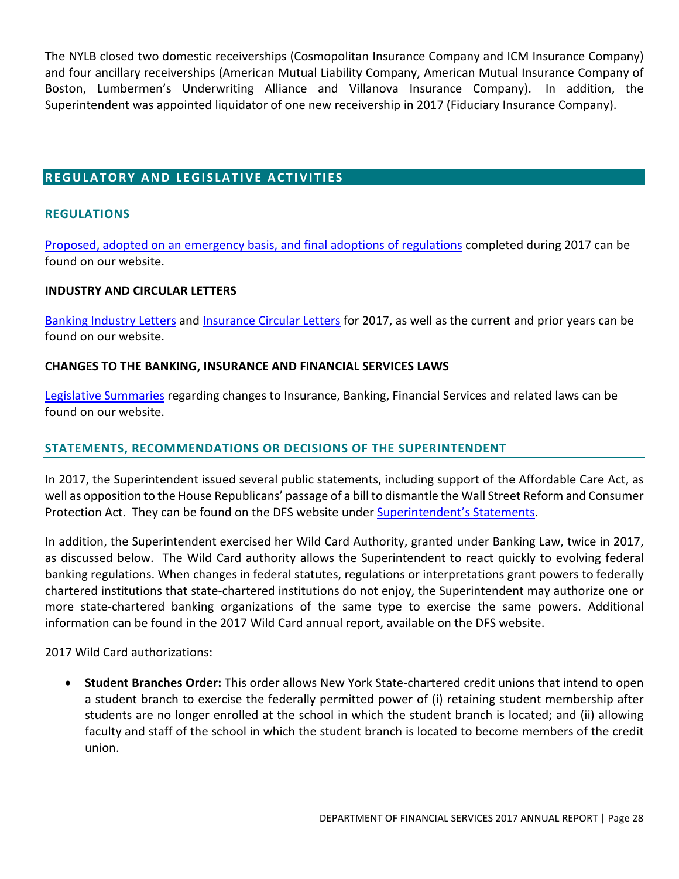The NYLB closed two domestic receiverships (Cosmopolitan Insurance Company and ICM Insurance Company) and four ancillary receiverships (American Mutual Liability Company, American Mutual Insurance Company of Boston, Lumbermen's Underwriting Alliance and Villanova Insurance Company). In addition, the Superintendent was appointed liquidator of one new receivership in 2017 (Fiduciary Insurance Company).

## REGULATORY AND LEGISLATIVE ACTIVITIES

### REGULATIONS

Proposed, adopted on an emergency basis, and final adoptions of regulations completed during 2017 can be found on our website.

#### INDUSTRY AND CIRCULAR LETTERS

Banking Industry Letters and Insurance Circular Letters for 2017, as well as the current and prior years can be found on our website.

#### CHANGES TO THE BANKING, INSURANCE AND FINANCIAL SERVICES LAWS

Legislative Summaries regarding changes to Insurance, Banking, Financial Services and related laws can be found on our website.

### STATEMENTS, RECOMMENDATIONS OR DECISIONS OF THE SUPERINTENDENT

In 2017, the Superintendent issued several public statements, including support of the Affordable Care Act, as well as opposition to the House Republicans' passage of a bill to dismantle the Wall Street Reform and Consumer Protection Act. They can be found on the DFS website under Superintendent's Statements.

In addition, the Superintendent exercised her Wild Card Authority, granted under Banking Law, twice in 2017, as discussed below. The Wild Card authority allows the Superintendent to react quickly to evolving federal banking regulations. When changes in federal statutes, regulations or interpretations grant powers to federally chartered institutions that state-chartered institutions do not enjoy, the Superintendent may authorize one or more state-chartered banking organizations of the same type to exercise the same powers. Additional information can be found in the 2017 Wild Card annual report, available on the DFS website.

2017 Wild Card authorizations:

- **Student Branches Order:** This order allows New York State-chartered credit unions that intend to open a student branch to exercise the federally permitted power of (i) retaining student membership after students are no longer enrolled at the school in which the student branch is located; and (ii) allowing faculty and staff of the school in which the student branch is located to become members of the credit union.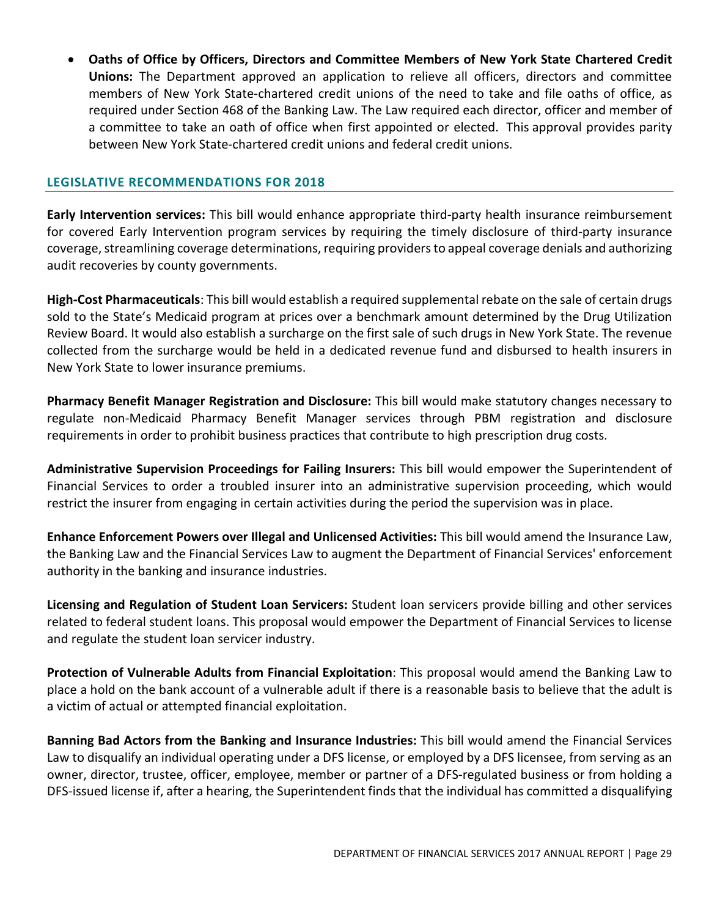- **Oaths of Office by Officers, Directors and Committee Members of New York State Chartered Credit Unions:** The Department approved an application to relieve all officers, directors and committee members of New York State-chartered credit unions of the need to take and file oaths of office, as required under Section 468 of the Banking Law. The Law required each director, officer and member of a committee to take an oath of office when first appointed or elected. This approval provides parity between New York State-chartered credit unions and federal credit unions.

## LEGISLATIVE RECOMMENDATIONS FOR 2018

**Early Intervention services:** This bill would enhance appropriate third-party health insurance reimbursement for covered Early Intervention program services by requiring the timely disclosure of third-party insurance coverage, streamlining coverage determinations, requiring providers to appeal coverage denials and authorizing audit recoveries by county governments.

**High-Cost Pharmaceuticals**: This bill would establish a required supplemental rebate on the sale of certain drugs sold to the State's Medicaid program at prices over a benchmark amount determined by the Drug Utilization Review Board. It would also establish a surcharge on the first sale of such drugs in New York State. The revenue collected from the surcharge would be held in a dedicated revenue fund and disbursed to health insurers in New York State to lower insurance premiums.

**Pharmacy Benefit Manager Registration and Disclosure:** This bill would make statutory changes necessary to regulate non-Medicaid Pharmacy Benefit Manager services through PBM registration and disclosure requirements in order to prohibit business practices that contribute to high prescription drug costs.

**Administrative Supervision Proceedings for Failing Insurers:** This bill would empower the Superintendent of Financial Services to order a troubled insurer into an administrative supervision proceeding, which would restrict the insurer from engaging in certain activities during the period the supervision was in place.

**Enhance Enforcement Powers over Illegal and Unlicensed Activities:** This bill would amend the Insurance Law, the Banking Law and the Financial Services Law to augment the Department of Financial Services' enforcement authority in the banking and insurance industries.

**Licensing and Regulation of Student Loan Servicers:** Student loan servicers provide billing and other services related to federal student loans. This proposal would empower the Department of Financial Services to license and regulate the student loan servicer industry.

**Protection of Vulnerable Adults from Financial Exploitation**: This proposal would amend the Banking Law to place a hold on the bank account of a vulnerable adult if there is a reasonable basis to believe that the adult is a victim of actual or attempted financial exploitation.

**Banning Bad Actors from the Banking and Insurance Industries:** This bill would amend the Financial Services Law to disqualify an individual operating under a DFS license, or employed by a DFS licensee, from serving as an owner, director, trustee, officer, employee, member or partner of a DFS-regulated business or from holding a DFS-issued license if, after a hearing, the Superintendent finds that the individual has committed a disqualifying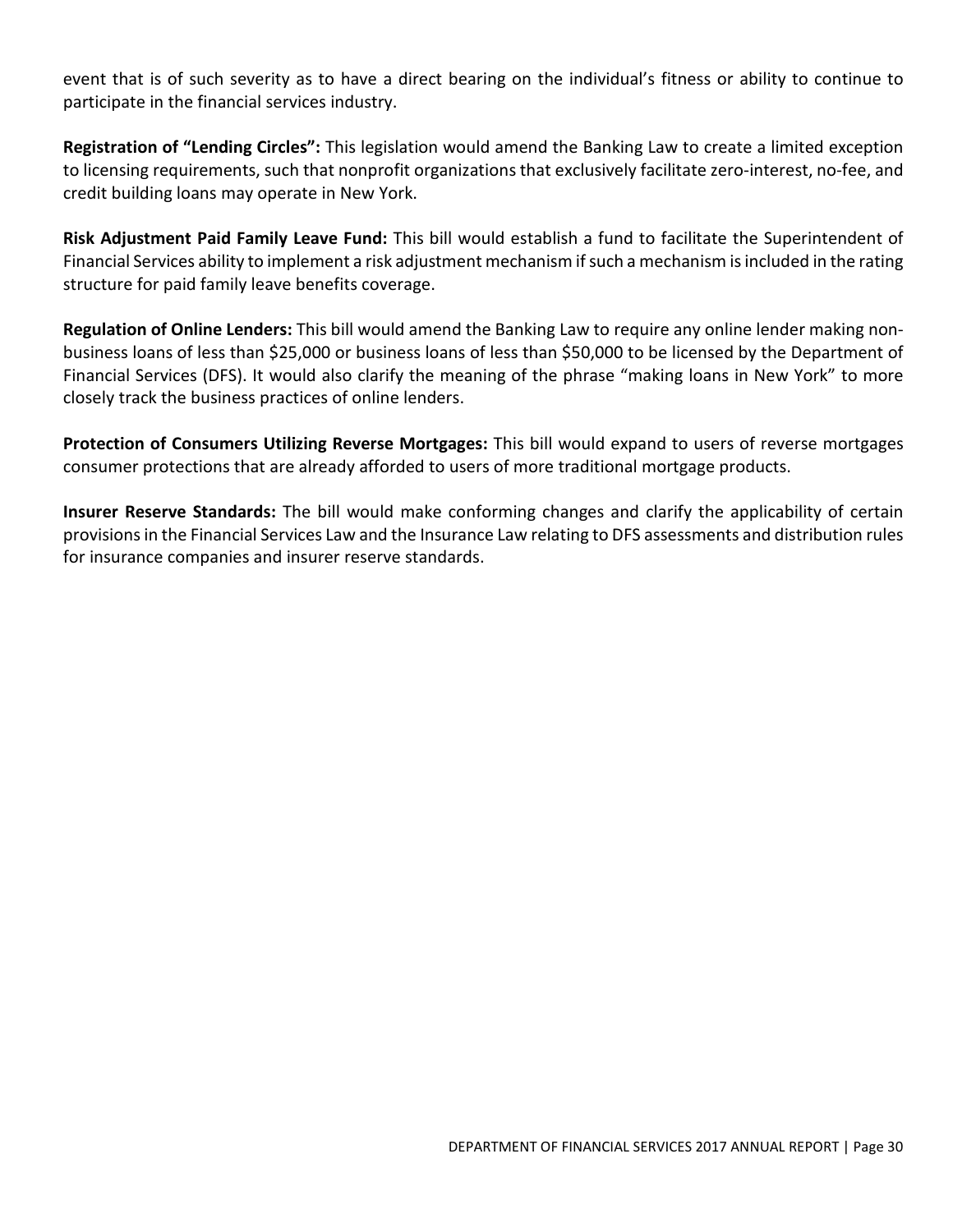event that is of such severity as to have a direct bearing on the individual's fitness or ability to continue to participate in the financial services industry.

**Registration of "Lending Circles":** This legislation would amend the Banking Law to create a limited exception to licensing requirements, such that nonprofit organizations that exclusively facilitate zero-interest, no-fee, and credit building loans may operate in New York.

**Risk Adjustment Paid Family Leave Fund:** This bill would establish a fund to facilitate the Superintendent of Financial Services ability to implement a risk adjustment mechanism if such a mechanism is included in the rating structure for paid family leave benefits coverage.

**Regulation of Online Lenders:** This bill would amend the Banking Law to require any online lender making non-business loans of less than $25,000 or business loans of less than $50,000 to be licensed by the Department of Financial Services (DFS). It would also clarify the meaning of the phrase "making loans in New York" to more closely track the business practices of online lenders.

**Protection of Consumers Utilizing Reverse Mortgages:** This bill would expand to users of reverse mortgages consumer protections that are already afforded to users of more traditional mortgage products.

**Insurer Reserve Standards:** The bill would make conforming changes and clarify the applicability of certain provisions in the Financial Services Law and the Insurance Law relating to DFS assessments and distribution rules for insurance companies and insurer reserve standards.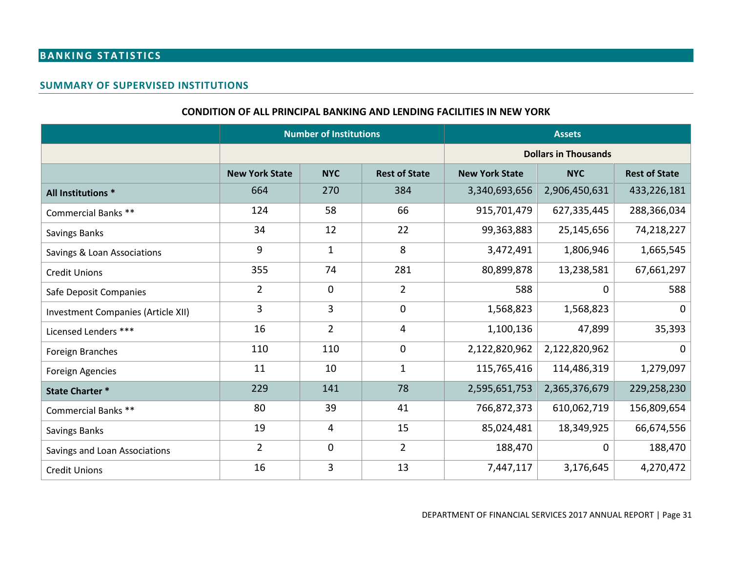# BANKING STATISTICS

## SUMMARY OF SUPERVISED INSTITUTIONS

### CONDITION OF ALL PRINCIPAL BANKING AND LENDING FACILITIES IN NEW YORK

| | Number of Institutions | | | Assets | | |
|---|---|---|---|---|---|---|
| | | | | Dollars in Thousands | | |
| | New York State | NYC | Rest of State | New York State | NYC | Rest of State |
| **All Institutions *** | 664 | 270 | 384 | 3,340,693,656 | 2,906,450,631 | 433,226,181 |
| Commercial Banks ** | 124 | 58 | 66 | 915,701,479 | 627,335,445 | 288,366,034 |
| Savings Banks | 34 | 12 | 22 | 99,363,883 | 25,145,656 | 74,218,227 |
| Savings & Loan Associations | 9 | 1 | 8 | 3,472,491 | 1,806,946 | 1,665,545 |
| Credit Unions | 355 | 74 | 281 | 80,899,878 | 13,238,581 | 67,661,297 |
| Safe Deposit Companies | 2 | 0 | 2 | 588 | 0 | 588 |
| Investment Companies (Article XII) | 3 | 3 | 0 | 1,568,823 | 1,568,823 | 0 |
| Licensed Lenders *** | 16 | 2 | 4 | 1,100,136 | 47,899 | 35,393 |
| Foreign Branches | 110 | 110 | 0 | 2,122,820,962 | 2,122,820,962 | 0 |
| Foreign Agencies | 11 | 10 | 1 | 115,765,416 | 114,486,319 | 1,279,097 |
| **State Charter *** | 229 | 141 | 78 | 2,595,651,753 | 2,365,376,679 | 229,258,230 |
| Commercial Banks ** | 80 | 39 | 41 | 766,872,373 | 610,062,719 | 156,809,654 |
| Savings Banks | 19 | 4 | 15 | 85,024,481 | 18,349,925 | 66,674,556 |
| Savings and Loan Associations | 2 | 0 | 2 | 188,470 | 0 | 188,470 |
| Credit Unions | 16 | 3 | 13 | 7,447,117 | 3,176,645 | 4,270,472 |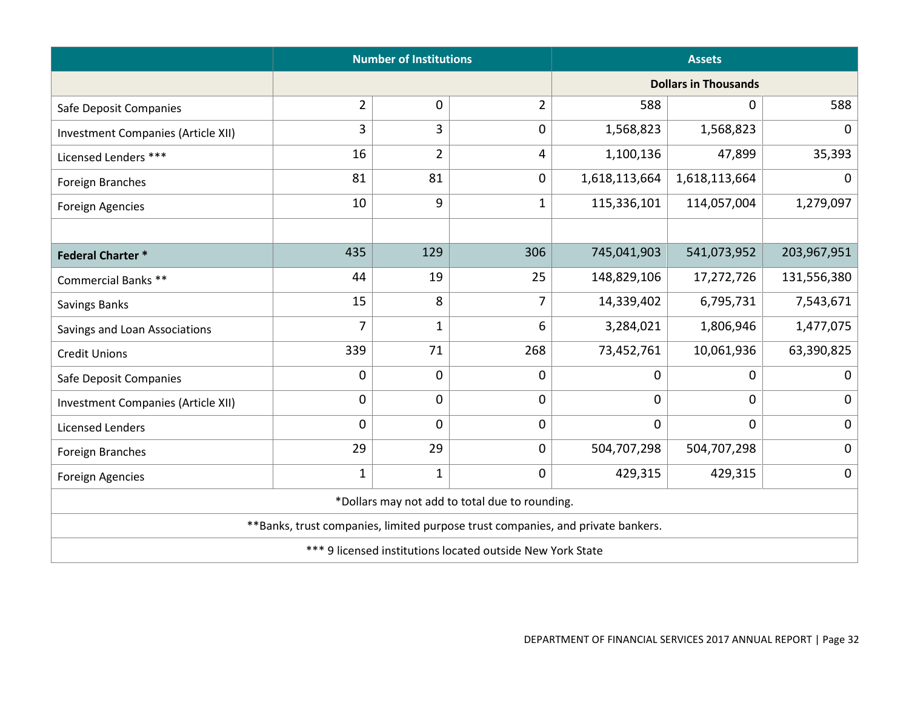| | Number of Institutions | | | Assets | | |
|---|---|---|---|---|---|---|
| | | | | Dollars in Thousands | | |
| Safe Deposit Companies | 2 | 0 | 2 | 588 | 0 | 588 |
| Investment Companies (Article XII) | 3 | 3 | 0 | 1,568,823 | 1,568,823 | 0 |
| Licensed Lenders *** | 16 | 2 | 4 | 1,100,136 | 47,899 | 35,393 |
| Foreign Branches | 81 | 81 | 0 | 1,618,113,664 | 1,618,113,664 | 0 |
| Foreign Agencies | 10 | 9 | 1 | 115,336,101 | 114,057,004 | 1,279,097 |
| | | | | | | |
| **Federal Charter *** | 435 | 129 | 306 | 745,041,903 | 541,073,952 | 203,967,951 |
| Commercial Banks ** | 44 | 19 | 25 | 148,829,106 | 17,272,726 | 131,556,380 |
| Savings Banks | 15 | 8 | 7 | 14,339,402 | 6,795,731 | 7,543,671 |
| Savings and Loan Associations | 7 | 1 | 6 | 3,284,021 | 1,806,946 | 1,477,075 |
| Credit Unions | 339 | 71 | 268 | 73,452,761 | 10,061,936 | 63,390,825 |
| Safe Deposit Companies | 0 | 0 | 0 | 0 | 0 | 0 |
| Investment Companies (Article XII) | 0 | 0 | 0 | 0 | 0 | 0 |
| Licensed Lenders | 0 | 0 | 0 | 0 | 0 | 0 |
| Foreign Branches | 29 | 29 | 0 | 504,707,298 | 504,707,298 | 0 |
| Foreign Agencies | 1 | 1 | 0 | 429,315 | 429,315 | 0 |

*Dollars may not add to total due to rounding.

**Banks, trust companies, limited purpose trust companies, and private bankers.

*** 9 licensed institutions located outside New York State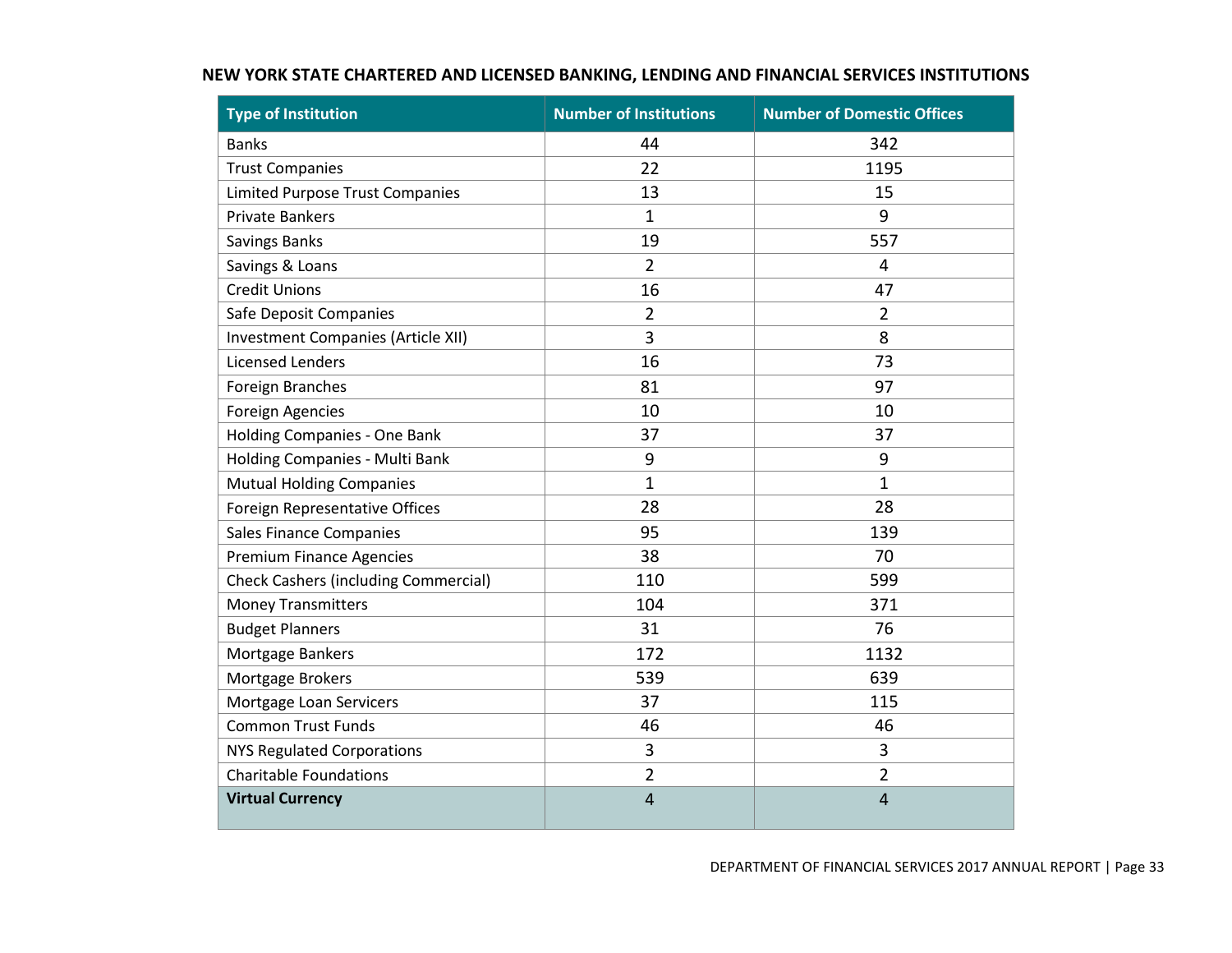## NEW YORK STATE CHARTERED AND LICENSED BANKING, LENDING AND FINANCIAL SERVICES INSTITUTIONS

| Type of Institution | Number of Institutions | Number of Domestic Offices |
|---|---|---|
| Banks | 44 | 342 |
| Trust Companies | 22 | 1195 |
| Limited Purpose Trust Companies | 13 | 15 |
| Private Bankers | 1 | 9 |
| Savings Banks | 19 | 557 |
| Savings & Loans | 2 | 4 |
| Credit Unions | 16 | 47 |
| Safe Deposit Companies | 2 | 2 |
| Investment Companies (Article XII) | 3 | 8 |
| Licensed Lenders | 16 | 73 |
| Foreign Branches | 81 | 97 |
| Foreign Agencies | 10 | 10 |
| Holding Companies - One Bank | 37 | 37 |
| Holding Companies - Multi Bank | 9 | 9 |
| Mutual Holding Companies | 1 | 1 |
| Foreign Representative Offices | 28 | 28 |
| Sales Finance Companies | 95 | 139 |
| Premium Finance Agencies | 38 | 70 |
| Check Cashers (including Commercial) | 110 | 599 |
| Money Transmitters | 104 | 371 |
| Budget Planners | 31 | 76 |
| Mortgage Bankers | 172 | 1132 |
| Mortgage Brokers | 539 | 639 |
| Mortgage Loan Servicers | 37 | 115 |
| Common Trust Funds | 46 | 46 |
| NYS Regulated Corporations | 3 | 3 |
| Charitable Foundations | 2 | 2 |
| **Virtual Currency** | 4 | 4 |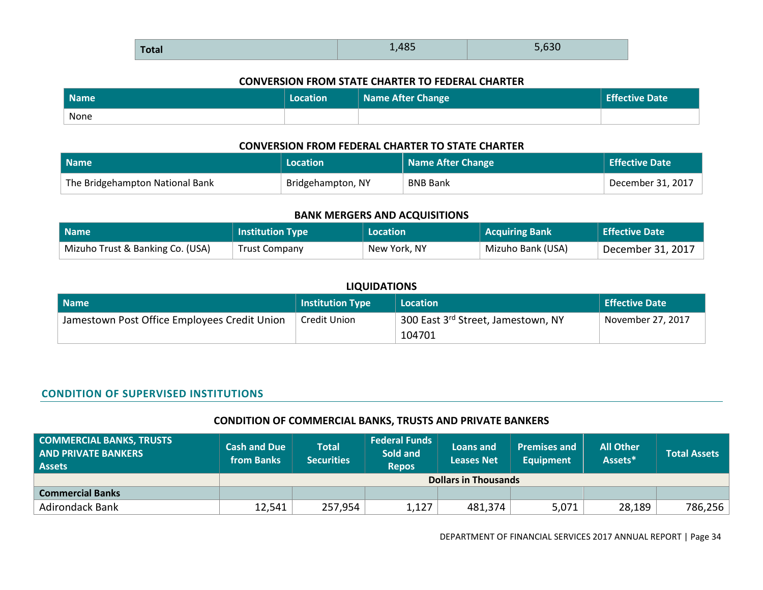| Total | 1,485 | 5,630 |
|---|---|---|

### CONVERSION FROM STATE CHARTER TO FEDERAL CHARTER

| Name | Location | Name After Change | Effective Date |
|---|---|---|---|
| None | | | |

### CONVERSION FROM FEDERAL CHARTER TO STATE CHARTER

| Name | Location | Name After Change | Effective Date |
|---|---|---|---|
| The Bridgehampton National Bank | Bridgehampton, NY | BNB Bank | December 31, 2017 |

### BANK MERGERS AND ACQUISITIONS

| Name | Institution Type | Location | Acquiring Bank | Effective Date |
|---|---|---|---|---|
| Mizuho Trust & Banking Co. (USA) | Trust Company | New York, NY | Mizuho Bank (USA) | December 31, 2017 |

### LIQUIDATIONS

| Name | Institution Type | Location | Effective Date |
|---|---|---|---|
| Jamestown Post Office Employees Credit Union | Credit Union | 300 East 3rd Street, Jamestown, NY 104701 | November 27, 2017 |

## CONDITION OF SUPERVISED INSTITUTIONS

### CONDITION OF COMMERCIAL BANKS, TRUSTS AND PRIVATE BANKERS

| COMMERCIAL BANKS, TRUSTS AND PRIVATE BANKERS Assets | Cash and Due from Banks | Total Securities | Federal Funds Sold and Repos | Loans and Leases Net | Premises and Equipment | All Other Assets* | Total Assets |
|---|---|---|---|---|---|---|---|
| | Dollars in Thousands | | | | | | |
| **Commercial Banks** | | | | | | | |
| Adirondack Bank | 12,541 | 257,954 | 1,127 | 481,374 | 5,071 | 28,189 | 786,256 |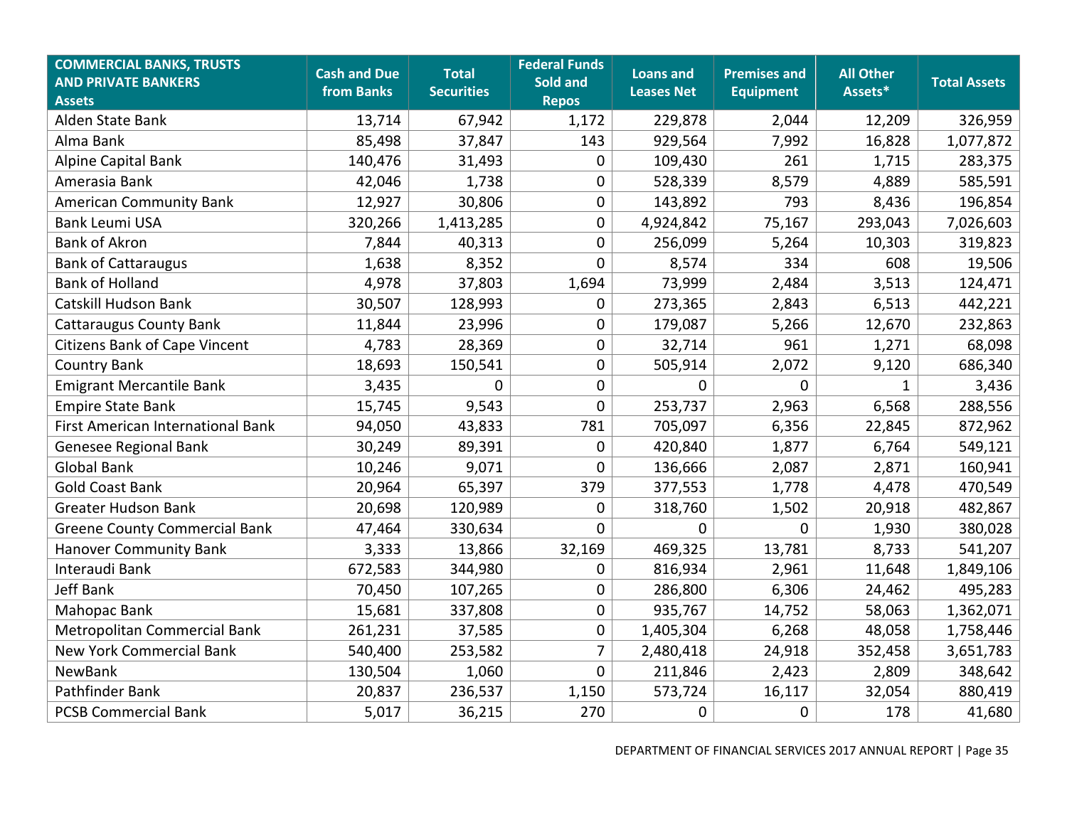| COMMERCIAL BANKS, TRUSTS AND PRIVATE BANKERS Assets | Cash and Due from Banks | Total Securities | Federal Funds Sold and Repos | Loans and Leases Net | Premises and Equipment | All Other Assets* | Total Assets |
|---|---|---|---|---|---|---|---|
| Alden State Bank | 13,714 | 67,942 | 1,172 | 229,878 | 2,044 | 12,209 | 326,959 |
| Alma Bank | 85,498 | 37,847 | 143 | 929,564 | 7,992 | 16,828 | 1,077,872 |
| Alpine Capital Bank | 140,476 | 31,493 | 0 | 109,430 | 261 | 1,715 | 283,375 |
| Amerasia Bank | 42,046 | 1,738 | 0 | 528,339 | 8,579 | 4,889 | 585,591 |
| American Community Bank | 12,927 | 30,806 | 0 | 143,892 | 793 | 8,436 | 196,854 |
| Bank Leumi USA | 320,266 | 1,413,285 | 0 | 4,924,842 | 75,167 | 293,043 | 7,026,603 |
| Bank of Akron | 7,844 | 40,313 | 0 | 256,099 | 5,264 | 10,303 | 319,823 |
| Bank of Cattaraugus | 1,638 | 8,352 | 0 | 8,574 | 334 | 608 | 19,506 |
| Bank of Holland | 4,978 | 37,803 | 1,694 | 73,999 | 2,484 | 3,513 | 124,471 |
| Catskill Hudson Bank | 30,507 | 128,993 | 0 | 273,365 | 2,843 | 6,513 | 442,221 |
| Cattaraugus County Bank | 11,844 | 23,996 | 0 | 179,087 | 5,266 | 12,670 | 232,863 |
| Citizens Bank of Cape Vincent | 4,783 | 28,369 | 0 | 32,714 | 961 | 1,271 | 68,098 |
| Country Bank | 18,693 | 150,541 | 0 | 505,914 | 2,072 | 9,120 | 686,340 |
| Emigrant Mercantile Bank | 3,435 | 0 | 0 | 0 | 0 | 1 | 3,436 |
| Empire State Bank | 15,745 | 9,543 | 0 | 253,737 | 2,963 | 6,568 | 288,556 |
| First American International Bank | 94,050 | 43,833 | 781 | 705,097 | 6,356 | 22,845 | 872,962 |
| Genesee Regional Bank | 30,249 | 89,391 | 0 | 420,840 | 1,877 | 6,764 | 549,121 |
| Global Bank | 10,246 | 9,071 | 0 | 136,666 | 2,087 | 2,871 | 160,941 |
| Gold Coast Bank | 20,964 | 65,397 | 379 | 377,553 | 1,778 | 4,478 | 470,549 |
| Greater Hudson Bank | 20,698 | 120,989 | 0 | 318,760 | 1,502 | 20,918 | 482,867 |
| Greene County Commercial Bank | 47,464 | 330,634 | 0 | 0 | 0 | 1,930 | 380,028 |
| Hanover Community Bank | 3,333 | 13,866 | 32,169 | 469,325 | 13,781 | 8,733 | 541,207 |
| Interaudi Bank | 672,583 | 344,980 | 0 | 816,934 | 2,961 | 11,648 | 1,849,106 |
| Jeff Bank | 70,450 | 107,265 | 0 | 286,800 | 6,306 | 24,462 | 495,283 |
| Mahopac Bank | 15,681 | 337,808 | 0 | 935,767 | 14,752 | 58,063 | 1,362,071 |
| Metropolitan Commercial Bank | 261,231 | 37,585 | 0 | 1,405,304 | 6,268 | 48,058 | 1,758,446 |
| New York Commercial Bank | 540,400 | 253,582 | 7 | 2,480,418 | 24,918 | 352,458 | 3,651,783 |
| NewBank | 130,504 | 1,060 | 0 | 211,846 | 2,423 | 2,809 | 348,642 |
| Pathfinder Bank | 20,837 | 236,537 | 1,150 | 573,724 | 16,117 | 32,054 | 880,419 |
| PCSB Commercial Bank | 5,017 | 36,215 | 270 | 0 | 0 | 178 | 41,680 |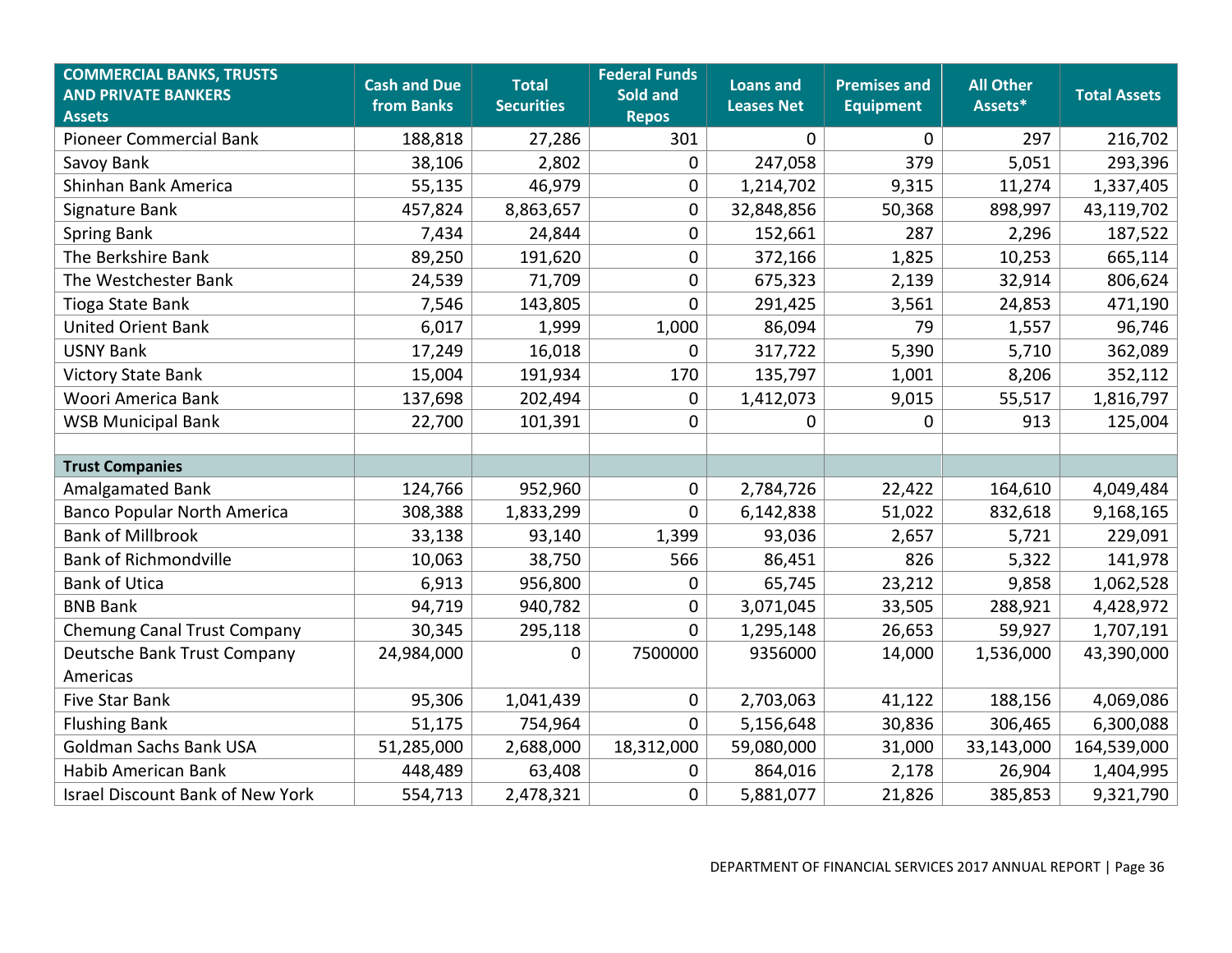| COMMERCIAL BANKS, TRUSTS AND PRIVATE BANKERS Assets | Cash and Due from Banks | Total Securities | Federal Funds Sold and Repos | Loans and Leases Net | Premises and Equipment | All Other Assets* | Total Assets |
|---|---|---|---|---|---|---|---|
| Pioneer Commercial Bank | 188,818 | 27,286 | 301 | 0 | 0 | 297 | 216,702 |
| Savoy Bank | 38,106 | 2,802 | 0 | 247,058 | 379 | 5,051 | 293,396 |
| Shinhan Bank America | 55,135 | 46,979 | 0 | 1,214,702 | 9,315 | 11,274 | 1,337,405 |
| Signature Bank | 457,824 | 8,863,657 | 0 | 32,848,856 | 50,368 | 898,997 | 43,119,702 |
| Spring Bank | 7,434 | 24,844 | 0 | 152,661 | 287 | 2,296 | 187,522 |
| The Berkshire Bank | 89,250 | 191,620 | 0 | 372,166 | 1,825 | 10,253 | 665,114 |
| The Westchester Bank | 24,539 | 71,709 | 0 | 675,323 | 2,139 | 32,914 | 806,624 |
| Tioga State Bank | 7,546 | 143,805 | 0 | 291,425 | 3,561 | 24,853 | 471,190 |
| United Orient Bank | 6,017 | 1,999 | 1,000 | 86,094 | 79 | 1,557 | 96,746 |
| USNY Bank | 17,249 | 16,018 | 0 | 317,722 | 5,390 | 5,710 | 362,089 |
| Victory State Bank | 15,004 | 191,934 | 170 | 135,797 | 1,001 | 8,206 | 352,112 |
| Woori America Bank | 137,698 | 202,494 | 0 | 1,412,073 | 9,015 | 55,517 | 1,816,797 |
| WSB Municipal Bank | 22,700 | 101,391 | 0 | 0 | 0 | 913 | 125,004 |
| | | | | | | | |
| **Trust Companies** | | | | | | | |
| Amalgamated Bank | 124,766 | 952,960 | 0 | 2,784,726 | 22,422 | 164,610 | 4,049,484 |
| Banco Popular North America | 308,388 | 1,833,299 | 0 | 6,142,838 | 51,022 | 832,618 | 9,168,165 |
| Bank of Millbrook | 33,138 | 93,140 | 1,399 | 93,036 | 2,657 | 5,721 | 229,091 |
| Bank of Richmondville | 10,063 | 38,750 | 566 | 86,451 | 826 | 5,322 | 141,978 |
| Bank of Utica | 6,913 | 956,800 | 0 | 65,745 | 23,212 | 9,858 | 1,062,528 |
| BNB Bank | 94,719 | 940,782 | 0 | 3,071,045 | 33,505 | 288,921 | 4,428,972 |
| Chemung Canal Trust Company | 30,345 | 295,118 | 0 | 1,295,148 | 26,653 | 59,927 | 1,707,191 |
| Deutsche Bank Trust Company Americas | 24,984,000 | 0 | 7500000 | 9356000 | 14,000 | 1,536,000 | 43,390,000 |
| Five Star Bank | 95,306 | 1,041,439 | 0 | 2,703,063 | 41,122 | 188,156 | 4,069,086 |
| Flushing Bank | 51,175 | 754,964 | 0 | 5,156,648 | 30,836 | 306,465 | 6,300,088 |
| Goldman Sachs Bank USA | 51,285,000 | 2,688,000 | 18,312,000 | 59,080,000 | 31,000 | 33,143,000 | 164,539,000 |
| Habib American Bank | 448,489 | 63,408 | 0 | 864,016 | 2,178 | 26,904 | 1,404,995 |
| Israel Discount Bank of New York | 554,713 | 2,478,321 | 0 | 5,881,077 | 21,826 | 385,853 | 9,321,790 |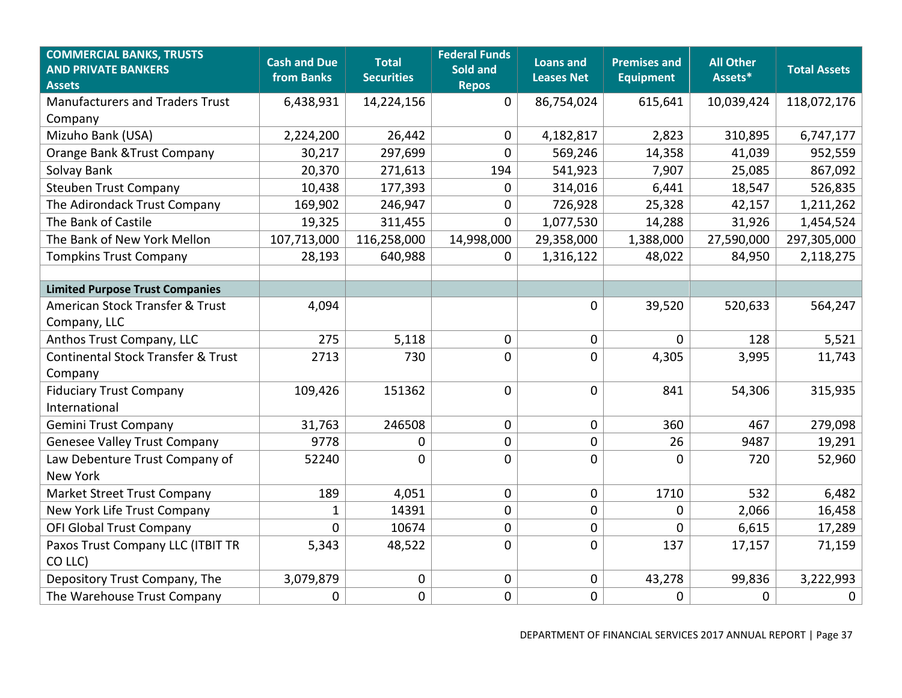| COMMERCIAL BANKS, TRUSTS AND PRIVATE BANKERS Assets | Cash and Due from Banks | Total Securities | Federal Funds Sold and Repos | Loans and Leases Net | Premises and Equipment | All Other Assets* | Total Assets |
|---|---|---|---|---|---|---|---|
| Manufacturers and Traders Trust Company | 6,438,931 | 14,224,156 | 0 | 86,754,024 | 615,641 | 10,039,424 | 118,072,176 |
| Mizuho Bank (USA) | 2,224,200 | 26,442 | 0 | 4,182,817 | 2,823 | 310,895 | 6,747,177 |
| Orange Bank &Trust Company | 30,217 | 297,699 | 0 | 569,246 | 14,358 | 41,039 | 952,559 |
| Solvay Bank | 20,370 | 271,613 | 194 | 541,923 | 7,907 | 25,085 | 867,092 |
| Steuben Trust Company | 10,438 | 177,393 | 0 | 314,016 | 6,441 | 18,547 | 526,835 |
| The Adirondack Trust Company | 169,902 | 246,947 | 0 | 726,928 | 25,328 | 42,157 | 1,211,262 |
| The Bank of Castile | 19,325 | 311,455 | 0 | 1,077,530 | 14,288 | 31,926 | 1,454,524 |
| The Bank of New York Mellon | 107,713,000 | 116,258,000 | 14,998,000 | 29,358,000 | 1,388,000 | 27,590,000 | 297,305,000 |
| Tompkins Trust Company | 28,193 | 640,988 | 0 | 1,316,122 | 48,022 | 84,950 | 2,118,275 |
| | | | | | | | |
| **Limited Purpose Trust Companies** | | | | | | | |
| American Stock Transfer & Trust Company, LLC | 4,094 | | | 0 | 39,520 | 520,633 | 564,247 |
| Anthos Trust Company, LLC | 275 | 5,118 | 0 | 0 | 0 | 128 | 5,521 |
| Continental Stock Transfer & Trust Company | 2713 | 730 | 0 | 0 | 4,305 | 3,995 | 11,743 |
| Fiduciary Trust Company International | 109,426 | 151362 | 0 | 0 | 841 | 54,306 | 315,935 |
| Gemini Trust Company | 31,763 | 246508 | 0 | 0 | 360 | 467 | 279,098 |
| Genesee Valley Trust Company | 9778 | 0 | 0 | 0 | 26 | 9487 | 19,291 |
| Law Debenture Trust Company of New York | 52240 | 0 | 0 | 0 | 0 | 720 | 52,960 |
| Market Street Trust Company | 189 | 4,051 | 0 | 0 | 1710 | 532 | 6,482 |
| New York Life Trust Company | 1 | 14391 | 0 | 0 | 0 | 2,066 | 16,458 |
| OFI Global Trust Company | 0 | 10674 | 0 | 0 | 0 | 6,615 | 17,289 |
| Paxos Trust Company LLC (ITBIT TR CO LLC) | 5,343 | 48,522 | 0 | 0 | 137 | 17,157 | 71,159 |
| Depository Trust Company, The | 3,079,879 | 0 | 0 | 0 | 43,278 | 99,836 | 3,222,993 |
| The Warehouse Trust Company | 0 | 0 | 0 | 0 | 0 | 0 | 0 |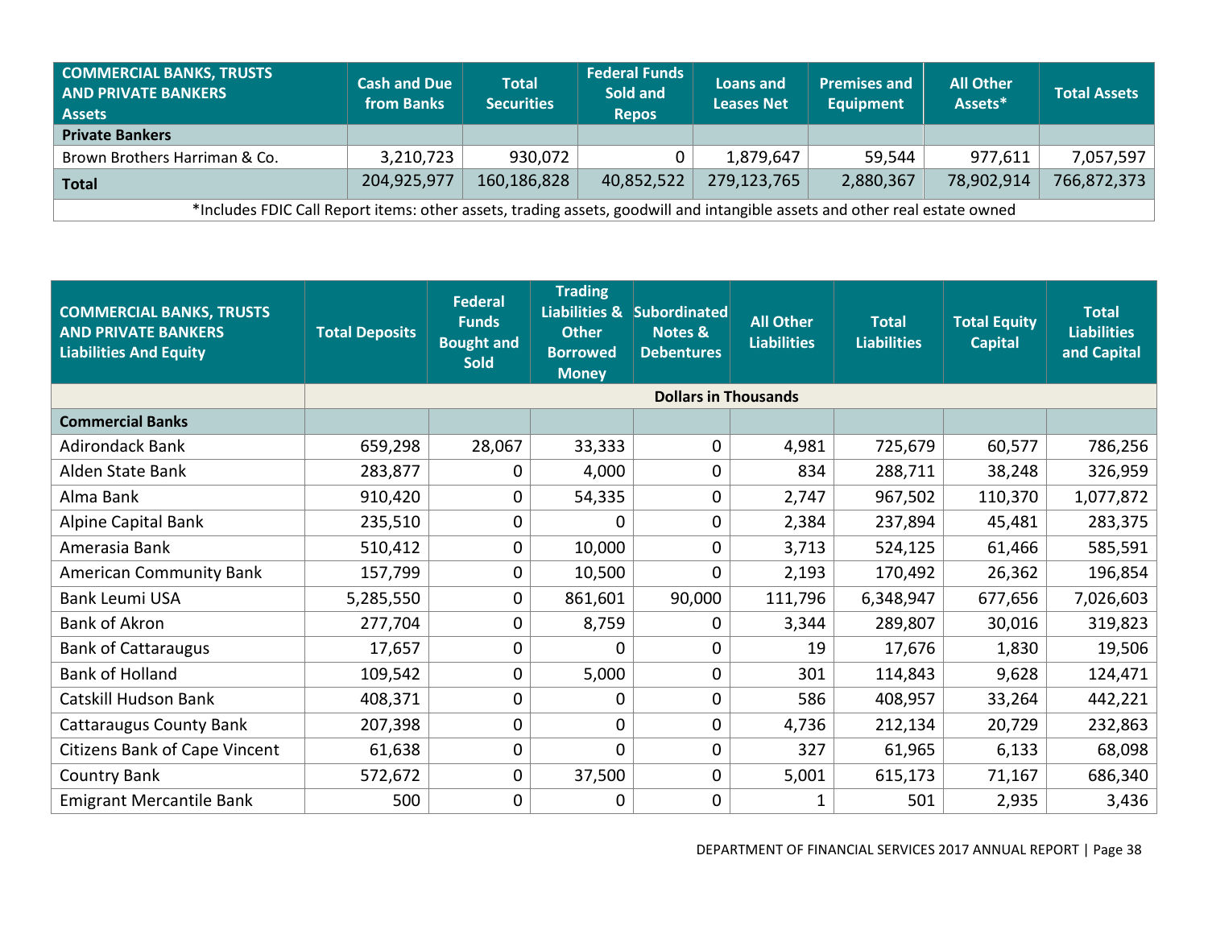| COMMERCIAL BANKS, TRUSTS AND PRIVATE BANKERS Assets | Cash and Due from Banks | Total Securities | Federal Funds Sold and Repos | Loans and Leases Net | Premises and Equipment | All Other Assets* | Total Assets |
|---|---|---|---|---|---|---|---|
| **Private Bankers** | | | | | | | |
| Brown Brothers Harriman & Co. | 3,210,723 | 930,072 | 0 | 1,879,647 | 59,544 | 977,611 | 7,057,597 |
| **Total** | 204,925,977 | 160,186,828 | 40,852,522 | 279,123,765 | 2,880,367 | 78,902,914 | 766,872,373 |

*Includes FDIC Call Report items: other assets, trading assets, goodwill and intangible assets and other real estate owned

| COMMERCIAL BANKS, TRUSTS AND PRIVATE BANKERS Liabilities And Equity | Total Deposits | Federal Funds Bought and Sold | Trading Liabilities & Other Borrowed Money | Subordinated Notes & Debentures | All Other Liabilities | Total Liabilities | Total Equity Capital | Total Liabilities and Capital |
|---|---|---|---|---|---|---|---|---|
| | Dollars in Thousands | | | | | | | |
| **Commercial Banks** | | | | | | | | |
| Adirondack Bank | 659,298 | 28,067 | 33,333 | 0 | 4,981 | 725,679 | 60,577 | 786,256 |
| Alden State Bank | 283,877 | 0 | 4,000 | 0 | 834 | 288,711 | 38,248 | 326,959 |
| Alma Bank | 910,420 | 0 | 54,335 | 0 | 2,747 | 967,502 | 110,370 | 1,077,872 |
| Alpine Capital Bank | 235,510 | 0 | 0 | 0 | 2,384 | 237,894 | 45,481 | 283,375 |
| Amerasia Bank | 510,412 | 0 | 10,000 | 0 | 3,713 | 524,125 | 61,466 | 585,591 |
| American Community Bank | 157,799 | 0 | 10,500 | 0 | 2,193 | 170,492 | 26,362 | 196,854 |
| Bank Leumi USA | 5,285,550 | 0 | 861,601 | 90,000 | 111,796 | 6,348,947 | 677,656 | 7,026,603 |
| Bank of Akron | 277,704 | 0 | 8,759 | 0 | 3,344 | 289,807 | 30,016 | 319,823 |
| Bank of Cattaraugus | 17,657 | 0 | 0 | 0 | 19 | 17,676 | 1,830 | 19,506 |
| Bank of Holland | 109,542 | 0 | 5,000 | 0 | 301 | 114,843 | 9,628 | 124,471 |
| Catskill Hudson Bank | 408,371 | 0 | 0 | 0 | 586 | 408,957 | 33,264 | 442,221 |
| Cattaraugus County Bank | 207,398 | 0 | 0 | 0 | 4,736 | 212,134 | 20,729 | 232,863 |
| Citizens Bank of Cape Vincent | 61,638 | 0 | 0 | 0 | 327 | 61,965 | 6,133 | 68,098 |
| Country Bank | 572,672 | 0 | 37,500 | 0 | 5,001 | 615,173 | 71,167 | 686,340 |
| Emigrant Mercantile Bank | 500 | 0 | 0 | 0 | 1 | 501 | 2,935 | 3,436 |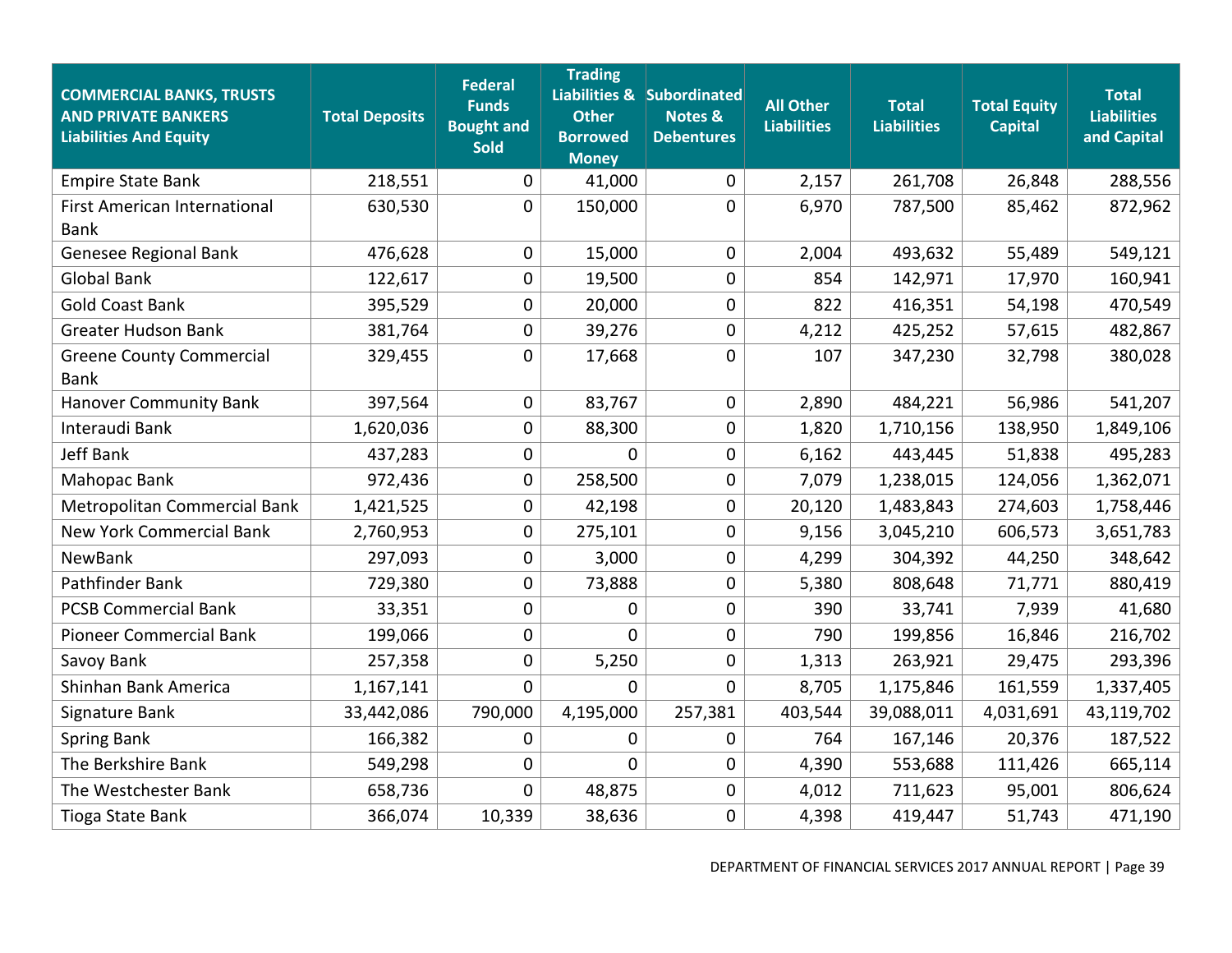| COMMERCIAL BANKS, TRUSTS AND PRIVATE BANKERS Liabilities And Equity | Total Deposits | Federal Funds Bought and Sold | Trading Liabilities & Other Borrowed Money | Subordinated Notes & Debentures | All Other Liabilities | Total Liabilities | Total Equity Capital | Total Liabilities and Capital |
|---|---|---|---|---|---|---|---|---|
| Empire State Bank | 218,551 | 0 | 41,000 | 0 | 2,157 | 261,708 | 26,848 | 288,556 |
| First American International Bank | 630,530 | 0 | 150,000 | 0 | 6,970 | 787,500 | 85,462 | 872,962 |
| Genesee Regional Bank | 476,628 | 0 | 15,000 | 0 | 2,004 | 493,632 | 55,489 | 549,121 |
| Global Bank | 122,617 | 0 | 19,500 | 0 | 854 | 142,971 | 17,970 | 160,941 |
| Gold Coast Bank | 395,529 | 0 | 20,000 | 0 | 822 | 416,351 | 54,198 | 470,549 |
| Greater Hudson Bank | 381,764 | 0 | 39,276 | 0 | 4,212 | 425,252 | 57,615 | 482,867 |
| Greene County Commercial Bank | 329,455 | 0 | 17,668 | 0 | 107 | 347,230 | 32,798 | 380,028 |
| Hanover Community Bank | 397,564 | 0 | 83,767 | 0 | 2,890 | 484,221 | 56,986 | 541,207 |
| Interaudi Bank | 1,620,036 | 0 | 88,300 | 0 | 1,820 | 1,710,156 | 138,950 | 1,849,106 |
| Jeff Bank | 437,283 | 0 | 0 | 0 | 6,162 | 443,445 | 51,838 | 495,283 |
| Mahopac Bank | 972,436 | 0 | 258,500 | 0 | 7,079 | 1,238,015 | 124,056 | 1,362,071 |
| Metropolitan Commercial Bank | 1,421,525 | 0 | 42,198 | 0 | 20,120 | 1,483,843 | 274,603 | 1,758,446 |
| New York Commercial Bank | 2,760,953 | 0 | 275,101 | 0 | 9,156 | 3,045,210 | 606,573 | 3,651,783 |
| NewBank | 297,093 | 0 | 3,000 | 0 | 4,299 | 304,392 | 44,250 | 348,642 |
| Pathfinder Bank | 729,380 | 0 | 73,888 | 0 | 5,380 | 808,648 | 71,771 | 880,419 |
| PCSB Commercial Bank | 33,351 | 0 | 0 | 0 | 390 | 33,741 | 7,939 | 41,680 |
| Pioneer Commercial Bank | 199,066 | 0 | 0 | 0 | 790 | 199,856 | 16,846 | 216,702 |
| Savoy Bank | 257,358 | 0 | 5,250 | 0 | 1,313 | 263,921 | 29,475 | 293,396 |
| Shinhan Bank America | 1,167,141 | 0 | 0 | 0 | 8,705 | 1,175,846 | 161,559 | 1,337,405 |
| Signature Bank | 33,442,086 | 790,000 | 4,195,000 | 257,381 | 403,544 | 39,088,011 | 4,031,691 | 43,119,702 |
| Spring Bank | 166,382 | 0 | 0 | 0 | 764 | 167,146 | 20,376 | 187,522 |
| The Berkshire Bank | 549,298 | 0 | 0 | 0 | 4,390 | 553,688 | 111,426 | 665,114 |
| The Westchester Bank | 658,736 | 0 | 48,875 | 0 | 4,012 | 711,623 | 95,001 | 806,624 |
| Tioga State Bank | 366,074 | 10,339 | 38,636 | 0 | 4,398 | 419,447 | 51,743 | 471,190 |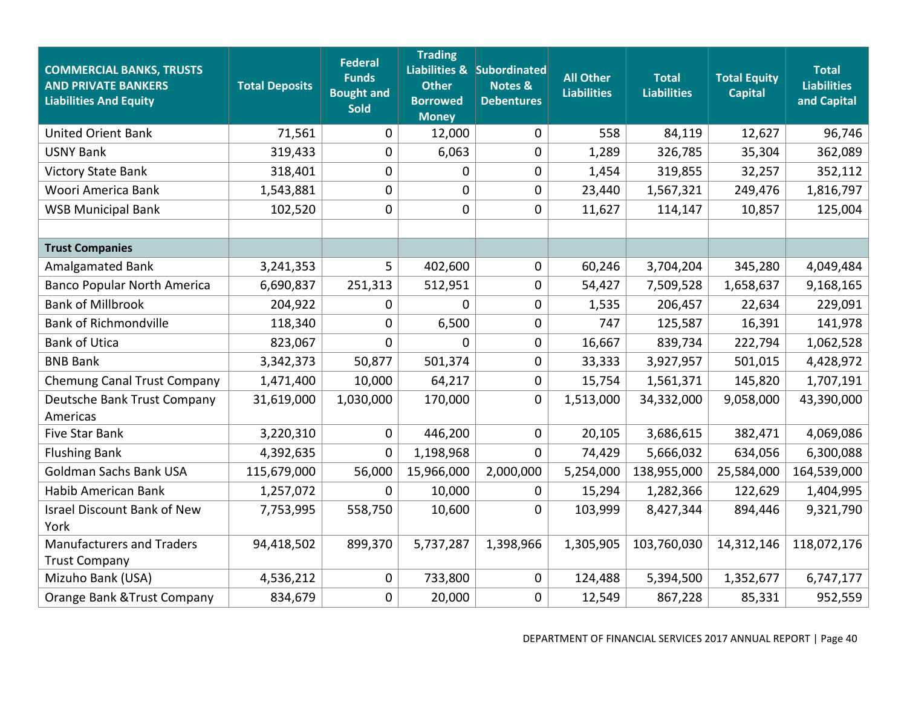| COMMERCIAL BANKS, TRUSTS AND PRIVATE BANKERS Liabilities And Equity | Total Deposits | Federal Funds Bought and Sold | Trading Liabilities & Other Borrowed Money | Subordinated Notes & Debentures | All Other Liabilities | Total Liabilities | Total Equity Capital | Total Liabilities and Capital |
|---|---|---|---|---|---|---|---|---|
| United Orient Bank | 71,561 | 0 | 12,000 | 0 | 558 | 84,119 | 12,627 | 96,746 |
| USNY Bank | 319,433 | 0 | 6,063 | 0 | 1,289 | 326,785 | 35,304 | 362,089 |
| Victory State Bank | 318,401 | 0 | 0 | 0 | 1,454 | 319,855 | 32,257 | 352,112 |
| Woori America Bank | 1,543,881 | 0 | 0 | 0 | 23,440 | 1,567,321 | 249,476 | 1,816,797 |
| WSB Municipal Bank | 102,520 | 0 | 0 | 0 | 11,627 | 114,147 | 10,857 | 125,004 |
| | | | | | | | | |
| **Trust Companies** | | | | | | | | |
| Amalgamated Bank | 3,241,353 | 5 | 402,600 | 0 | 60,246 | 3,704,204 | 345,280 | 4,049,484 |
| Banco Popular North America | 6,690,837 | 251,313 | 512,951 | 0 | 54,427 | 7,509,528 | 1,658,637 | 9,168,165 |
| Bank of Millbrook | 204,922 | 0 | 0 | 0 | 1,535 | 206,457 | 22,634 | 229,091 |
| Bank of Richmondville | 118,340 | 0 | 6,500 | 0 | 747 | 125,587 | 16,391 | 141,978 |
| Bank of Utica | 823,067 | 0 | 0 | 0 | 16,667 | 839,734 | 222,794 | 1,062,528 |
| BNB Bank | 3,342,373 | 50,877 | 501,374 | 0 | 33,333 | 3,927,957 | 501,015 | 4,428,972 |
| Chemung Canal Trust Company | 1,471,400 | 10,000 | 64,217 | 0 | 15,754 | 1,561,371 | 145,820 | 1,707,191 |
| Deutsche Bank Trust Company Americas | 31,619,000 | 1,030,000 | 170,000 | 0 | 1,513,000 | 34,332,000 | 9,058,000 | 43,390,000 |
| Five Star Bank | 3,220,310 | 0 | 446,200 | 0 | 20,105 | 3,686,615 | 382,471 | 4,069,086 |
| Flushing Bank | 4,392,635 | 0 | 1,198,968 | 0 | 74,429 | 5,666,032 | 634,056 | 6,300,088 |
| Goldman Sachs Bank USA | 115,679,000 | 56,000 | 15,966,000 | 2,000,000 | 5,254,000 | 138,955,000 | 25,584,000 | 164,539,000 |
| Habib American Bank | 1,257,072 | 0 | 10,000 | 0 | 15,294 | 1,282,366 | 122,629 | 1,404,995 |
| Israel Discount Bank of New York | 7,753,995 | 558,750 | 10,600 | 0 | 103,999 | 8,427,344 | 894,446 | 9,321,790 |
| Manufacturers and Traders Trust Company | 94,418,502 | 899,370 | 5,737,287 | 1,398,966 | 1,305,905 | 103,760,030 | 14,312,146 | 118,072,176 |
| Mizuho Bank (USA) | 4,536,212 | 0 | 733,800 | 0 | 124,488 | 5,394,500 | 1,352,677 | 6,747,177 |
| Orange Bank &Trust Company | 834,679 | 0 | 20,000 | 0 | 12,549 | 867,228 | 85,331 | 952,559 |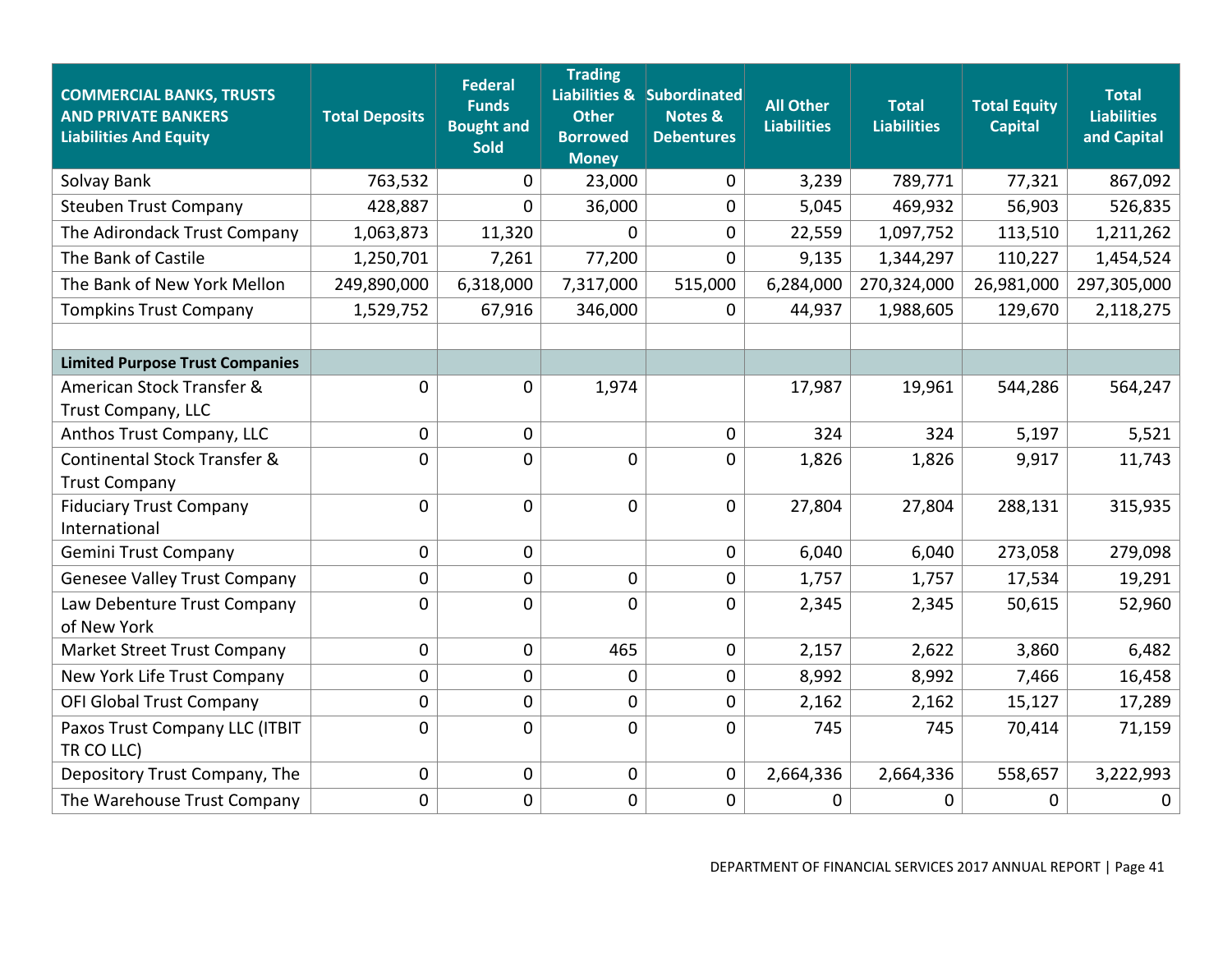| COMMERCIAL BANKS, TRUSTS AND PRIVATE BANKERS Liabilities And Equity | Total Deposits | Federal Funds Bought and Sold | Trading Liabilities & Other Borrowed Money | Subordinated Notes & Debentures | All Other Liabilities | Total Liabilities | Total Equity Capital | Total Liabilities and Capital |
|---|---|---|---|---|---|---|---|---|
| Solvay Bank | 763,532 | 0 | 23,000 | 0 | 3,239 | 789,771 | 77,321 | 867,092 |
| Steuben Trust Company | 428,887 | 0 | 36,000 | 0 | 5,045 | 469,932 | 56,903 | 526,835 |
| The Adirondack Trust Company | 1,063,873 | 11,320 | 0 | 0 | 22,559 | 1,097,752 | 113,510 | 1,211,262 |
| The Bank of Castile | 1,250,701 | 7,261 | 77,200 | 0 | 9,135 | 1,344,297 | 110,227 | 1,454,524 |
| The Bank of New York Mellon | 249,890,000 | 6,318,000 | 7,317,000 | 515,000 | 6,284,000 | 270,324,000 | 26,981,000 | 297,305,000 |
| Tompkins Trust Company | 1,529,752 | 67,916 | 346,000 | 0 | 44,937 | 1,988,605 | 129,670 | 2,118,275 |
| | | | | | | | | |
| **Limited Purpose Trust Companies** | | | | | | | | |
| American Stock Transfer & Trust Company, LLC | 0 | 0 | 1,974 | | 17,987 | 19,961 | 544,286 | 564,247 |
| Anthos Trust Company, LLC | 0 | 0 | | 0 | 324 | 324 | 5,197 | 5,521 |
| Continental Stock Transfer & Trust Company | 0 | 0 | 0 | 0 | 1,826 | 1,826 | 9,917 | 11,743 |
| Fiduciary Trust Company International | 0 | 0 | 0 | 0 | 27,804 | 27,804 | 288,131 | 315,935 |
| Gemini Trust Company | 0 | 0 | | 0 | 6,040 | 6,040 | 273,058 | 279,098 |
| Genesee Valley Trust Company | 0 | 0 | 0 | 0 | 1,757 | 1,757 | 17,534 | 19,291 |
| Law Debenture Trust Company of New York | 0 | 0 | 0 | 0 | 2,345 | 2,345 | 50,615 | 52,960 |
| Market Street Trust Company | 0 | 0 | 465 | 0 | 2,157 | 2,622 | 3,860 | 6,482 |
| New York Life Trust Company | 0 | 0 | 0 | 0 | 8,992 | 8,992 | 7,466 | 16,458 |
| OFI Global Trust Company | 0 | 0 | 0 | 0 | 2,162 | 2,162 | 15,127 | 17,289 |
| Paxos Trust Company LLC (ITBIT TR CO LLC) | 0 | 0 | 0 | 0 | 745 | 745 | 70,414 | 71,159 |
| Depository Trust Company, The | 0 | 0 | 0 | 0 | 2,664,336 | 2,664,336 | 558,657 | 3,222,993 |
| The Warehouse Trust Company | 0 | 0 | 0 | 0 | 0 | 0 | 0 | 0 |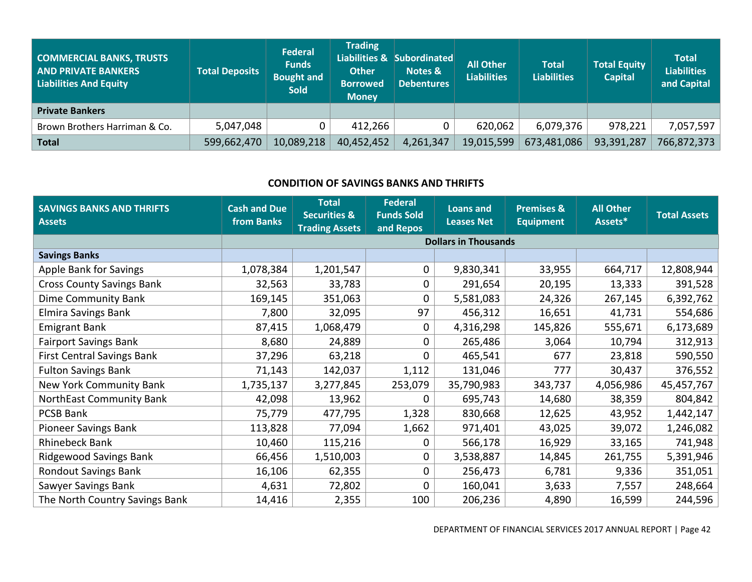| COMMERCIAL BANKS, TRUSTS AND PRIVATE BANKERS Liabilities And Equity | Total Deposits | Federal Funds Bought and Sold | Trading Liabilities & Other Borrowed Money | Subordinated Notes & Debentures | All Other Liabilities | Total Liabilities | Total Equity Capital | Total Liabilities and Capital |
|---|---|---|---|---|---|---|---|---|
| **Private Bankers** | | | | | | | | |
| Brown Brothers Harriman & Co. | 5,047,048 | 0 | 412,266 | 0 | 620,062 | 6,079,376 | 978,221 | 7,057,597 |
| **Total** | 599,662,470 | 10,089,218 | 40,452,452 | 4,261,347 | 19,015,599 | 673,481,086 | 93,391,287 | 766,872,373 |

## CONDITION OF SAVINGS BANKS AND THRIFTS

| SAVINGS BANKS AND THRIFTS Assets | Cash and Due from Banks | Total Securities & Trading Assets | Federal Funds Sold and Repos | Loans and Leases Net | Premises & Equipment | All Other Assets* | Total Assets |
|---|---|---|---|---|---|---|---|
| | Dollars in Thousands | | | | | | |
| **Savings Banks** | | | | | | | |
| Apple Bank for Savings | 1,078,384 | 1,201,547 | 0 | 9,830,341 | 33,955 | 664,717 | 12,808,944 |
| Cross County Savings Bank | 32,563 | 33,783 | 0 | 291,654 | 20,195 | 13,333 | 391,528 |
| Dime Community Bank | 169,145 | 351,063 | 0 | 5,581,083 | 24,326 | 267,145 | 6,392,762 |
| Elmira Savings Bank | 7,800 | 32,095 | 97 | 456,312 | 16,651 | 41,731 | 554,686 |
| Emigrant Bank | 87,415 | 1,068,479 | 0 | 4,316,298 | 145,826 | 555,671 | 6,173,689 |
| Fairport Savings Bank | 8,680 | 24,889 | 0 | 265,486 | 3,064 | 10,794 | 312,913 |
| First Central Savings Bank | 37,296 | 63,218 | 0 | 465,541 | 677 | 23,818 | 590,550 |
| Fulton Savings Bank | 71,143 | 142,037 | 1,112 | 131,046 | 777 | 30,437 | 376,552 |
| New York Community Bank | 1,735,137 | 3,277,845 | 253,079 | 35,790,983 | 343,737 | 4,056,986 | 45,457,767 |
| NorthEast Community Bank | 42,098 | 13,962 | 0 | 695,743 | 14,680 | 38,359 | 804,842 |
| PCSB Bank | 75,779 | 477,795 | 1,328 | 830,668 | 12,625 | 43,952 | 1,442,147 |
| Pioneer Savings Bank | 113,828 | 77,094 | 1,662 | 971,401 | 43,025 | 39,072 | 1,246,082 |
| Rhinebeck Bank | 10,460 | 115,216 | 0 | 566,178 | 16,929 | 33,165 | 741,948 |
| Ridgewood Savings Bank | 66,456 | 1,510,003 | 0 | 3,538,887 | 14,845 | 261,755 | 5,391,946 |
| Rondout Savings Bank | 16,106 | 62,355 | 0 | 256,473 | 6,781 | 9,336 | 351,051 |
| Sawyer Savings Bank | 4,631 | 72,802 | 0 | 160,041 | 3,633 | 7,557 | 248,664 |
| The North Country Savings Bank | 14,416 | 2,355 | 100 | 206,236 | 4,890 | 16,599 | 244,596 |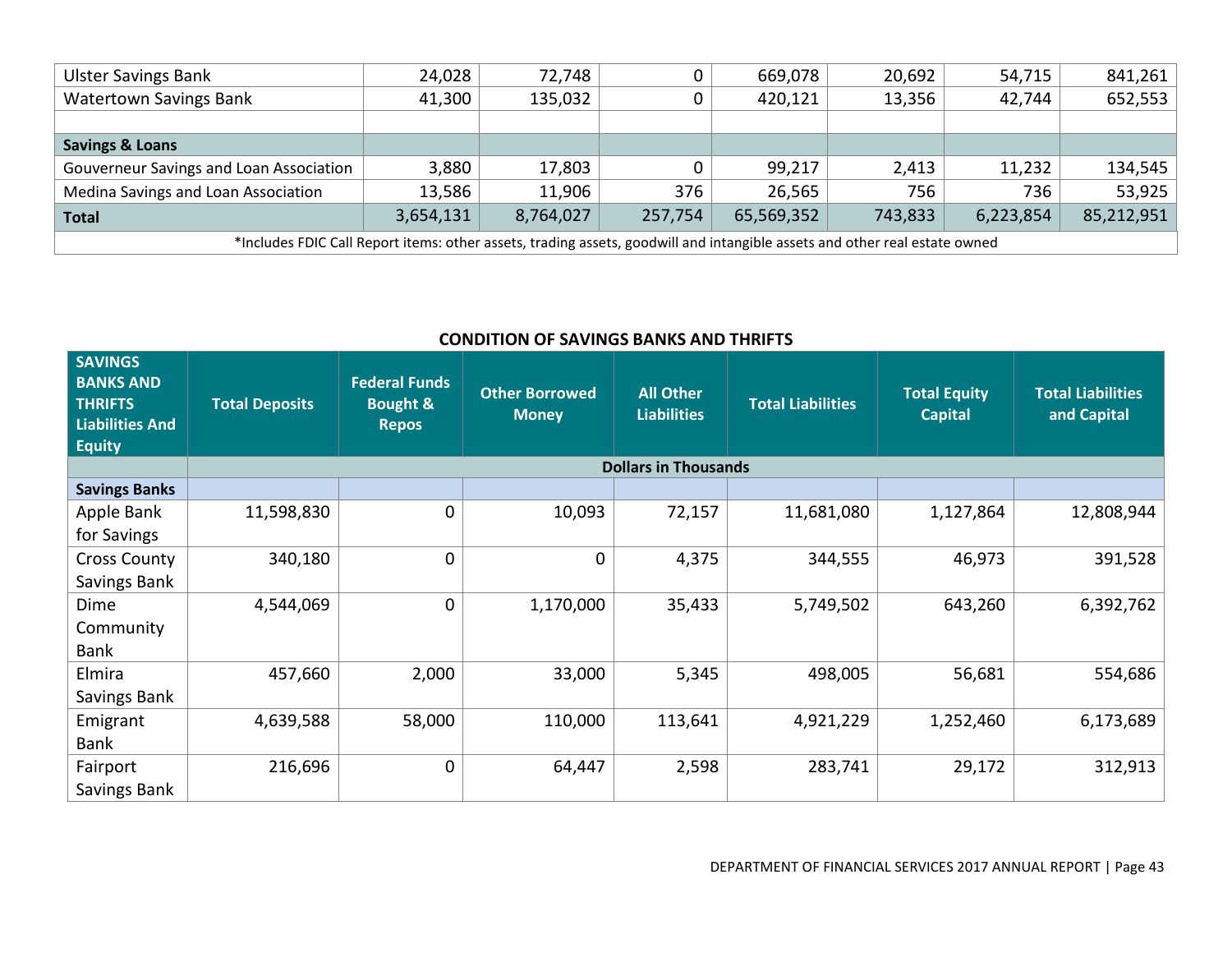| | | | | | | | |
|---|---|---|---|---|---|---|---|
| Ulster Savings Bank | 24,028 | 72,748 | 0 | 669,078 | 20,692 | 54,715 | 841,261 |
| Watertown Savings Bank | 41,300 | 135,032 | 0 | 420,121 | 13,356 | 42,744 | 652,553 |
| | | | | | | | |
| **Savings & Loans** | | | | | | | |
| Gouverneur Savings and Loan Association | 3,880 | 17,803 | 0 | 99,217 | 2,413 | 11,232 | 134,545 |
| Medina Savings and Loan Association | 13,586 | 11,906 | 376 | 26,565 | 756 | 736 | 53,925 |
| **Total** | 3,654,131 | 8,764,027 | 257,754 | 65,569,352 | 743,833 | 6,223,854 | 85,212,951 |

*Includes FDIC Call Report items: other assets, trading assets, goodwill and intangible assets and other real estate owned

## CONDITION OF SAVINGS BANKS AND THRIFTS

| SAVINGS BANKS AND THRIFTS Liabilities And Equity | Total Deposits | Federal Funds Bought & Repos | Other Borrowed Money | All Other Liabilities | Total Liabilities | Total Equity Capital | Total Liabilities and Capital |
|---|---|---|---|---|---|---|---|
| | Dollars in Thousands | | | | | | |
| **Savings Banks** | | | | | | | |
| Apple Bank for Savings | 11,598,830 | 0 | 10,093 | 72,157 | 11,681,080 | 1,127,864 | 12,808,944 |
| Cross County Savings Bank | 340,180 | 0 | 0 | 4,375 | 344,555 | 46,973 | 391,528 |
| Dime Community Bank | 4,544,069 | 0 | 1,170,000 | 35,433 | 5,749,502 | 643,260 | 6,392,762 |
| Elmira Savings Bank | 457,660 | 2,000 | 33,000 | 5,345 | 498,005 | 56,681 | 554,686 |
| Emigrant Bank | 4,639,588 | 58,000 | 110,000 | 113,641 | 4,921,229 | 1,252,460 | 6,173,689 |
| Fairport Savings Bank | 216,696 | 0 | 64,447 | 2,598 | 283,741 | 29,172 | 312,913 |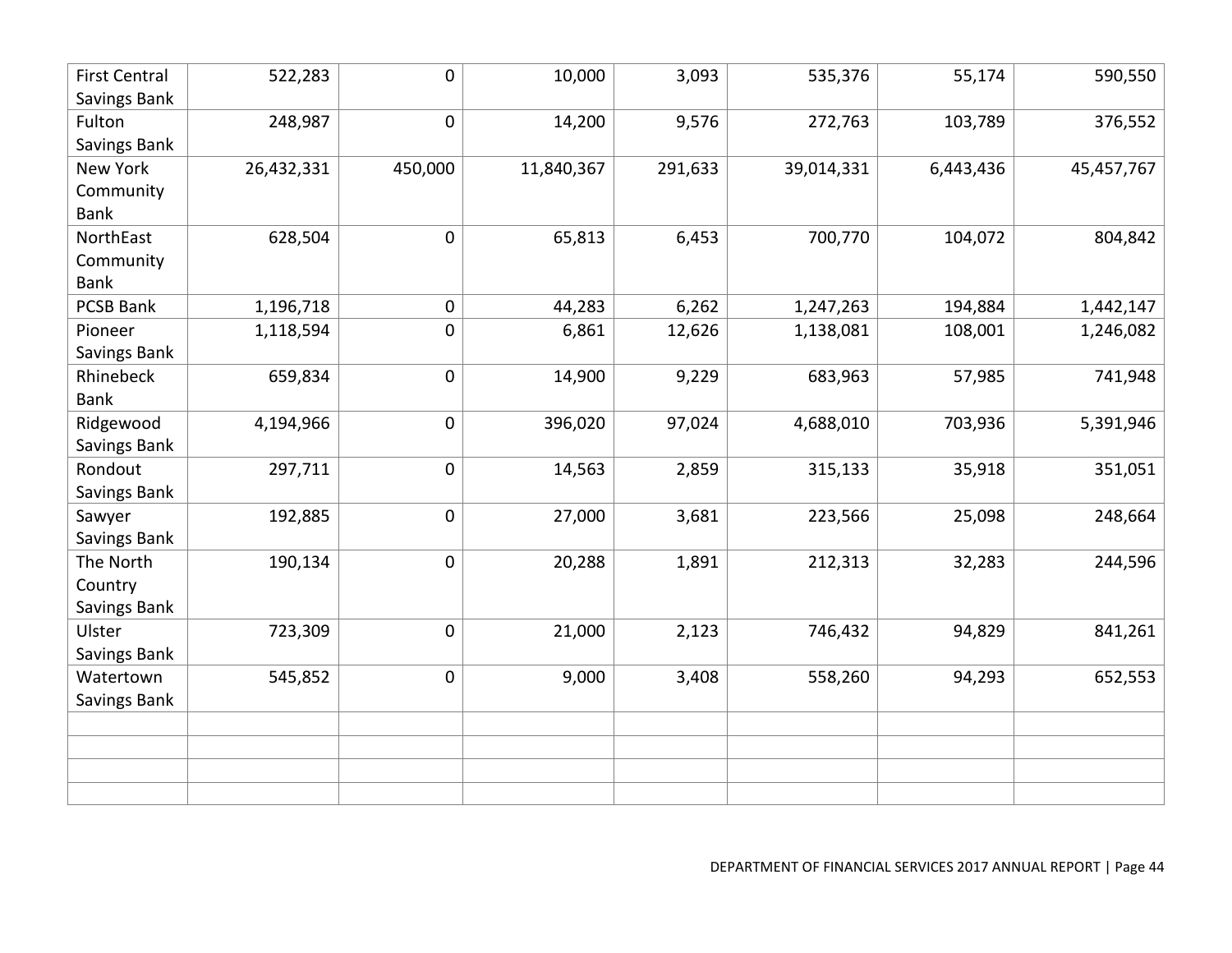| | | | | | | | |
|---|---|---|---|---|---|---|---|
| First Central Savings Bank | 522,283 | 0 | 10,000 | 3,093 | 535,376 | 55,174 | 590,550 |
| Fulton Savings Bank | 248,987 | 0 | 14,200 | 9,576 | 272,763 | 103,789 | 376,552 |
| New York Community Bank | 26,432,331 | 450,000 | 11,840,367 | 291,633 | 39,014,331 | 6,443,436 | 45,457,767 |
| NorthEast Community Bank | 628,504 | 0 | 65,813 | 6,453 | 700,770 | 104,072 | 804,842 |
| PCSB Bank | 1,196,718 | 0 | 44,283 | 6,262 | 1,247,263 | 194,884 | 1,442,147 |
| Pioneer Savings Bank | 1,118,594 | 0 | 6,861 | 12,626 | 1,138,081 | 108,001 | 1,246,082 |
| Rhinebeck Bank | 659,834 | 0 | 14,900 | 9,229 | 683,963 | 57,985 | 741,948 |
| Ridgewood Savings Bank | 4,194,966 | 0 | 396,020 | 97,024 | 4,688,010 | 703,936 | 5,391,946 |
| Rondout Savings Bank | 297,711 | 0 | 14,563 | 2,859 | 315,133 | 35,918 | 351,051 |
| Sawyer Savings Bank | 192,885 | 0 | 27,000 | 3,681 | 223,566 | 25,098 | 248,664 |
| The North Country Savings Bank | 190,134 | 0 | 20,288 | 1,891 | 212,313 | 32,283 | 244,596 |
| Ulster Savings Bank | 723,309 | 0 | 21,000 | 2,123 | 746,432 | 94,829 | 841,261 |
| Watertown Savings Bank | 545,852 | 0 | 9,000 | 3,408 | 558,260 | 94,293 | 652,553 |
| | | | | | | | |
| | | | | | | | |
| | | | | | | | |
| | | | | | | | |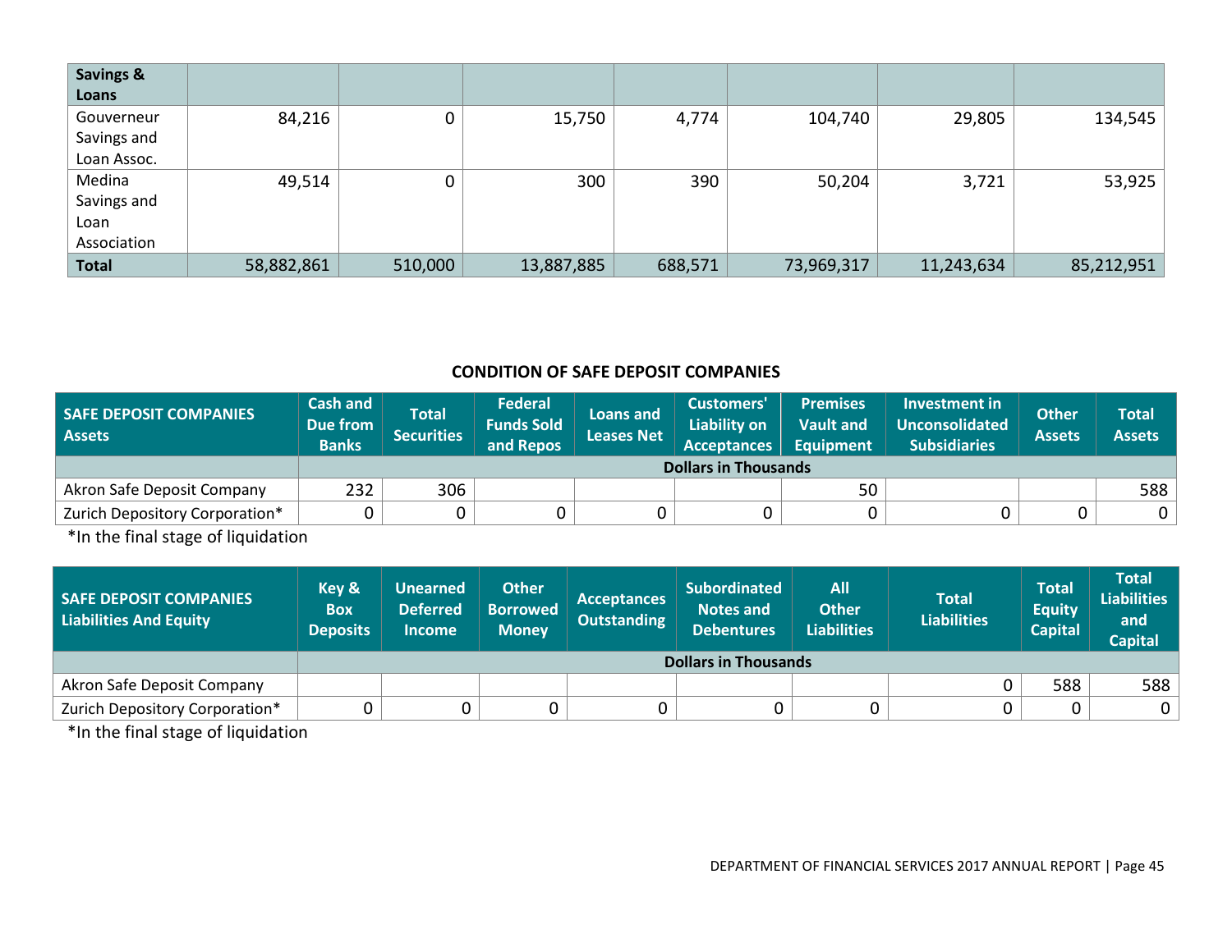| Savings & Loans | | | | | | | |
|---|---|---|---|---|---|---|---|
| Gouverneur Savings and Loan Assoc. | 84,216 | 0 | 15,750 | 4,774 | 104,740 | 29,805 | 134,545 |
| Medina Savings and Loan Association | 49,514 | 0 | 300 | 390 | 50,204 | 3,721 | 53,925 |
| **Total** | 58,882,861 | 510,000 | 13,887,885 | 688,571 | 73,969,317 | 11,243,634 | 85,212,951 |

### CONDITION OF SAFE DEPOSIT COMPANIES

| SAFE DEPOSIT COMPANIES Assets | Cash and Due from Banks | Total Securities | Federal Funds Sold and Repos | Loans and Leases Net | Customers' Liability on Acceptances | Premises Vault and Equipment | Investment in Unconsolidated Subsidiaries | Other Assets | Total Assets |
|---|---|---|---|---|---|---|---|---|---|
| | **Dollars in Thousands** | | | | | | | | |
| Akron Safe Deposit Company | 232 | 306 | | | | 50 | | | 588 |
| Zurich Depository Corporation* | 0 | 0 | 0 | 0 | 0 | 0 | 0 | 0 | 0 |

*In the final stage of liquidation

| SAFE DEPOSIT COMPANIES Liabilities And Equity | Key & Box Deposits | Unearned Deferred Income | Other Borrowed Money | Acceptances Outstanding | Subordinated Notes and Debentures | All Other Liabilities | Total Liabilities | Total Equity Capital | Total Liabilities and Capital |
|---|---|---|---|---|---|---|---|---|---|
| | **Dollars in Thousands** | | | | | | | | |
| Akron Safe Deposit Company | | | | | | | 0 | 588 | 588 |
| Zurich Depository Corporation* | 0 | 0 | 0 | 0 | 0 | 0 | 0 | 0 | 0 |

*In the final stage of liquidation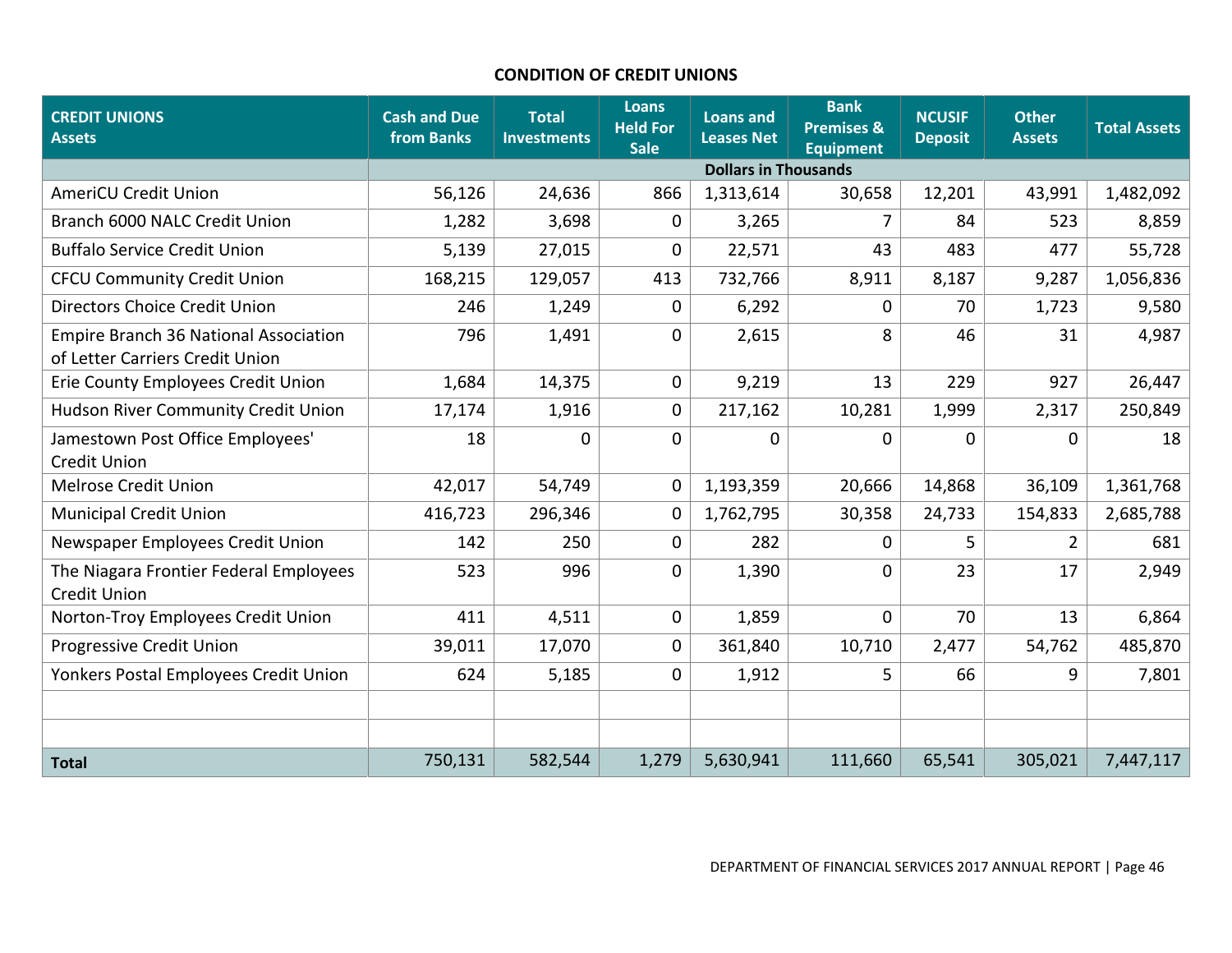## CONDITION OF CREDIT UNIONS

| CREDIT UNIONS Assets | Cash and Due from Banks | Total Investments | Loans Held For Sale | Loans and Leases Net | Bank Premises & Equipment | NCUSIF Deposit | Other Assets | Total Assets |
|---|---|---|---|---|---|---|---|---|
| | Dollars in Thousands | | | | | | | |
| AmeriCU Credit Union | 56,126 | 24,636 | 866 | 1,313,614 | 30,658 | 12,201 | 43,991 | 1,482,092 |
| Branch 6000 NALC Credit Union | 1,282 | 3,698 | 0 | 3,265 | 7 | 84 | 523 | 8,859 |
| Buffalo Service Credit Union | 5,139 | 27,015 | 0 | 22,571 | 43 | 483 | 477 | 55,728 |
| CFCU Community Credit Union | 168,215 | 129,057 | 413 | 732,766 | 8,911 | 8,187 | 9,287 | 1,056,836 |
| Directors Choice Credit Union | 246 | 1,249 | 0 | 6,292 | 0 | 70 | 1,723 | 9,580 |
| Empire Branch 36 National Association of Letter Carriers Credit Union | 796 | 1,491 | 0 | 2,615 | 8 | 46 | 31 | 4,987 |
| Erie County Employees Credit Union | 1,684 | 14,375 | 0 | 9,219 | 13 | 229 | 927 | 26,447 |
| Hudson River Community Credit Union | 17,174 | 1,916 | 0 | 217,162 | 10,281 | 1,999 | 2,317 | 250,849 |
| Jamestown Post Office Employees' Credit Union | 18 | 0 | 0 | 0 | 0 | 0 | 0 | 18 |
| Melrose Credit Union | 42,017 | 54,749 | 0 | 1,193,359 | 20,666 | 14,868 | 36,109 | 1,361,768 |
| Municipal Credit Union | 416,723 | 296,346 | 0 | 1,762,795 | 30,358 | 24,733 | 154,833 | 2,685,788 |
| Newspaper Employees Credit Union | 142 | 250 | 0 | 282 | 0 | 5 | 2 | 681 |
| The Niagara Frontier Federal Employees Credit Union | 523 | 996 | 0 | 1,390 | 0 | 23 | 17 | 2,949 |
| Norton-Troy Employees Credit Union | 411 | 4,511 | 0 | 1,859 | 0 | 70 | 13 | 6,864 |
| Progressive Credit Union | 39,011 | 17,070 | 0 | 361,840 | 10,710 | 2,477 | 54,762 | 485,870 |
| Yonkers Postal Employees Credit Union | 624 | 5,185 | 0 | 1,912 | 5 | 66 | 9 | 7,801 |
| | | | | | | | | |
| | | | | | | | | |
| **Total** | 750,131 | 582,544 | 1,279 | 5,630,941 | 111,660 | 65,541 | 305,021 | 7,447,117 |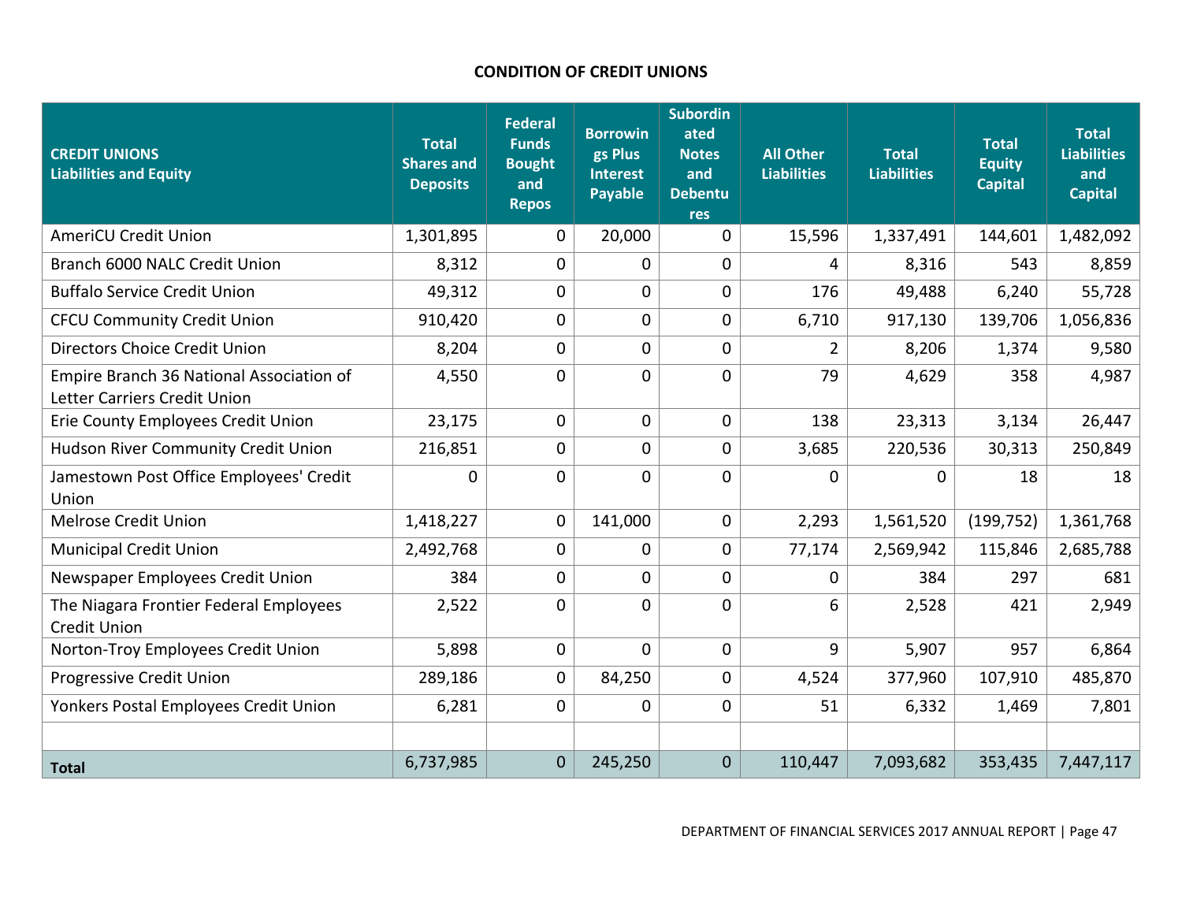## CONDITION OF CREDIT UNIONS

| CREDIT UNIONS Liabilities and Equity | Total Shares and Deposits | Federal Funds Bought and Repos | Borrowings Plus Interest Payable | Subordinated Notes and Debentures | All Other Liabilities | Total Liabilities | Total Equity Capital | Total Liabilities and Capital |
|---|---|---|---|---|---|---|---|---|
| AmeriCU Credit Union | 1,301,895 | 0 | 20,000 | 0 | 15,596 | 1,337,491 | 144,601 | 1,482,092 |
| Branch 6000 NALC Credit Union | 8,312 | 0 | 0 | 0 | 4 | 8,316 | 543 | 8,859 |
| Buffalo Service Credit Union | 49,312 | 0 | 0 | 0 | 176 | 49,488 | 6,240 | 55,728 |
| CFCU Community Credit Union | 910,420 | 0 | 0 | 0 | 6,710 | 917,130 | 139,706 | 1,056,836 |
| Directors Choice Credit Union | 8,204 | 0 | 0 | 0 | 2 | 8,206 | 1,374 | 9,580 |
| Empire Branch 36 National Association of Letter Carriers Credit Union | 4,550 | 0 | 0 | 0 | 79 | 4,629 | 358 | 4,987 |
| Erie County Employees Credit Union | 23,175 | 0 | 0 | 0 | 138 | 23,313 | 3,134 | 26,447 |
| Hudson River Community Credit Union | 216,851 | 0 | 0 | 0 | 3,685 | 220,536 | 30,313 | 250,849 |
| Jamestown Post Office Employees' Credit Union | 0 | 0 | 0 | 0 | 0 | 0 | 18 | 18 |
| Melrose Credit Union | 1,418,227 | 0 | 141,000 | 0 | 2,293 | 1,561,520 | (199,752) | 1,361,768 |
| Municipal Credit Union | 2,492,768 | 0 | 0 | 0 | 77,174 | 2,569,942 | 115,846 | 2,685,788 |
| Newspaper Employees Credit Union | 384 | 0 | 0 | 0 | 0 | 384 | 297 | 681 |
| The Niagara Frontier Federal Employees Credit Union | 2,522 | 0 | 0 | 0 | 6 | 2,528 | 421 | 2,949 |
| Norton-Troy Employees Credit Union | 5,898 | 0 | 0 | 0 | 9 | 5,907 | 957 | 6,864 |
| Progressive Credit Union | 289,186 | 0 | 84,250 | 0 | 4,524 | 377,960 | 107,910 | 485,870 |
| Yonkers Postal Employees Credit Union | 6,281 | 0 | 0 | 0 | 51 | 6,332 | 1,469 | 7,801 |
| | | | | | | | | |
| **Total** | 6,737,985 | 0 | 245,250 | 0 | 110,447 | 7,093,682 | 353,435 | 7,447,117 |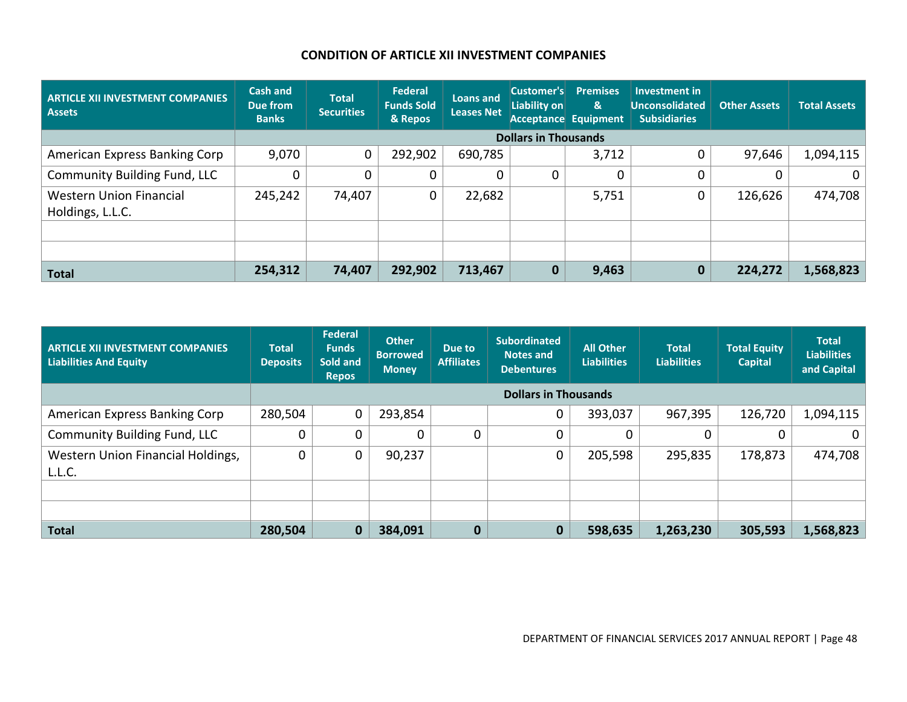## CONDITION OF ARTICLE XII INVESTMENT COMPANIES

| ARTICLE XII INVESTMENT COMPANIES Assets | Cash and Due from Banks | Total Securities | Federal Funds Sold & Repos | Loans and Leases Net | Customer's Liability on Acceptance | Premises & Equipment | Investment in Unconsolidated Subsidiaries | Other Assets | Total Assets |
|---|---|---|---|---|---|---|---|---|---|
| | Dollars in Thousands | | | | | | | | |
| American Express Banking Corp | 9,070 | 0 | 292,902 | 690,785 | | 3,712 | 0 | 97,646 | 1,094,115 |
| Community Building Fund, LLC | 0 | 0 | 0 | 0 | 0 | 0 | 0 | 0 | 0 |
| Western Union Financial Holdings, L.L.C. | 245,242 | 74,407 | 0 | 22,682 | | 5,751 | 0 | 126,626 | 474,708 |
| | | | | | | | | | |
| | | | | | | | | | |
| **Total** | **254,312** | **74,407** | **292,902** | **713,467** | **0** | **9,463** | **0** | **224,272** | **1,568,823** |

| ARTICLE XII INVESTMENT COMPANIES Liabilities And Equity | Total Deposits | Federal Funds Sold and Repos | Other Borrowed Money | Due to Affiliates | Subordinated Notes and Debentures | All Other Liabilities | Total Liabilities | Total Equity Capital | Total Liabilities and Capital |
|---|---|---|---|---|---|---|---|---|---|
| | Dollars in Thousands | | | | | | | | |
| American Express Banking Corp | 280,504 | 0 | 293,854 | | 0 | 393,037 | 967,395 | 126,720 | 1,094,115 |
| Community Building Fund, LLC | 0 | 0 | 0 | 0 | 0 | 0 | 0 | 0 | 0 |
| Western Union Financial Holdings, L.L.C. | 0 | 0 | 90,237 | | 0 | 205,598 | 295,835 | 178,873 | 474,708 |
| | | | | | | | | | |
| | | | | | | | | | |
| **Total** | **280,504** | **0** | **384,091** | **0** | **0** | **598,635** | **1,263,230** | **305,593** | **1,568,823** |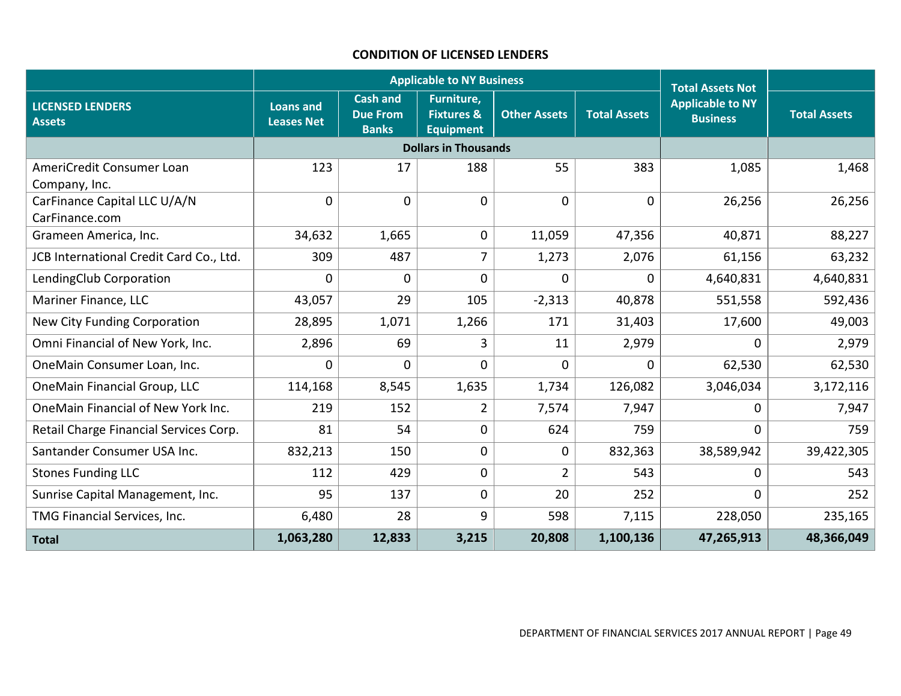**CONDITION OF LICENSED LENDERS**

| LICENSED LENDERS Assets | Applicable to NY Business | | | | | Total Assets Not Applicable to NY Business | Total Assets |
|---|---|---|---|---|---|---|---|
| | Loans and Leases Net | Cash and Due From Banks | Furniture, Fixtures & Equipment | Other Assets | Total Assets | | |
| | Dollars in Thousands | | | | | | |
| AmeriCredit Consumer Loan Company, Inc. | 123 | 17 | 188 | 55 | 383 | 1,085 | 1,468 |
| CarFinance Capital LLC U/A/N CarFinance.com | 0 | 0 | 0 | 0 | 0 | 26,256 | 26,256 |
| Grameen America, Inc. | 34,632 | 1,665 | 0 | 11,059 | 47,356 | 40,871 | 88,227 |
| JCB International Credit Card Co., Ltd. | 309 | 487 | 7 | 1,273 | 2,076 | 61,156 | 63,232 |
| LendingClub Corporation | 0 | 0 | 0 | 0 | 0 | 4,640,831 | 4,640,831 |
| Mariner Finance, LLC | 43,057 | 29 | 105 | -2,313 | 40,878 | 551,558 | 592,436 |
| New City Funding Corporation | 28,895 | 1,071 | 1,266 | 171 | 31,403 | 17,600 | 49,003 |
| Omni Financial of New York, Inc. | 2,896 | 69 | 3 | 11 | 2,979 | 0 | 2,979 |
| OneMain Consumer Loan, Inc. | 0 | 0 | 0 | 0 | 0 | 62,530 | 62,530 |
| OneMain Financial Group, LLC | 114,168 | 8,545 | 1,635 | 1,734 | 126,082 | 3,046,034 | 3,172,116 |
| OneMain Financial of New York Inc. | 219 | 152 | 2 | 7,574 | 7,947 | 0 | 7,947 |
| Retail Charge Financial Services Corp. | 81 | 54 | 0 | 624 | 759 | 0 | 759 |
| Santander Consumer USA Inc. | 832,213 | 150 | 0 | 0 | 832,363 | 38,589,942 | 39,422,305 |
| Stones Funding LLC | 112 | 429 | 0 | 2 | 543 | 0 | 543 |
| Sunrise Capital Management, Inc. | 95 | 137 | 0 | 20 | 252 | 0 | 252 |
| TMG Financial Services, Inc. | 6,480 | 28 | 9 | 598 | 7,115 | 228,050 | 235,165 |
| **Total** | **1,063,280** | **12,833** | **3,215** | **20,808** | **1,100,136** | **47,265,913** | **48,366,049** |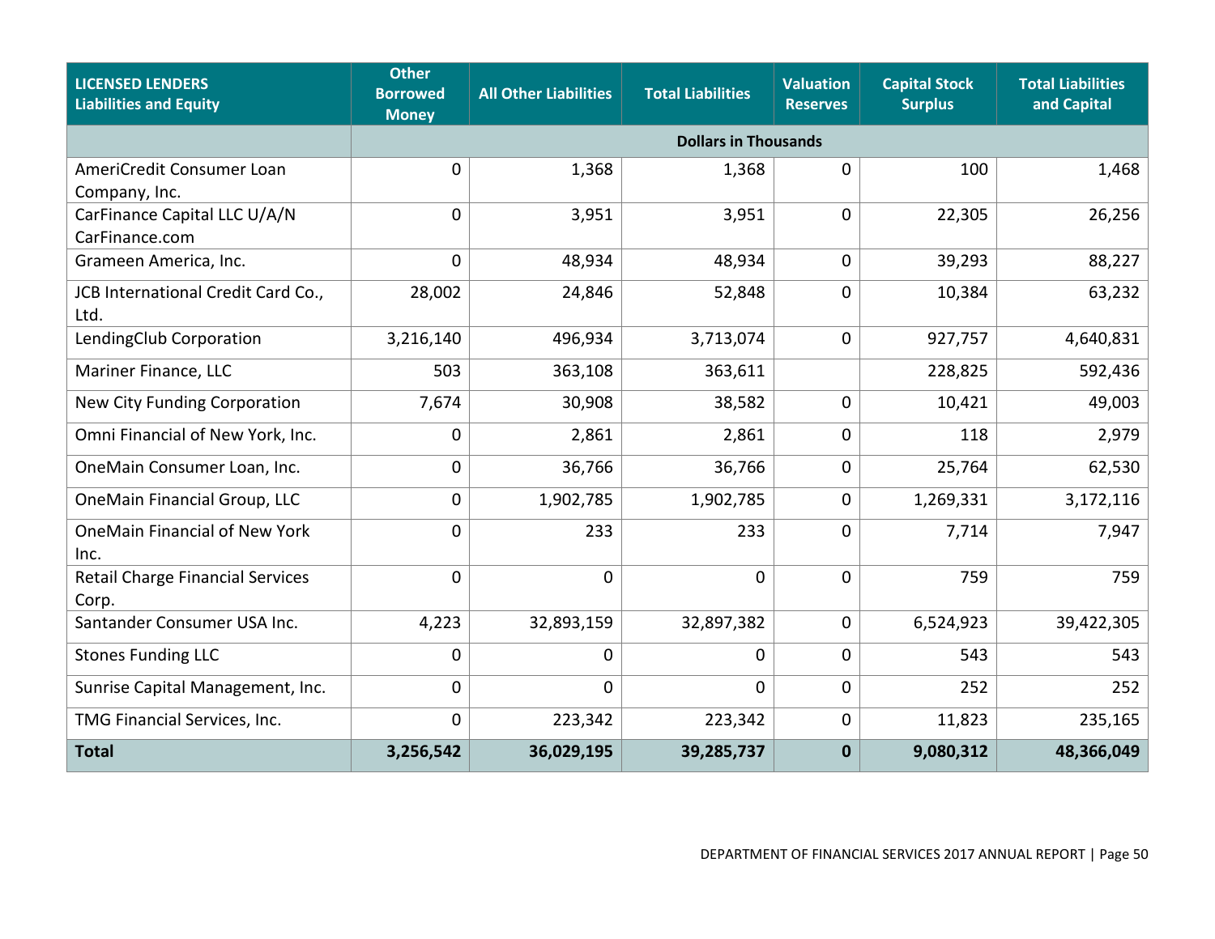| LICENSED LENDERS Liabilities and Equity | Other Borrowed Money | All Other Liabilities | Total Liabilities | Valuation Reserves | Capital Stock Surplus | Total Liabilities and Capital |
|---|---|---|---|---|---|---|
| | Dollars in Thousands | | | | | |
| AmeriCredit Consumer Loan Company, Inc. | 0 | 1,368 | 1,368 | 0 | 100 | 1,468 |
| CarFinance Capital LLC U/A/N CarFinance.com | 0 | 3,951 | 3,951 | 0 | 22,305 | 26,256 |
| Grameen America, Inc. | 0 | 48,934 | 48,934 | 0 | 39,293 | 88,227 |
| JCB International Credit Card Co., Ltd. | 28,002 | 24,846 | 52,848 | 0 | 10,384 | 63,232 |
| LendingClub Corporation | 3,216,140 | 496,934 | 3,713,074 | 0 | 927,757 | 4,640,831 |
| Mariner Finance, LLC | 503 | 363,108 | 363,611 | | 228,825 | 592,436 |
| New City Funding Corporation | 7,674 | 30,908 | 38,582 | 0 | 10,421 | 49,003 |
| Omni Financial of New York, Inc. | 0 | 2,861 | 2,861 | 0 | 118 | 2,979 |
| OneMain Consumer Loan, Inc. | 0 | 36,766 | 36,766 | 0 | 25,764 | 62,530 |
| OneMain Financial Group, LLC | 0 | 1,902,785 | 1,902,785 | 0 | 1,269,331 | 3,172,116 |
| OneMain Financial of New York Inc. | 0 | 233 | 233 | 0 | 7,714 | 7,947 |
| Retail Charge Financial Services Corp. | 0 | 0 | 0 | 0 | 759 | 759 |
| Santander Consumer USA Inc. | 4,223 | 32,893,159 | 32,897,382 | 0 | 6,524,923 | 39,422,305 |
| Stones Funding LLC | 0 | 0 | 0 | 0 | 543 | 543 |
| Sunrise Capital Management, Inc. | 0 | 0 | 0 | 0 | 252 | 252 |
| TMG Financial Services, Inc. | 0 | 223,342 | 223,342 | 0 | 11,823 | 235,165 |
| **Total** | **3,256,542** | **36,029,195** | **39,285,737** | **0** | **9,080,312** | **48,366,049** |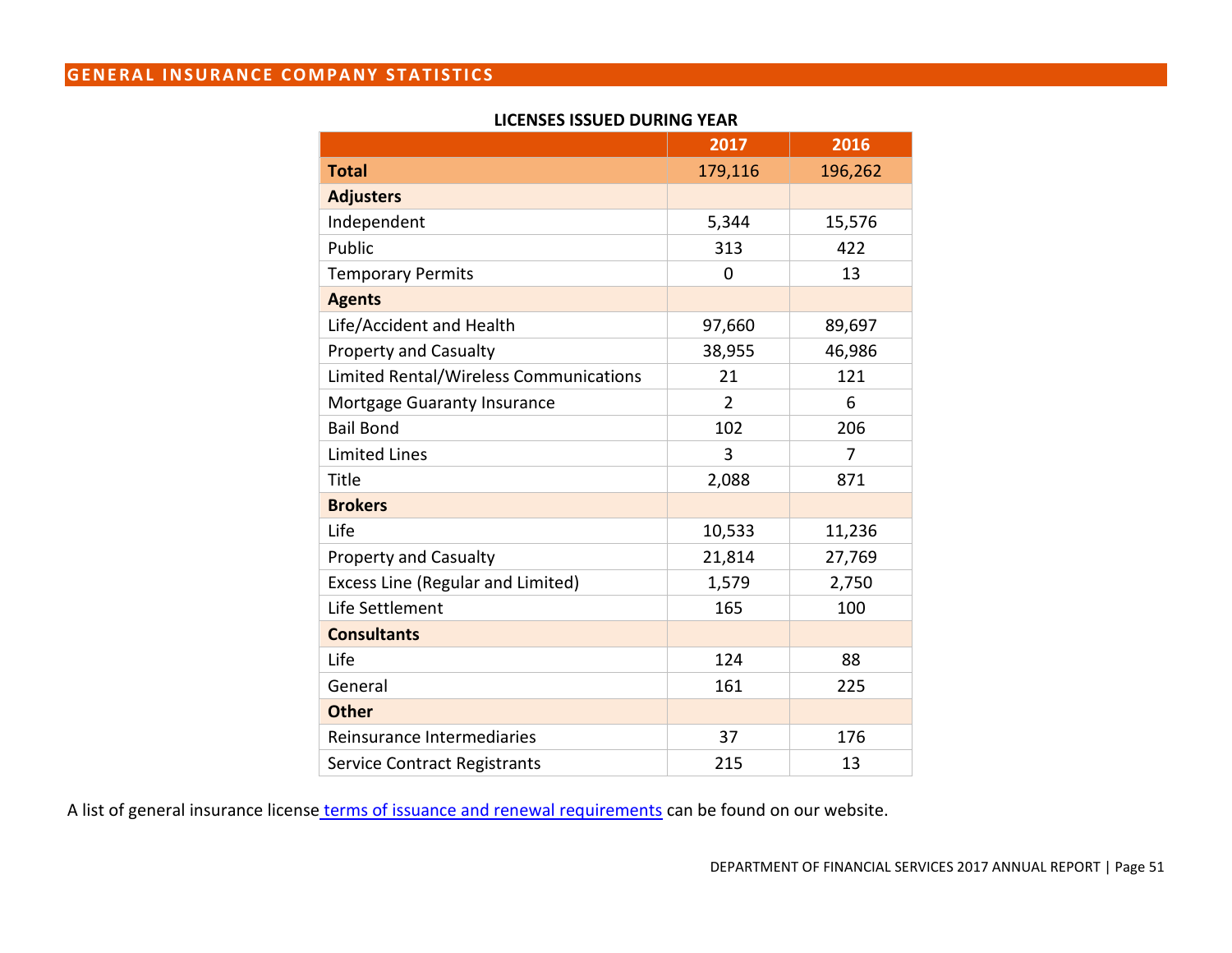## GENERAL INSURANCE COMPANY STATISTICS

**LICENSES ISSUED DURING YEAR**

| | 2017 | 2016 |
|---|---|---|
| **Total** | 179,116 | 196,262 |
| **Adjusters** | | |
| Independent | 5,344 | 15,576 |
| Public | 313 | 422 |
| Temporary Permits | 0 | 13 |
| **Agents** | | |
| Life/Accident and Health | 97,660 | 89,697 |
| Property and Casualty | 38,955 | 46,986 |
| Limited Rental/Wireless Communications | 21 | 121 |
| Mortgage Guaranty Insurance | 2 | 6 |
| Bail Bond | 102 | 206 |
| Limited Lines | 3 | 7 |
| Title | 2,088 | 871 |
| **Brokers** | | |
| Life | 10,533 | 11,236 |
| Property and Casualty | 21,814 | 27,769 |
| Excess Line (Regular and Limited) | 1,579 | 2,750 |
| Life Settlement | 165 | 100 |
| **Consultants** | | |
| Life | 124 | 88 |
| General | 161 | 225 |
| **Other** | | |
| Reinsurance Intermediaries | 37 | 176 |
| Service Contract Registrants | 215 | 13 |

A list of general insurance license terms of issuance and renewal requirements can be found on our website.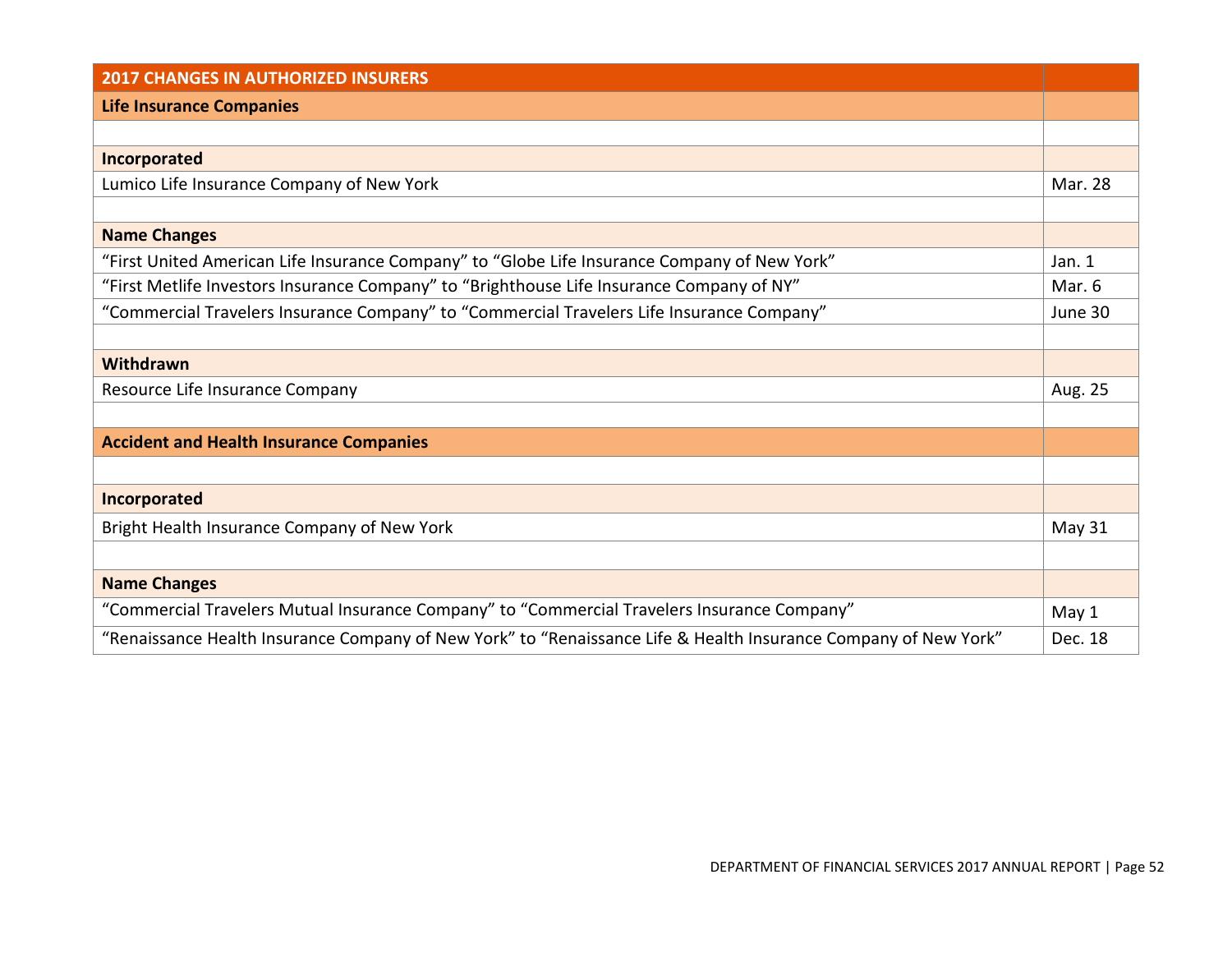| 2017 CHANGES IN AUTHORIZED INSURERS | |
|---|---|
| **Life Insurance Companies** | |
| | |
| **Incorporated** | |
| Lumico Life Insurance Company of New York | Mar. 28 |
| | |
| **Name Changes** | |
| "First United American Life Insurance Company" to "Globe Life Insurance Company of New York" | Jan. 1 |
| "First Metlife Investors Insurance Company" to "Brighthouse Life Insurance Company of NY" | Mar. 6 |
| "Commercial Travelers Insurance Company" to "Commercial Travelers Life Insurance Company" | June 30 |
| | |
| **Withdrawn** | |
| Resource Life Insurance Company | Aug. 25 |
| | |
| **Accident and Health Insurance Companies** | |
| | |
| **Incorporated** | |
| Bright Health Insurance Company of New York | May 31 |
| | |
| **Name Changes** | |
| "Commercial Travelers Mutual Insurance Company" to "Commercial Travelers Insurance Company" | May 1 |
| "Renaissance Health Insurance Company of New York" to "Renaissance Life & Health Insurance Company of New York" | Dec. 18 |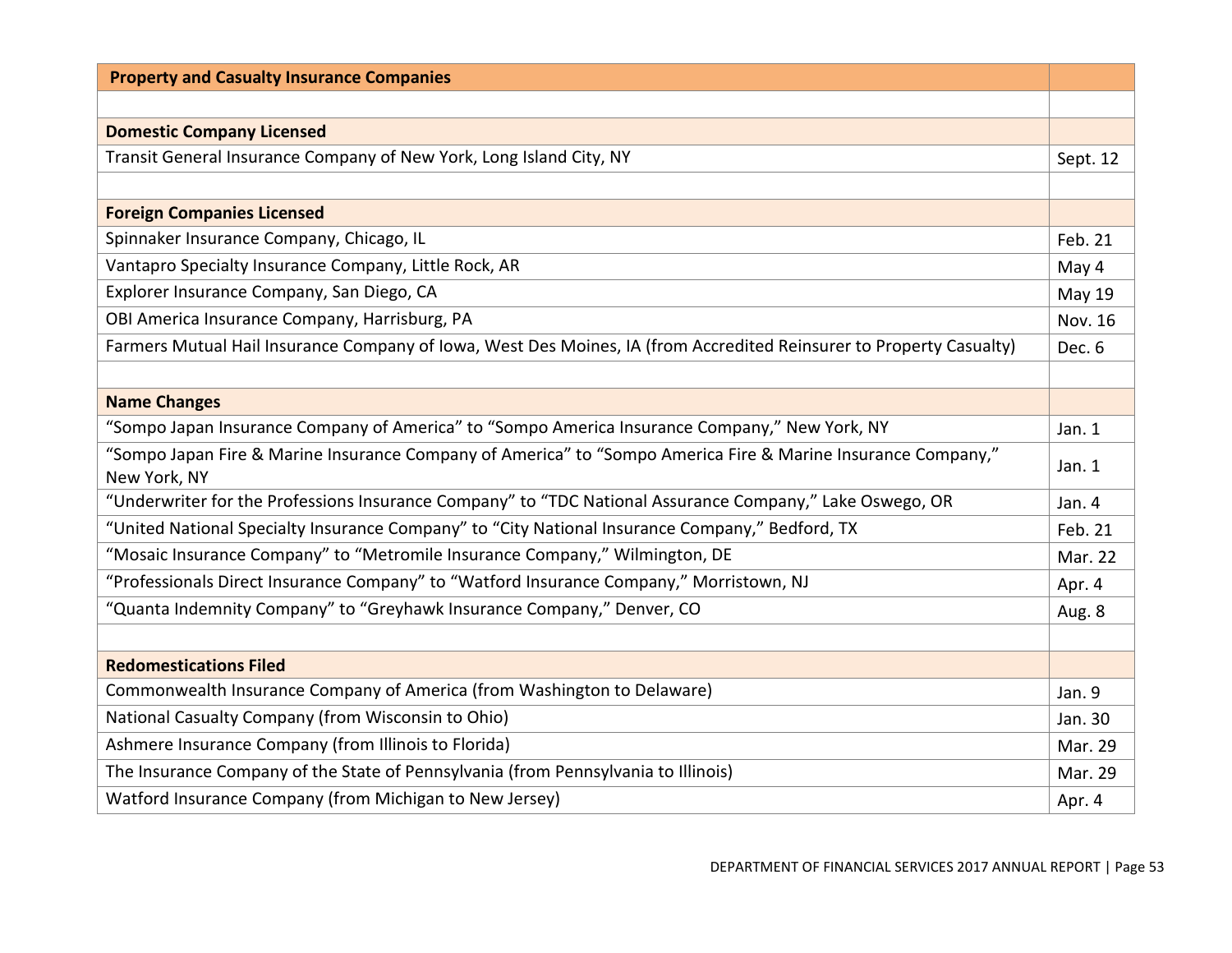| Property and Casualty Insurance Companies | |
|---|---|
| | |
| **Domestic Company Licensed** | |
| Transit General Insurance Company of New York, Long Island City, NY | Sept. 12 |
| | |
| **Foreign Companies Licensed** | |
| Spinnaker Insurance Company, Chicago, IL | Feb. 21 |
| Vantapro Specialty Insurance Company, Little Rock, AR | May 4 |
| Explorer Insurance Company, San Diego, CA | May 19 |
| OBI America Insurance Company, Harrisburg, PA | Nov. 16 |
| Farmers Mutual Hail Insurance Company of Iowa, West Des Moines, IA (from Accredited Reinsurer to Property Casualty) | Dec. 6 |
| | |
| **Name Changes** | |
| "Sompo Japan Insurance Company of America" to "Sompo America Insurance Company," New York, NY | Jan. 1 |
| "Sompo Japan Fire & Marine Insurance Company of America" to "Sompo America Fire & Marine Insurance Company," New York, NY | Jan. 1 |
| "Underwriter for the Professions Insurance Company" to "TDC National Assurance Company," Lake Oswego, OR | Jan. 4 |
| "United National Specialty Insurance Company" to "City National Insurance Company," Bedford, TX | Feb. 21 |
| "Mosaic Insurance Company" to "Metromile Insurance Company," Wilmington, DE | Mar. 22 |
| "Professionals Direct Insurance Company" to "Watford Insurance Company," Morristown, NJ | Apr. 4 |
| "Quanta Indemnity Company" to "Greyhawk Insurance Company," Denver, CO | Aug. 8 |
| | |
| **Redomestications Filed** | |
| Commonwealth Insurance Company of America (from Washington to Delaware) | Jan. 9 |
| National Casualty Company (from Wisconsin to Ohio) | Jan. 30 |
| Ashmere Insurance Company (from Illinois to Florida) | Mar. 29 |
| The Insurance Company of the State of Pennsylvania (from Pennsylvania to Illinois) | Mar. 29 |
| Watford Insurance Company (from Michigan to New Jersey) | Apr. 4 |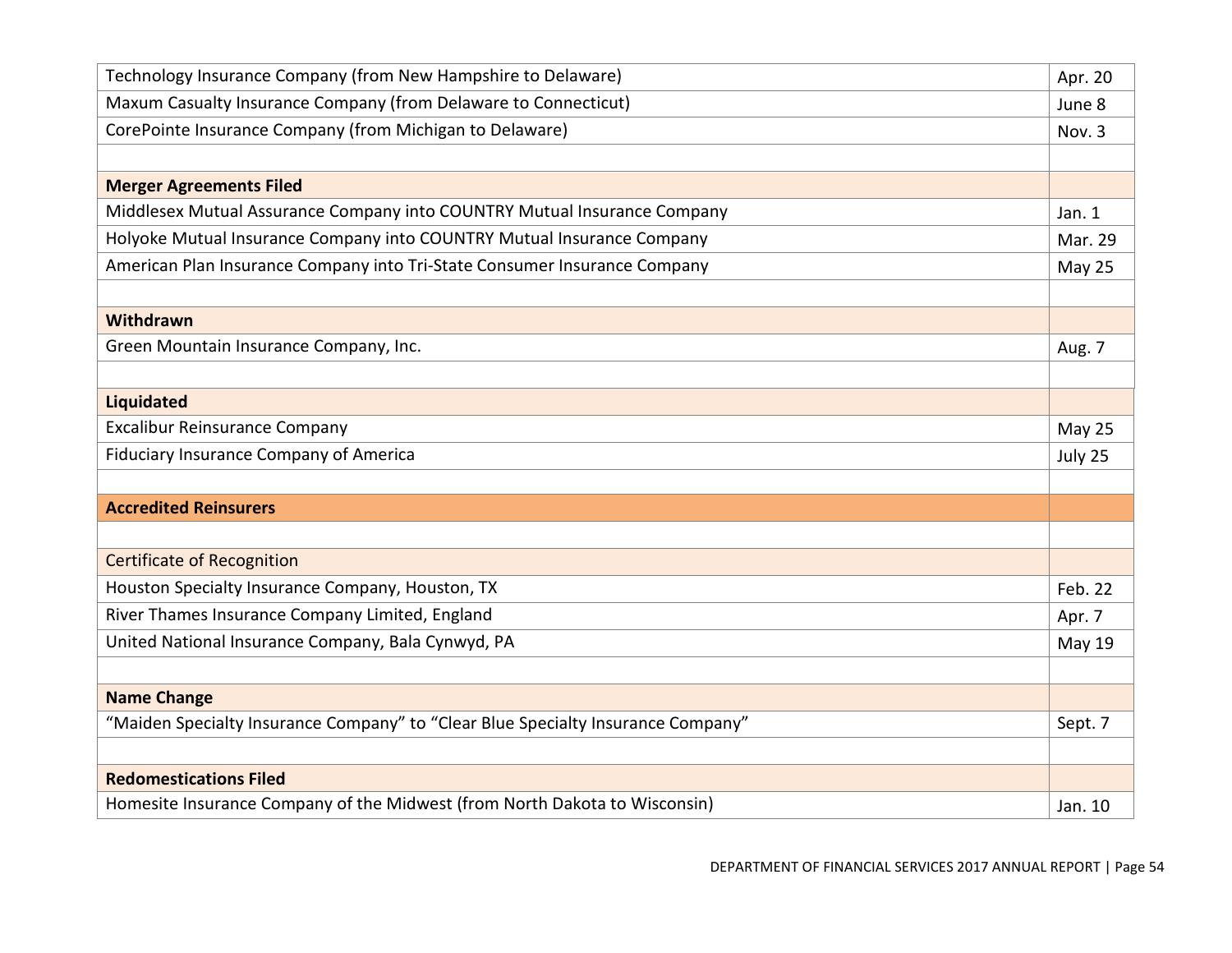| | |
|---|---|
| Technology Insurance Company (from New Hampshire to Delaware) | Apr. 20 |
| Maxum Casualty Insurance Company (from Delaware to Connecticut) | June 8 |
| CorePointe Insurance Company (from Michigan to Delaware) | Nov. 3 |
| | |
| **Merger Agreements Filed** | |
| Middlesex Mutual Assurance Company into COUNTRY Mutual Insurance Company | Jan. 1 |
| Holyoke Mutual Insurance Company into COUNTRY Mutual Insurance Company | Mar. 29 |
| American Plan Insurance Company into Tri-State Consumer Insurance Company | May 25 |
| | |
| **Withdrawn** | |
| Green Mountain Insurance Company, Inc. | Aug. 7 |
| | |
| **Liquidated** | |
| Excalibur Reinsurance Company | May 25 |
| Fiduciary Insurance Company of America | July 25 |
| | |
| **Accredited Reinsurers** | |
| | |
| Certificate of Recognition | |
| Houston Specialty Insurance Company, Houston, TX | Feb. 22 |
| River Thames Insurance Company Limited, England | Apr. 7 |
| United National Insurance Company, Bala Cynwyd, PA | May 19 |
| | |
| **Name Change** | |
| "Maiden Specialty Insurance Company" to "Clear Blue Specialty Insurance Company" | Sept. 7 |
| | |
| **Redomestications Filed** | |
| Homesite Insurance Company of the Midwest (from North Dakota to Wisconsin) | Jan. 10 |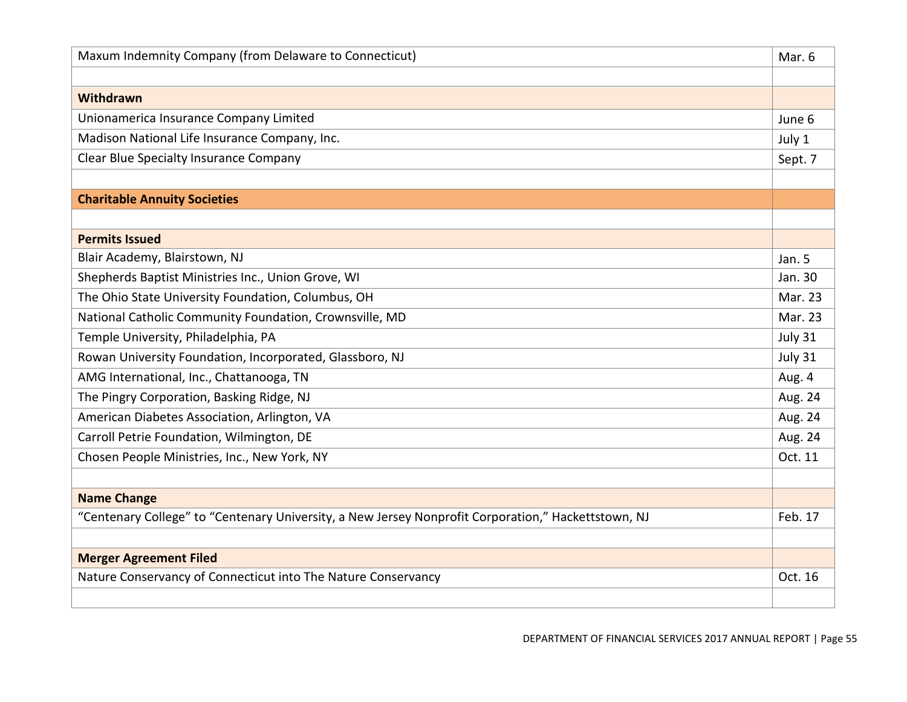| | |
|---|---|
| Maxum Indemnity Company (from Delaware to Connecticut) | Mar. 6 |
| | |
| **Withdrawn** | |
| Unionamerica Insurance Company Limited | June 6 |
| Madison National Life Insurance Company, Inc. | July 1 |
| Clear Blue Specialty Insurance Company | Sept. 7 |
| | |
| **Charitable Annuity Societies** | |
| | |
| **Permits Issued** | |
| Blair Academy, Blairstown, NJ | Jan. 5 |
| Shepherds Baptist Ministries Inc., Union Grove, WI | Jan. 30 |
| The Ohio State University Foundation, Columbus, OH | Mar. 23 |
| National Catholic Community Foundation, Crownsville, MD | Mar. 23 |
| Temple University, Philadelphia, PA | July 31 |
| Rowan University Foundation, Incorporated, Glassboro, NJ | July 31 |
| AMG International, Inc., Chattanooga, TN | Aug. 4 |
| The Pingry Corporation, Basking Ridge, NJ | Aug. 24 |
| American Diabetes Association, Arlington, VA | Aug. 24 |
| Carroll Petrie Foundation, Wilmington, DE | Aug. 24 |
| Chosen People Ministries, Inc., New York, NY | Oct. 11 |
| | |
| **Name Change** | |
| "Centenary College" to "Centenary University, a New Jersey Nonprofit Corporation," Hackettstown, NJ | Feb. 17 |
| | |
| **Merger Agreement Filed** | |
| Nature Conservancy of Connecticut into The Nature Conservancy | Oct. 16 |
| | |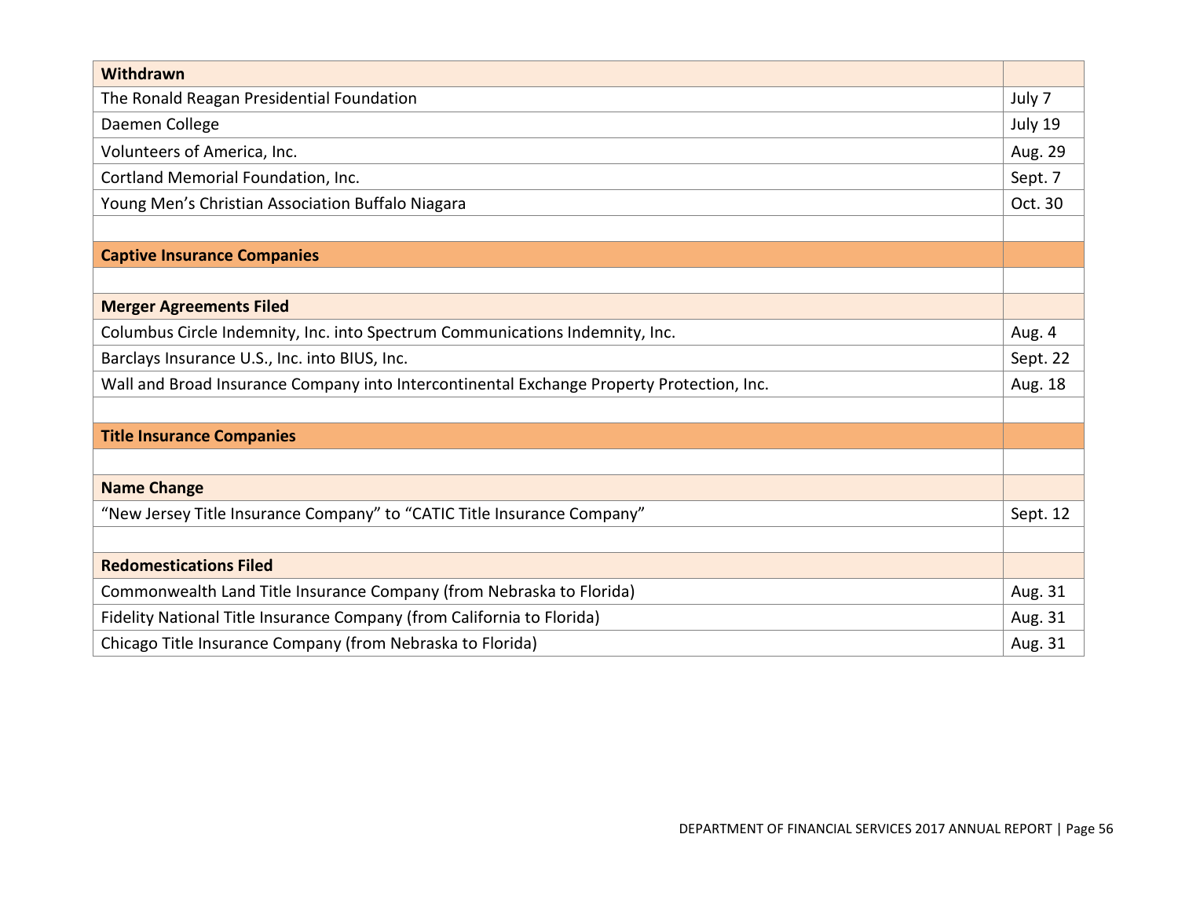| **Withdrawn** | |
|---|---|
| The Ronald Reagan Presidential Foundation | July 7 |
| Daemen College | July 19 |
| Volunteers of America, Inc. | Aug. 29 |
| Cortland Memorial Foundation, Inc. | Sept. 7 |
| Young Men's Christian Association Buffalo Niagara | Oct. 30 |
| | |
| **Captive Insurance Companies** | |
| | |
| **Merger Agreements Filed** | |
| Columbus Circle Indemnity, Inc. into Spectrum Communications Indemnity, Inc. | Aug. 4 |
| Barclays Insurance U.S., Inc. into BIUS, Inc. | Sept. 22 |
| Wall and Broad Insurance Company into Intercontinental Exchange Property Protection, Inc. | Aug. 18 |
| | |
| **Title Insurance Companies** | |
| | |
| **Name Change** | |
| "New Jersey Title Insurance Company" to "CATIC Title Insurance Company" | Sept. 12 |
| | |
| **Redomestications Filed** | |
| Commonwealth Land Title Insurance Company (from Nebraska to Florida) | Aug. 31 |
| Fidelity National Title Insurance Company (from California to Florida) | Aug. 31 |
| Chicago Title Insurance Company (from Nebraska to Florida) | Aug. 31 |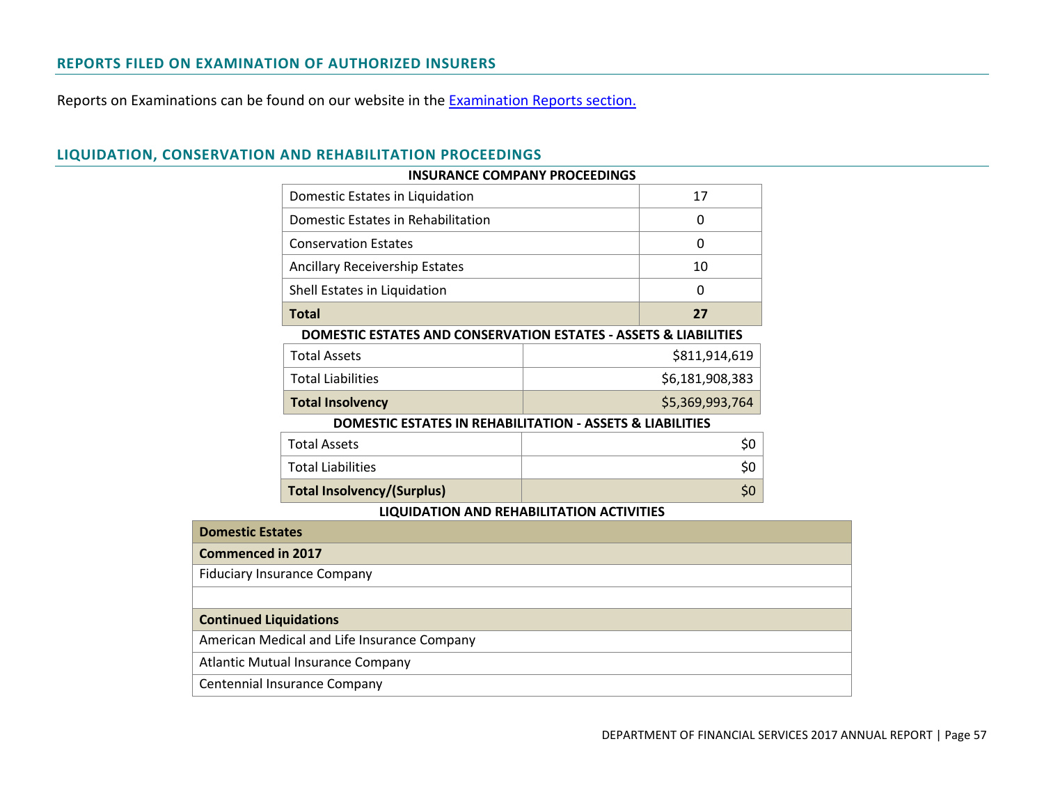## REPORTS FILED ON EXAMINATION OF AUTHORIZED INSURERS

Reports on Examinations can be found on our website in the Examination Reports section.

## LIQUIDATION, CONSERVATION AND REHABILITATION PROCEEDINGS

**INSURANCE COMPANY PROCEEDINGS**

| | |
|---|---|
| Domestic Estates in Liquidation | 17 |
| Domestic Estates in Rehabilitation | 0 |
| Conservation Estates | 0 |
| Ancillary Receivership Estates | 10 |
| Shell Estates in Liquidation | 0 |
| **Total** | **27** |

**DOMESTIC ESTATES AND CONSERVATION ESTATES - ASSETS & LIABILITIES**

| | |
|---|---:|
| Total Assets | $811,914,619 |
| Total Liabilities | $6,181,908,383 |
| **Total Insolvency** | $5,369,993,764 |

**DOMESTIC ESTATES IN REHABILITATION - ASSETS & LIABILITIES**

| | |
|---|---:|
| Total Assets | $0 |
| Total Liabilities | $0 |
| **Total Insolvency/(Surplus)** | $0 |

**LIQUIDATION AND REHABILITATION ACTIVITIES**

| **Domestic Estates** |
|---|
| **Commenced in 2017** |
| Fiduciary Insurance Company |
| |
| **Continued Liquidations** |
| American Medical and Life Insurance Company |
| Atlantic Mutual Insurance Company |
| Centennial Insurance Company |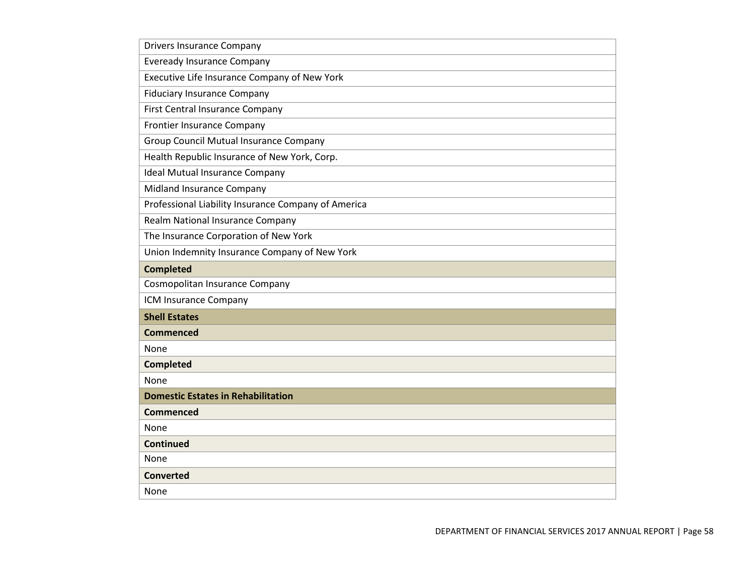| Drivers Insurance Company |
|---|
| Eveready Insurance Company |
| Executive Life Insurance Company of New York |
| Fiduciary Insurance Company |
| First Central Insurance Company |
| Frontier Insurance Company |
| Group Council Mutual Insurance Company |
| Health Republic Insurance of New York, Corp. |
| Ideal Mutual Insurance Company |
| Midland Insurance Company |
| Professional Liability Insurance Company of America |
| Realm National Insurance Company |
| The Insurance Corporation of New York |
| Union Indemnity Insurance Company of New York |
| **Completed** |
| Cosmopolitan Insurance Company |
| ICM Insurance Company |
| **Shell Estates** |
| **Commenced** |
| None |
| **Completed** |
| None |
| **Domestic Estates in Rehabilitation** |
| **Commenced** |
| None |
| **Continued** |
| None |
| **Converted** |
| None |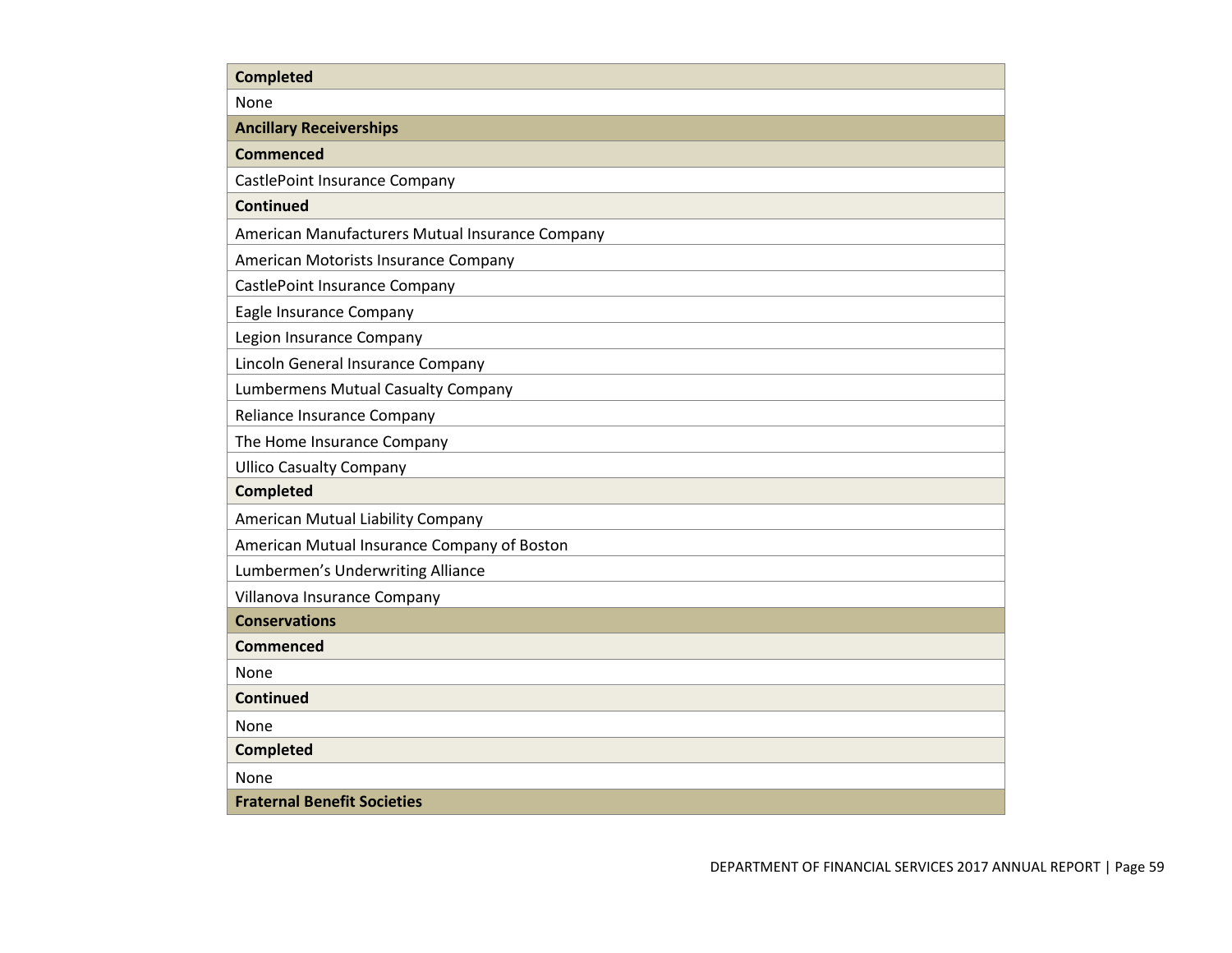| Completed |
|---|
| None |
| **Ancillary Receiverships** |
| **Commenced** |
| CastlePoint Insurance Company |
| **Continued** |
| American Manufacturers Mutual Insurance Company |
| American Motorists Insurance Company |
| CastlePoint Insurance Company |
| Eagle Insurance Company |
| Legion Insurance Company |
| Lincoln General Insurance Company |
| Lumbermens Mutual Casualty Company |
| Reliance Insurance Company |
| The Home Insurance Company |
| Ullico Casualty Company |
| **Completed** |
| American Mutual Liability Company |
| American Mutual Insurance Company of Boston |
| Lumbermen's Underwriting Alliance |
| Villanova Insurance Company |
| **Conservations** |
| **Commenced** |
| None |
| **Continued** |
| None |
| **Completed** |
| None |
| **Fraternal Benefit Societies** |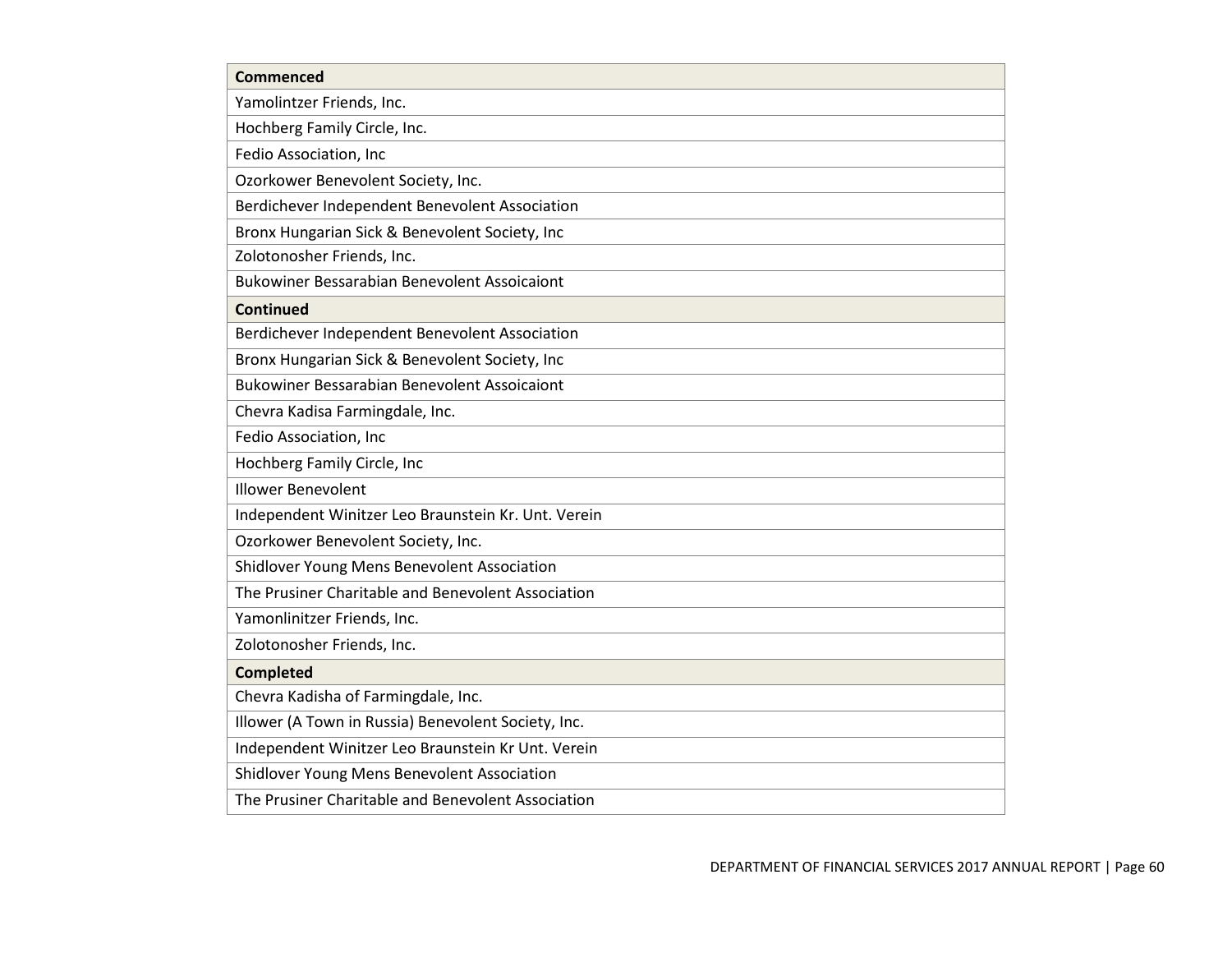| Commenced |
| --- |
| Yamolintzer Friends, Inc. |
| Hochberg Family Circle, Inc. |
| Fedio Association, Inc |
| Ozorkower Benevolent Society, Inc. |
| Berdichever Independent Benevolent Association |
| Bronx Hungarian Sick & Benevolent Society, Inc |
| Zolotonosher Friends, Inc. |
| Bukowiner Bessarabian Benevolent Assoicaiont |
| **Continued** |
| Berdichever Independent Benevolent Association |
| Bronx Hungarian Sick & Benevolent Society, Inc |
| Bukowiner Bessarabian Benevolent Assoicaiont |
| Chevra Kadisa Farmingdale, Inc. |
| Fedio Association, Inc |
| Hochberg Family Circle, Inc |
| Illower Benevolent |
| Independent Winitzer Leo Braunstein Kr. Unt. Verein |
| Ozorkower Benevolent Society, Inc. |
| Shidlover Young Mens Benevolent Association |
| The Prusiner Charitable and Benevolent Association |
| Yamonlinitzer Friends, Inc. |
| Zolotonosher Friends, Inc. |
| **Completed** |
| Chevra Kadisha of Farmingdale, Inc. |
| Illower (A Town in Russia) Benevolent Society, Inc. |
| Independent Winitzer Leo Braunstein Kr Unt. Verein |
| Shidlover Young Mens Benevolent Association |
| The Prusiner Charitable and Benevolent Association |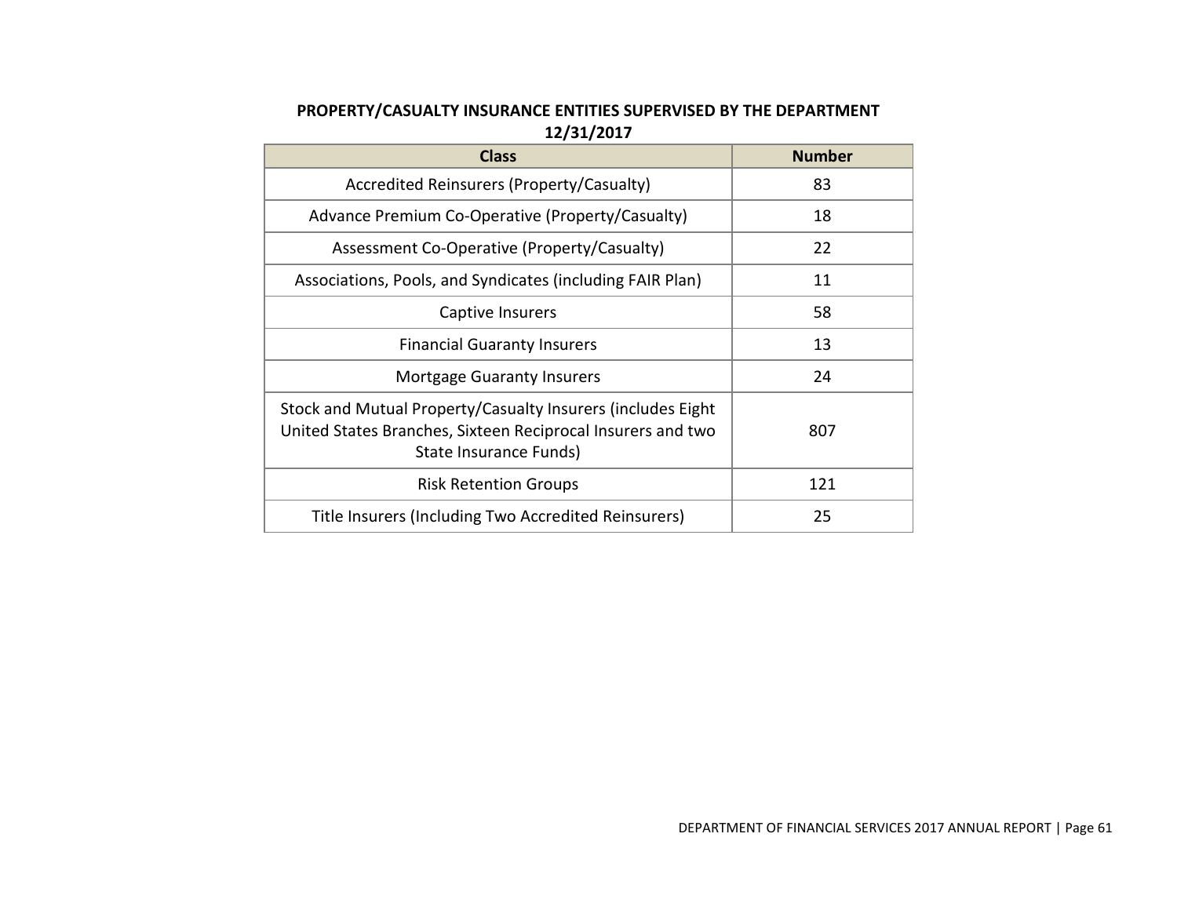**PROPERTY/CASUALTY INSURANCE ENTITIES SUPERVISED BY THE DEPARTMENT**
**12/31/2017**

| Class | Number |
|---|---|
| Accredited Reinsurers (Property/Casualty) | 83 |
| Advance Premium Co-Operative (Property/Casualty) | 18 |
| Assessment Co-Operative (Property/Casualty) | 22 |
| Associations, Pools, and Syndicates (including FAIR Plan) | 11 |
| Captive Insurers | 58 |
| Financial Guaranty Insurers | 13 |
| Mortgage Guaranty Insurers | 24 |
| Stock and Mutual Property/Casualty Insurers (includes Eight United States Branches, Sixteen Reciprocal Insurers and two State Insurance Funds) | 807 |
| Risk Retention Groups | 121 |
| Title Insurers (Including Two Accredited Reinsurers) | 25 |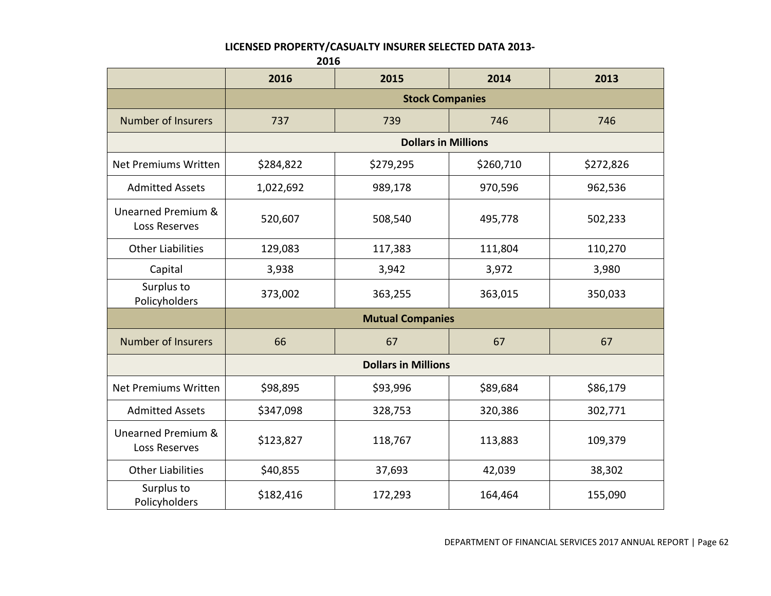**LICENSED PROPERTY/CASUALTY INSURER SELECTED DATA 2013-2016**

| | 2016 | 2015 | 2014 | 2013 |
|---|---|---|---|---|
| | **Stock Companies** | | | |
| Number of Insurers | 737 | 739 | 746 | 746 |
| | **Dollars in Millions** | | | |
| Net Premiums Written | $284,822 | $279,295 | $260,710 | $272,826 |
| Admitted Assets | 1,022,692 | 989,178 | 970,596 | 962,536 |
| Unearned Premium & Loss Reserves | 520,607 | 508,540 | 495,778 | 502,233 |
| Other Liabilities | 129,083 | 117,383 | 111,804 | 110,270 |
| Capital | 3,938 | 3,942 | 3,972 | 3,980 |
| Surplus to Policyholders | 373,002 | 363,255 | 363,015 | 350,033 |
| | **Mutual Companies** | | | |
| Number of Insurers | 66 | 67 | 67 | 67 |
| | **Dollars in Millions** | | | |
| Net Premiums Written | $98,895 | $93,996 | $89,684 | $86,179 |
| Admitted Assets | $347,098 | 328,753 | 320,386 | 302,771 |
| Unearned Premium & Loss Reserves | $123,827 | 118,767 | 113,883 | 109,379 |
| Other Liabilities | $40,855 | 37,693 | 42,039 | 38,302 |
| Surplus to Policyholders | $182,416 | 172,293 | 164,464 | 155,090 |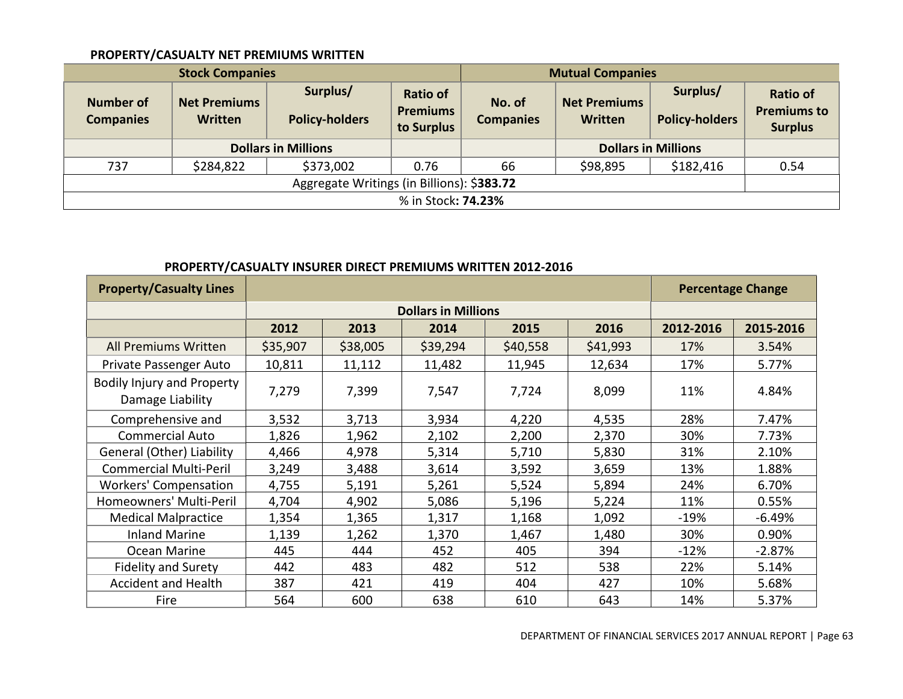**PROPERTY/CASUALTY NET PREMIUMS WRITTEN**

| Stock Companies | | | | Mutual Companies | | | |
|---|---|---|---|---|---|---|---|
| Number of Companies | Net Premiums Written | Surplus/ Policy-holders | Ratio of Premiums to Surplus | No. of Companies | Net Premiums Written | Surplus/ Policy-holders | Ratio of Premiums to Surplus |
| | Dollars in Millions | | | | Dollars in Millions | | |
| 737 | $284,822 | $373,002 | 0.76 | 66 | $98,895 | $182,416 | 0.54 |
| Aggregate Writings (in Billions): $**383.72** | | | | | | | |
| % in Stock**: 74.23%** | | | | | | | |

**PROPERTY/CASUALTY INSURER DIRECT PREMIUMS WRITTEN 2012-2016**

| Property/Casualty Lines | | | | | | Percentage Change | |
|---|---|---|---|---|---|---|---|
| | Dollars in Millions | | | | | | |
| | 2012 | 2013 | 2014 | 2015 | 2016 | 2012-2016 | 2015-2016 |
| All Premiums Written | $35,907 | $38,005 | $39,294 | $40,558 | $41,993 | 17% | 3.54% |
| Private Passenger Auto | 10,811 | 11,112 | 11,482 | 11,945 | 12,634 | 17% | 5.77% |
| Bodily Injury and Property Damage Liability | 7,279 | 7,399 | 7,547 | 7,724 | 8,099 | 11% | 4.84% |
| Comprehensive and | 3,532 | 3,713 | 3,934 | 4,220 | 4,535 | 28% | 7.47% |
| Commercial Auto | 1,826 | 1,962 | 2,102 | 2,200 | 2,370 | 30% | 7.73% |
| General (Other) Liability | 4,466 | 4,978 | 5,314 | 5,710 | 5,830 | 31% | 2.10% |
| Commercial Multi-Peril | 3,249 | 3,488 | 3,614 | 3,592 | 3,659 | 13% | 1.88% |
| Workers' Compensation | 4,755 | 5,191 | 5,261 | 5,524 | 5,894 | 24% | 6.70% |
| Homeowners' Multi-Peril | 4,704 | 4,902 | 5,086 | 5,196 | 5,224 | 11% | 0.55% |
| Medical Malpractice | 1,354 | 1,365 | 1,317 | 1,168 | 1,092 | -19% | -6.49% |
| Inland Marine | 1,139 | 1,262 | 1,370 | 1,467 | 1,480 | 30% | 0.90% |
| Ocean Marine | 445 | 444 | 452 | 405 | 394 | -12% | -2.87% |
| Fidelity and Surety | 442 | 483 | 482 | 512 | 538 | 22% | 5.14% |
| Accident and Health | 387 | 421 | 419 | 404 | 427 | 10% | 5.68% |
| Fire | 564 | 600 | 638 | 610 | 643 | 14% | 5.37% |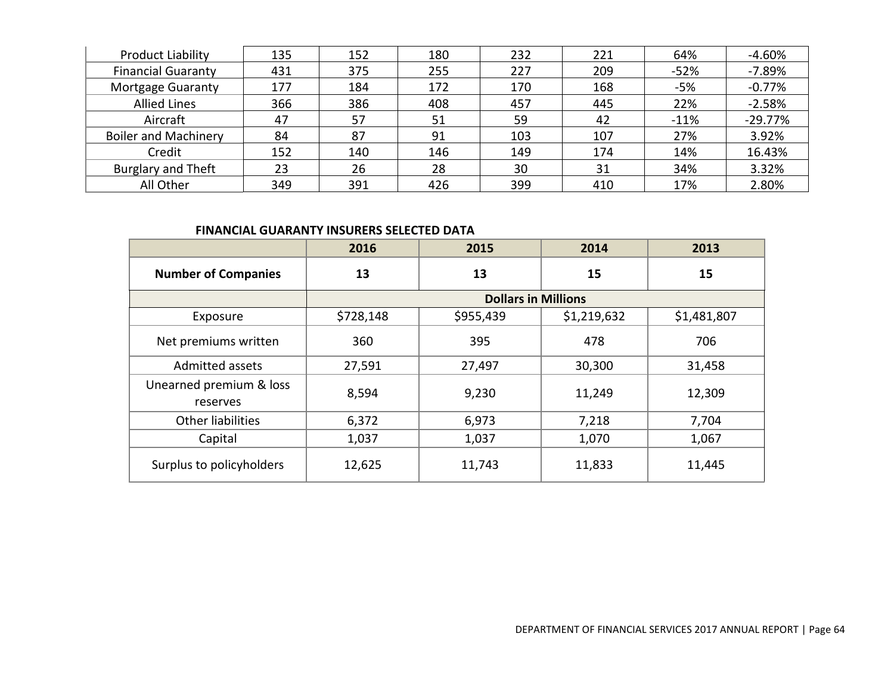| | | | | | | | |
|---|---|---|---|---|---|---|---|
| Product Liability | 135 | 152 | 180 | 232 | 221 | 64% | -4.60% |
| Financial Guaranty | 431 | 375 | 255 | 227 | 209 | -52% | -7.89% |
| Mortgage Guaranty | 177 | 184 | 172 | 170 | 168 | -5% | -0.77% |
| Allied Lines | 366 | 386 | 408 | 457 | 445 | 22% | -2.58% |
| Aircraft | 47 | 57 | 51 | 59 | 42 | -11% | -29.77% |
| Boiler and Machinery | 84 | 87 | 91 | 103 | 107 | 27% | 3.92% |
| Credit | 152 | 140 | 146 | 149 | 174 | 14% | 16.43% |
| Burglary and Theft | 23 | 26 | 28 | 30 | 31 | 34% | 3.32% |
| All Other | 349 | 391 | 426 | 399 | 410 | 17% | 2.80% |

**FINANCIAL GUARANTY INSURERS SELECTED DATA**

| | 2016 | 2015 | 2014 | 2013 |
|---|---|---|---|---|
| **Number of Companies** | **13** | **13** | **15** | **15** |
| | **Dollars in Millions** | | | |
| Exposure | $728,148 | $955,439 | $1,219,632 | $1,481,807 |
| Net premiums written | 360 | 395 | 478 | 706 |
| Admitted assets | 27,591 | 27,497 | 30,300 | 31,458 |
| Unearned premium & loss reserves | 8,594 | 9,230 | 11,249 | 12,309 |
| Other liabilities | 6,372 | 6,973 | 7,218 | 7,704 |
| Capital | 1,037 | 1,037 | 1,070 | 1,067 |
| Surplus to policyholders | 12,625 | 11,743 | 11,833 | 11,445 |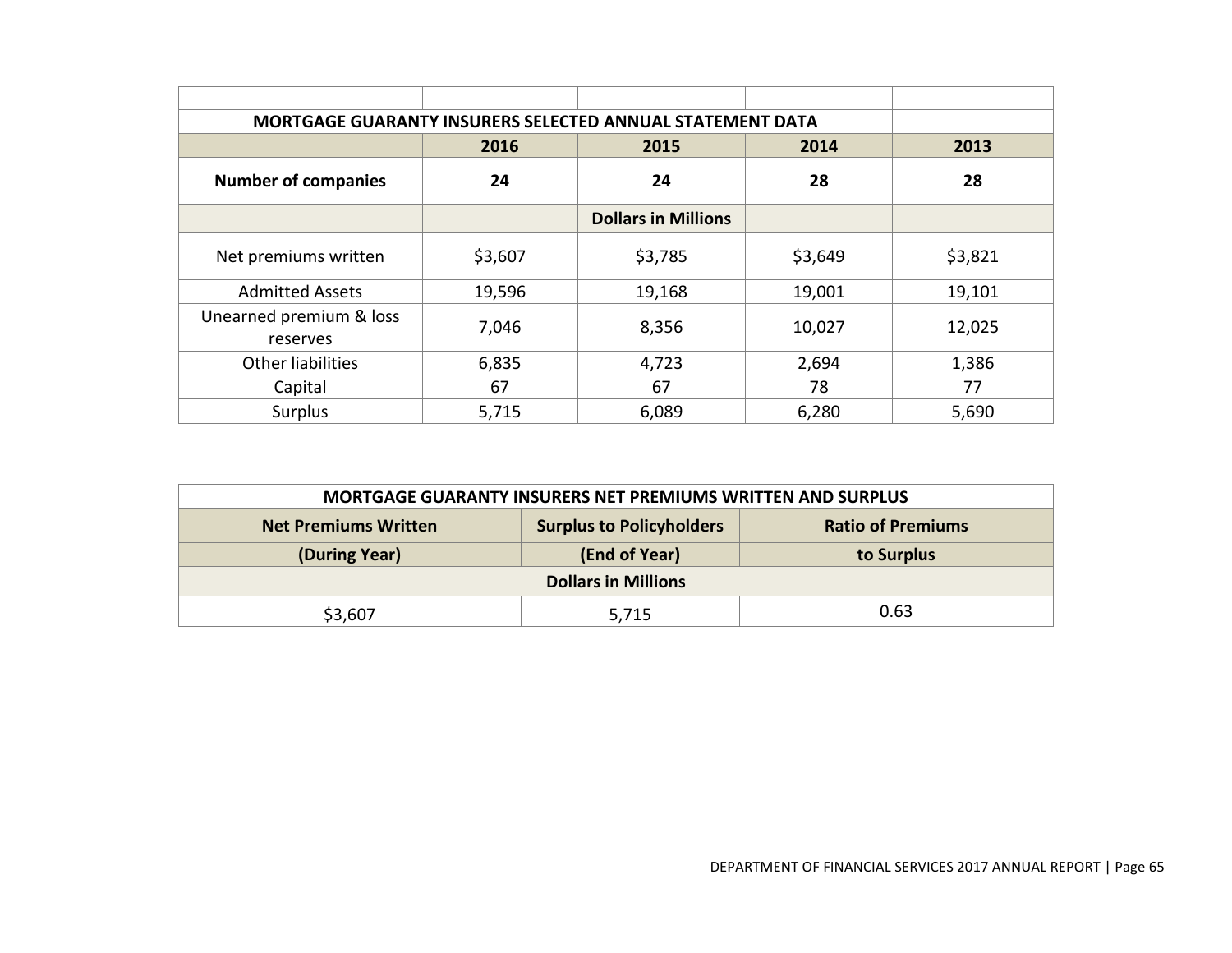| MORTGAGE GUARANTY INSURERS SELECTED ANNUAL STATEMENT DATA | | | | |
|---|---|---|---|---|
| | **2016** | **2015** | **2014** | **2013** |
| **Number of companies** | **24** | **24** | **28** | **28** |
| | | **Dollars in Millions** | | |
| Net premiums written | $3,607 | $3,785 | $3,649 | $3,821 |
| Admitted Assets | 19,596 | 19,168 | 19,001 | 19,101 |
| Unearned premium & loss reserves | 7,046 | 8,356 | 10,027 | 12,025 |
| Other liabilities | 6,835 | 4,723 | 2,694 | 1,386 |
| Capital | 67 | 67 | 78 | 77 |
| Surplus | 5,715 | 6,089 | 6,280 | 5,690 |

| MORTGAGE GUARANTY INSURERS NET PREMIUMS WRITTEN AND SURPLUS | | |
|---|---|---|
| **Net Premiums Written** | **Surplus to Policyholders** | **Ratio of Premiums** |
| **(During Year)** | **(End of Year)** | **to Surplus** |
| **Dollars in Millions** | | |
| $3,607 | 5,715 | 0.63 |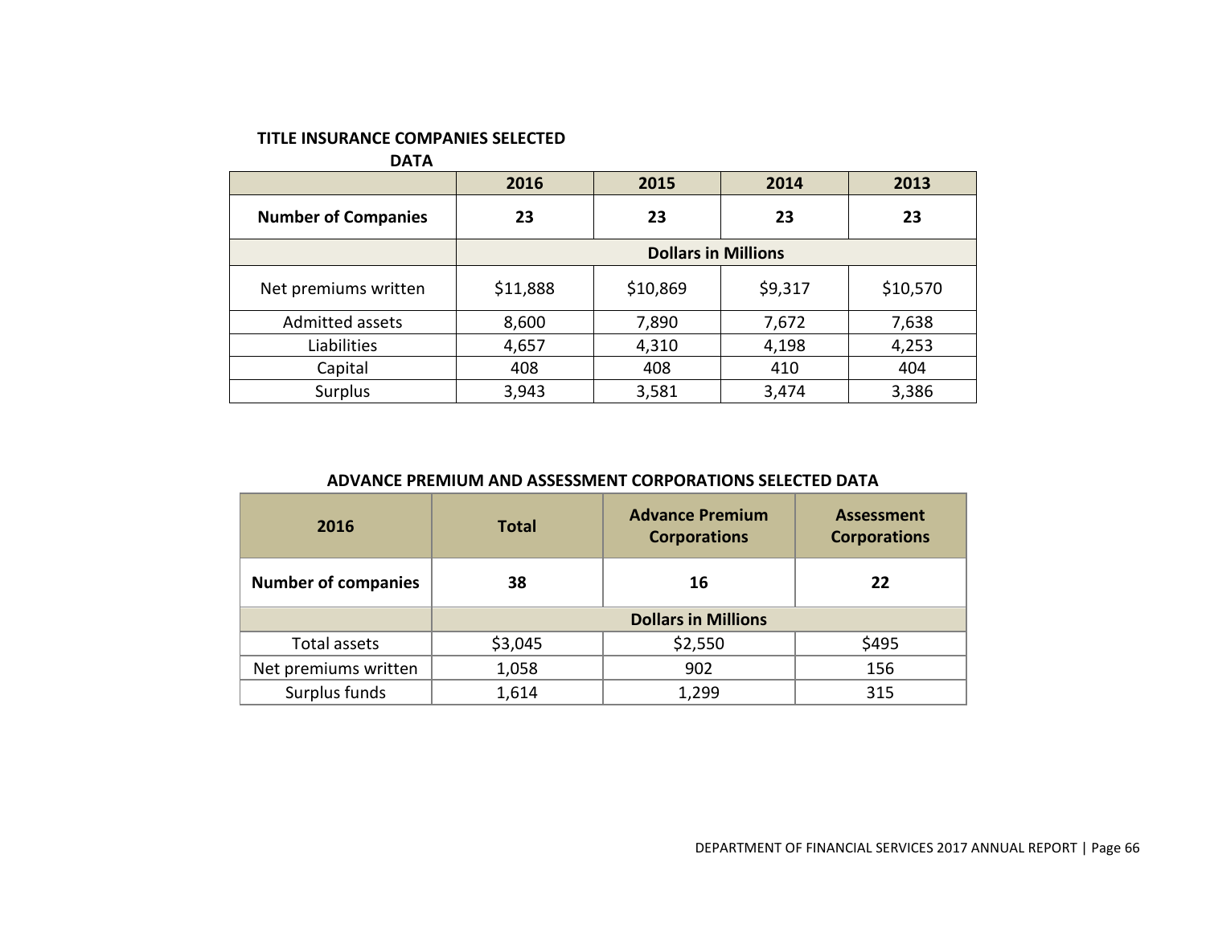**TITLE INSURANCE COMPANIES SELECTED DATA**

| | 2016 | 2015 | 2014 | 2013 |
|---|---|---|---|---|
| **Number of Companies** | **23** | **23** | **23** | **23** |
| | **Dollars in Millions** | | | |
| Net premiums written | $11,888 | $10,869 | $9,317 | $10,570 |
| Admitted assets | 8,600 | 7,890 | 7,672 | 7,638 |
| Liabilities | 4,657 | 4,310 | 4,198 | 4,253 |
| Capital | 408 | 408 | 410 | 404 |
| Surplus | 3,943 | 3,581 | 3,474 | 3,386 |

**ADVANCE PREMIUM AND ASSESSMENT CORPORATIONS SELECTED DATA**

| 2016 | Total | Advance Premium Corporations | Assessment Corporations |
|---|---|---|---|
| **Number of companies** | **38** | **16** | **22** |
| | **Dollars in Millions** | | |
| Total assets | $3,045 | $2,550 | $495 |
| Net premiums written | 1,058 | 902 | 156 |
| Surplus funds | 1,614 | 1,299 | 315 |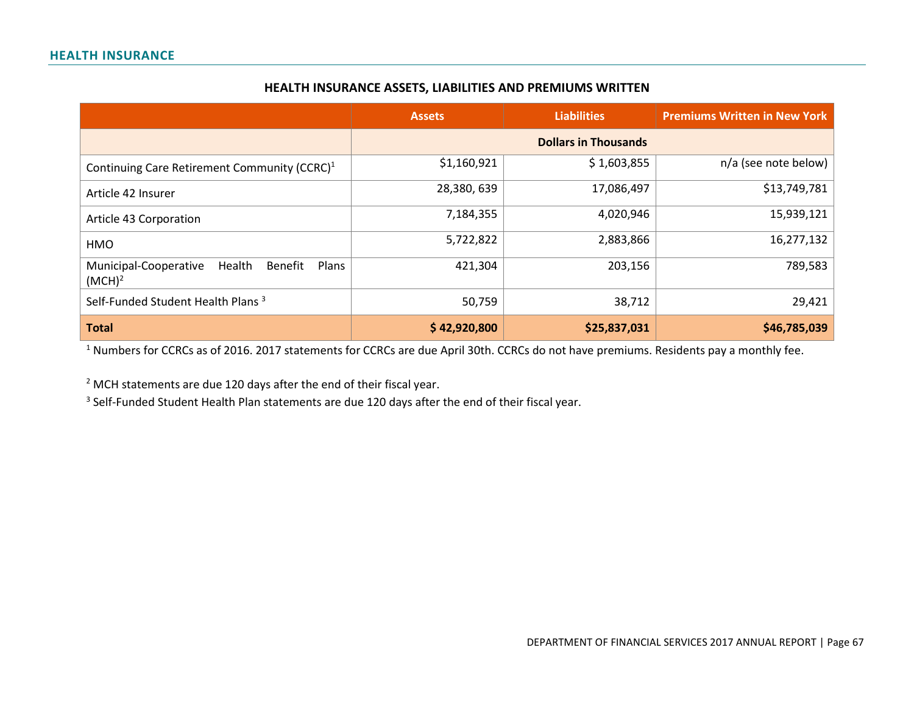## HEALTH INSURANCE

### HEALTH INSURANCE ASSETS, LIABILITIES AND PREMIUMS WRITTEN

| | Assets | Liabilities | Premiums Written in New York |
|---|---|---|---|
| | Dollars in Thousands | | |
| Continuing Care Retirement Community (CCRC)[1] | $1,160,921 | $ 1,603,855 | n/a (see note below) |
| Article 42 Insurer | 28,380, 639 | 17,086,497 | $13,749,781 |
| Article 43 Corporation | 7,184,355 | 4,020,946 | 15,939,121 |
| HMO | 5,722,822 | 2,883,866 | 16,277,132 |
| Municipal-Cooperative Health Benefit Plans (MCH)[2] | 421,304 | 203,156 | 789,583 |
| Self-Funded Student Health Plans [3] | 50,759 | 38,712 | 29,421 |
| **Total** | **$ 42,920,800** | **$25,837,031** | **$46,785,039** |

[1] Numbers for CCRCs as of 2016. 2017 statements for CCRCs are due April 30th. CCRCs do not have premiums. Residents pay a monthly fee.

[2] MCH statements are due 120 days after the end of their fiscal year.

[3] Self-Funded Student Health Plan statements are due 120 days after the end of their fiscal year.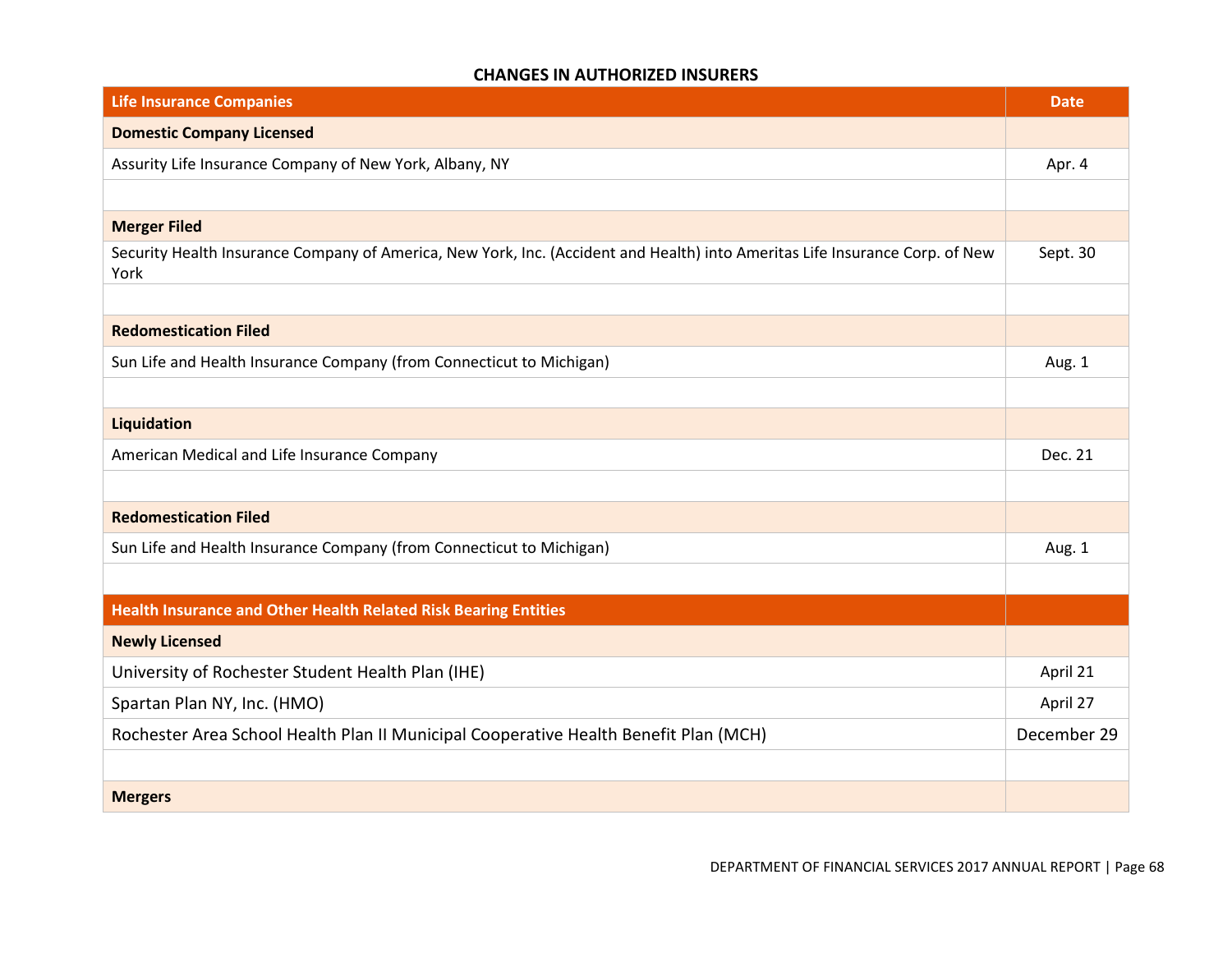**CHANGES IN AUTHORIZED INSURERS**

| Life Insurance Companies | Date |
|---|---|
| **Domestic Company Licensed** | |
| Assurity Life Insurance Company of New York, Albany, NY | Apr. 4 |
| | |
| **Merger Filed** | |
| Security Health Insurance Company of America, New York, Inc. (Accident and Health) into Ameritas Life Insurance Corp. of New York | Sept. 30 |
| | |
| **Redomestication Filed** | |
| Sun Life and Health Insurance Company (from Connecticut to Michigan) | Aug. 1 |
| | |
| **Liquidation** | |
| American Medical and Life Insurance Company | Dec. 21 |
| | |
| **Redomestication Filed** | |
| Sun Life and Health Insurance Company (from Connecticut to Michigan) | Aug. 1 |
| | |
| **Health Insurance and Other Health Related Risk Bearing Entities** | |
| **Newly Licensed** | |
| University of Rochester Student Health Plan (IHE) | April 21 |
| Spartan Plan NY, Inc. (HMO) | April 27 |
| Rochester Area School Health Plan II Municipal Cooperative Health Benefit Plan (MCH) | December 29 |
| | |
| **Mergers** | |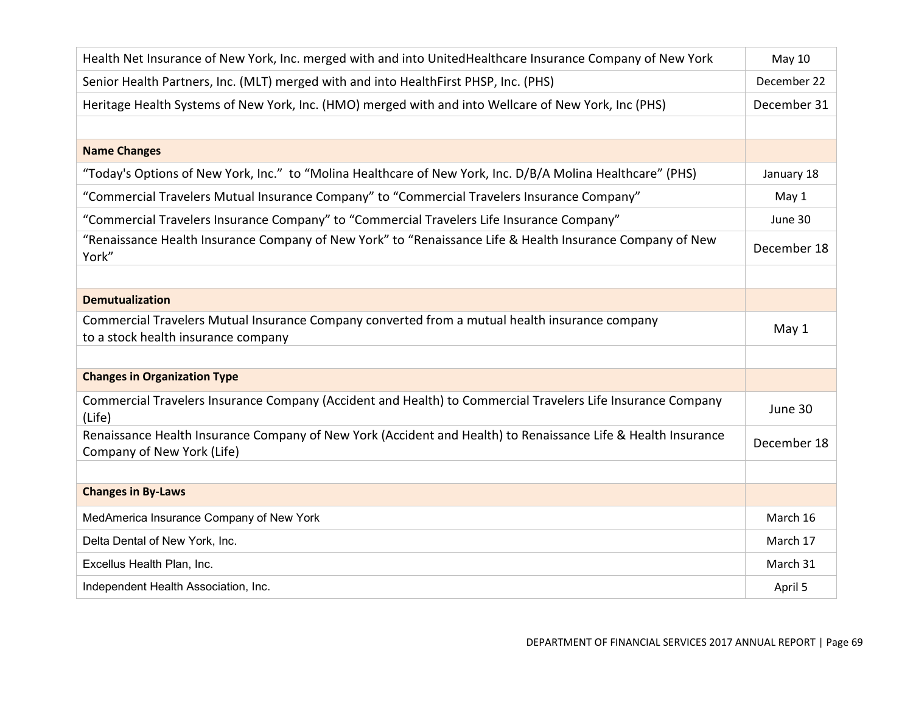| | |
|---|---|
| Health Net Insurance of New York, Inc. merged with and into UnitedHealthcare Insurance Company of New York | May 10 |
| Senior Health Partners, Inc. (MLT) merged with and into HealthFirst PHSP, Inc. (PHS) | December 22 |
| Heritage Health Systems of New York, Inc. (HMO) merged with and into Wellcare of New York, Inc (PHS) | December 31 |
| | |
| **Name Changes** | |
| "Today's Options of New York, Inc." to "Molina Healthcare of New York, Inc. D/B/A Molina Healthcare" (PHS) | January 18 |
| "Commercial Travelers Mutual Insurance Company" to "Commercial Travelers Insurance Company" | May 1 |
| "Commercial Travelers Insurance Company" to "Commercial Travelers Life Insurance Company" | June 30 |
| "Renaissance Health Insurance Company of New York" to "Renaissance Life & Health Insurance Company of New York" | December 18 |
| | |
| **Demutualization** | |
| Commercial Travelers Mutual Insurance Company converted from a mutual health insurance company to a stock health insurance company | May 1 |
| | |
| **Changes in Organization Type** | |
| Commercial Travelers Insurance Company (Accident and Health) to Commercial Travelers Life Insurance Company (Life) | June 30 |
| Renaissance Health Insurance Company of New York (Accident and Health) to Renaissance Life & Health Insurance Company of New York (Life) | December 18 |
| | |
| **Changes in By-Laws** | |
| MedAmerica Insurance Company of New York | March 16 |
| Delta Dental of New York, Inc. | March 17 |
| Excellus Health Plan, Inc. | March 31 |
| Independent Health Association, Inc. | April 5 |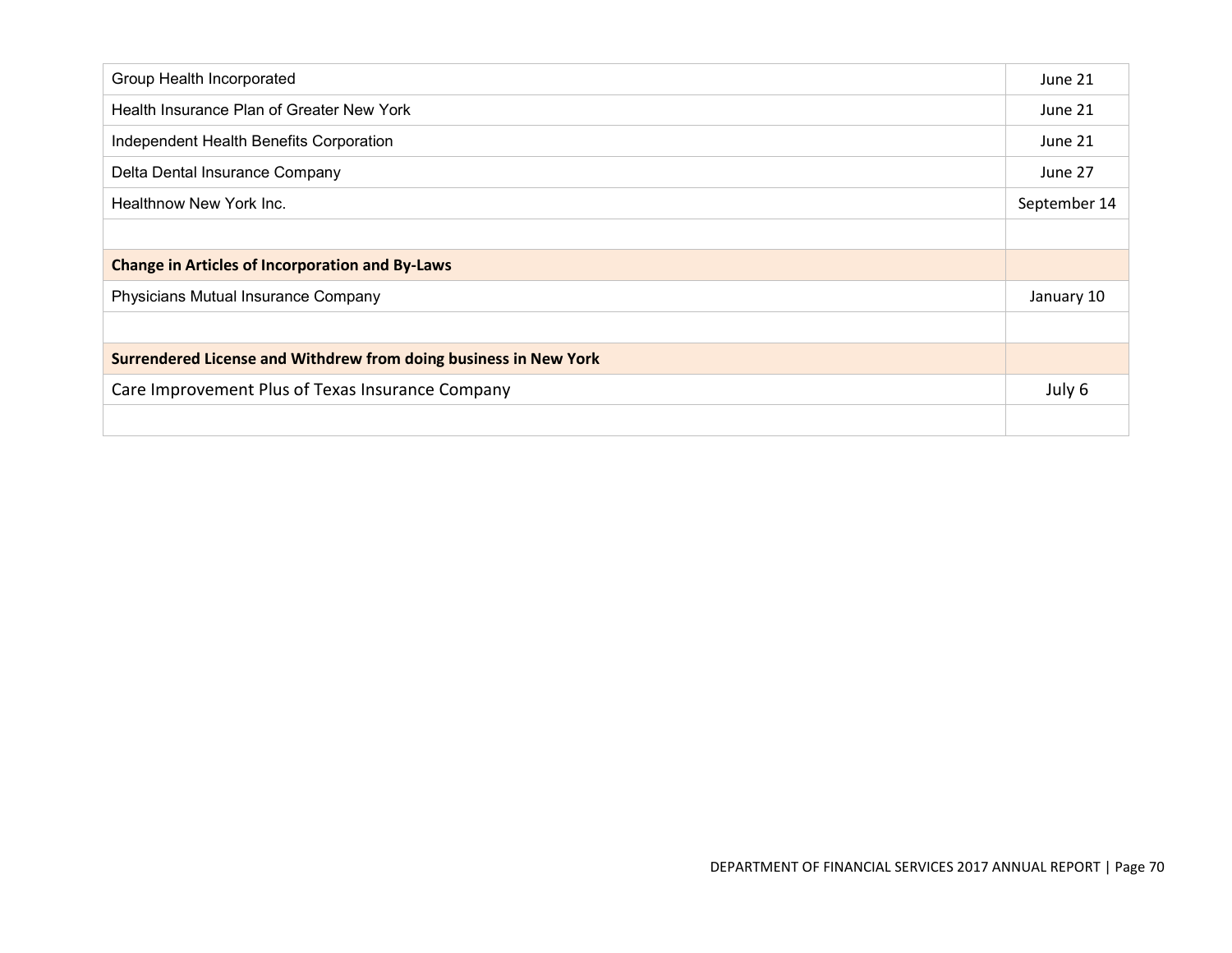| | |
|---|---|
| Group Health Incorporated | June 21 |
| Health Insurance Plan of Greater New York | June 21 |
| Independent Health Benefits Corporation | June 21 |
| Delta Dental Insurance Company | June 27 |
| Healthnow New York Inc. | September 14 |
| | |
| **Change in Articles of Incorporation and By-Laws** | |
| Physicians Mutual Insurance Company | January 10 |
| | |
| **Surrendered License and Withdrew from doing business in New York** | |
| Care Improvement Plus of Texas Insurance Company | July 6 |
| | |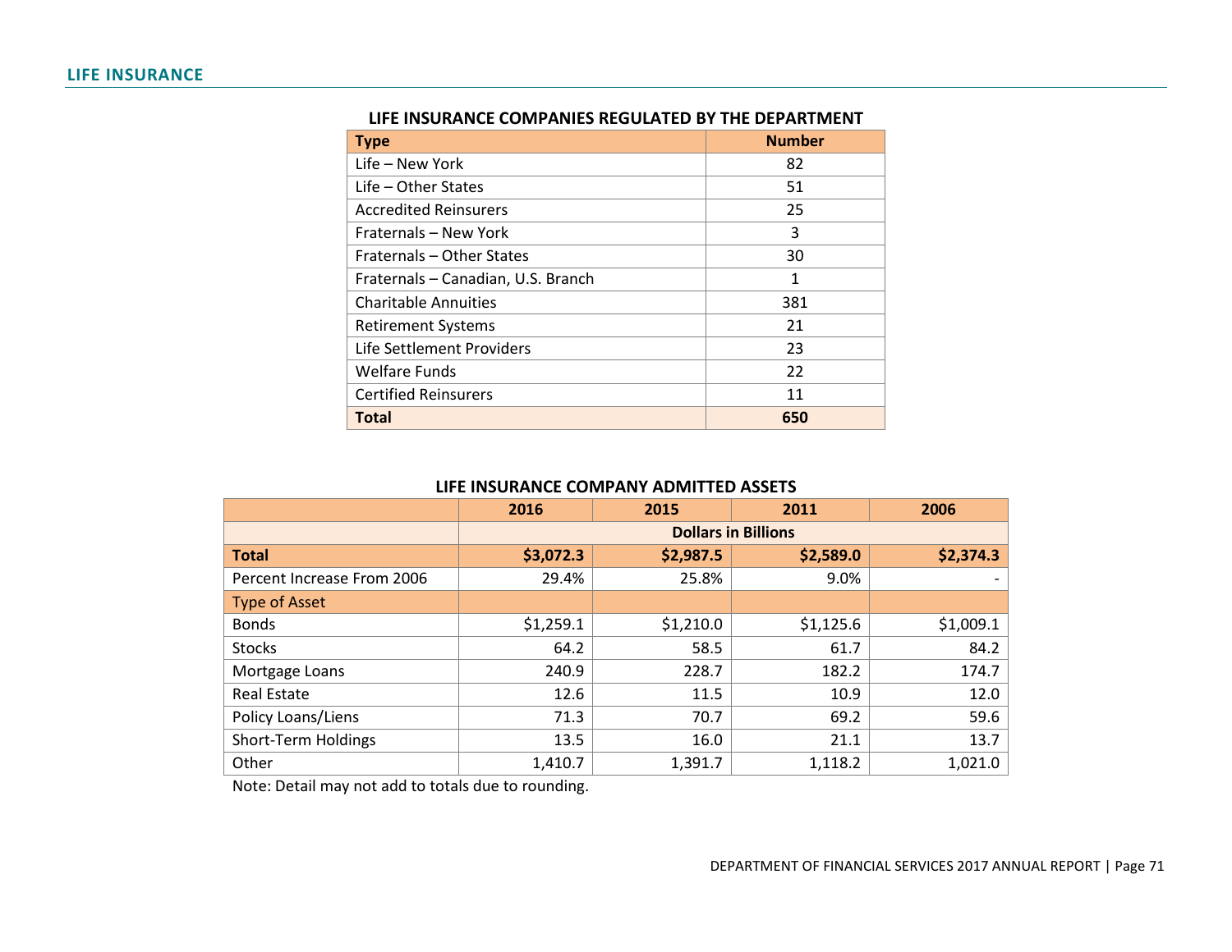## LIFE INSURANCE

**LIFE INSURANCE COMPANIES REGULATED BY THE DEPARTMENT**

| Type | Number |
|---|---|
| Life – New York | 82 |
| Life – Other States | 51 |
| Accredited Reinsurers | 25 |
| Fraternals – New York | 3 |
| Fraternals – Other States | 30 |
| Fraternals – Canadian, U.S. Branch | 1 |
| Charitable Annuities | 381 |
| Retirement Systems | 21 |
| Life Settlement Providers | 23 |
| Welfare Funds | 22 |
| Certified Reinsurers | 11 |
| **Total** | **650** |

**LIFE INSURANCE COMPANY ADMITTED ASSETS**

| | 2016 | 2015 | 2011 | 2006 |
|---|---|---|---|---|
| | **Dollars in Billions** | | | |
| **Total** | **$3,072.3** | **$2,987.5** | **$2,589.0** | **$2,374.3** |
| Percent Increase From 2006 | 29.4% | 25.8% | 9.0% | - |
| Type of Asset | | | | |
| Bonds | $1,259.1 | $1,210.0 | $1,125.6 | $1,009.1 |
| Stocks | 64.2 | 58.5 | 61.7 | 84.2 |
| Mortgage Loans | 240.9 | 228.7 | 182.2 | 174.7 |
| Real Estate | 12.6 | 11.5 | 10.9 | 12.0 |
| Policy Loans/Liens | 71.3 | 70.7 | 69.2 | 59.6 |
| Short-Term Holdings | 13.5 | 16.0 | 21.1 | 13.7 |
| Other | 1,410.7 | 1,391.7 | 1,118.2 | 1,021.0 |

Note: Detail may not add to totals due to rounding.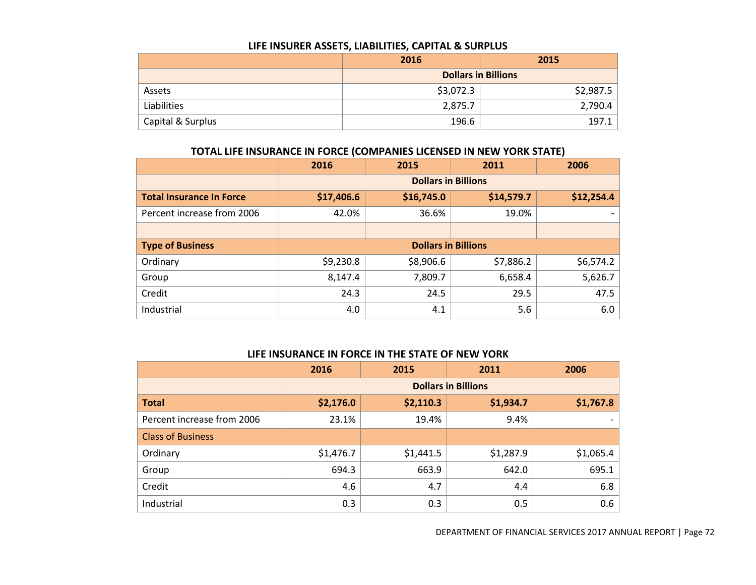### LIFE INSURER ASSETS, LIABILITIES, CAPITAL & SURPLUS

| | 2016 | 2015 |
|---|---|---|
| | Dollars in Billions | |
| Assets | $3,072.3 | $2,987.5 |
| Liabilities | 2,875.7 | 2,790.4 |
| Capital & Surplus | 196.6 | 197.1 |

### TOTAL LIFE INSURANCE IN FORCE (COMPANIES LICENSED IN NEW YORK STATE)

| | 2016 | 2015 | 2011 | 2006 |
|---|---|---|---|---|
| | Dollars in Billions | | | |
| **Total Insurance In Force** | **$17,406.6** | **$16,745.0** | **$14,579.7** | **$12,254.4** |
| Percent increase from 2006 | 42.0% | 36.6% | 19.0% | - |
| | | | | |
| **Type of Business** | **Dollars in Billions** | | | |
| Ordinary | $9,230.8 | $8,906.6 | $7,886.2 | $6,574.2 |
| Group | 8,147.4 | 7,809.7 | 6,658.4 | 5,626.7 |
| Credit | 24.3 | 24.5 | 29.5 | 47.5 |
| Industrial | 4.0 | 4.1 | 5.6 | 6.0 |

### LIFE INSURANCE IN FORCE IN THE STATE OF NEW YORK

| | 2016 | 2015 | 2011 | 2006 |
|---|---|---|---|---|
| | Dollars in Billions | | | |
| **Total** | **$2,176.0** | **$2,110.3** | **$1,934.7** | **$1,767.8** |
| Percent increase from 2006 | 23.1% | 19.4% | 9.4% | - |
| Class of Business | | | | |
| Ordinary | $1,476.7 | $1,441.5 | $1,287.9 | $1,065.4 |
| Group | 694.3 | 663.9 | 642.0 | 695.1 |
| Credit | 4.6 | 4.7 | 4.4 | 6.8 |
| Industrial | 0.3 | 0.3 | 0.5 | 0.6 |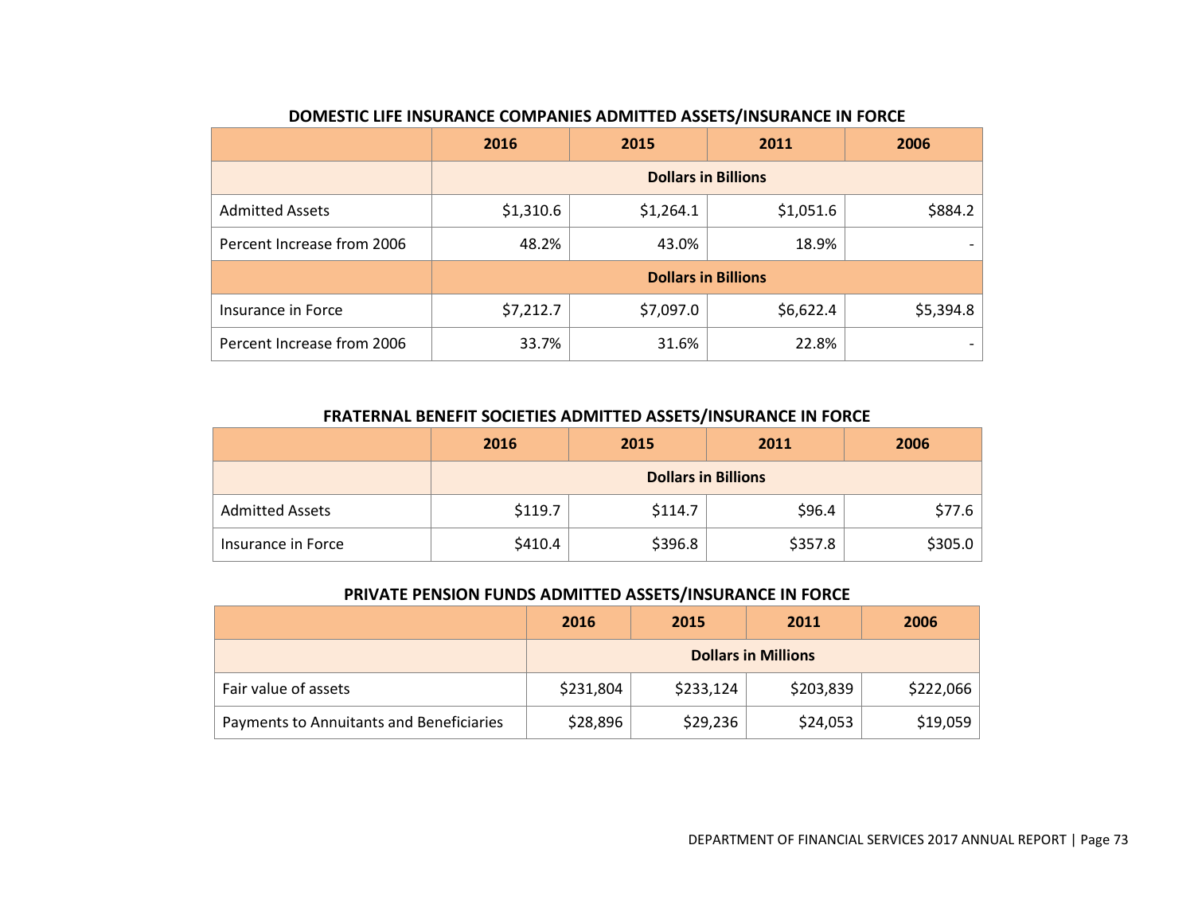### DOMESTIC LIFE INSURANCE COMPANIES ADMITTED ASSETS/INSURANCE IN FORCE

| | 2016 | 2015 | 2011 | 2006 |
|---|---|---|---|---|
| | **Dollars in Billions** | | | |
| Admitted Assets | $1,310.6 | $1,264.1 | $1,051.6 | $884.2 |
| Percent Increase from 2006 | 48.2% | 43.0% | 18.9% | - |
| | **Dollars in Billions** | | | |
| Insurance in Force | $7,212.7 | $7,097.0 | $6,622.4 | $5,394.8 |
| Percent Increase from 2006 | 33.7% | 31.6% | 22.8% | - |

### FRATERNAL BENEFIT SOCIETIES ADMITTED ASSETS/INSURANCE IN FORCE

| | 2016 | 2015 | 2011 | 2006 |
|---|---|---|---|---|
| | **Dollars in Billions** | | | |
| Admitted Assets | $119.7 | $114.7 | $96.4 | $77.6 |
| Insurance in Force | $410.4 | $396.8 | $357.8 | $305.0 |

### PRIVATE PENSION FUNDS ADMITTED ASSETS/INSURANCE IN FORCE

| | 2016 | 2015 | 2011 | 2006 |
|---|---|---|---|---|
| | **Dollars in Millions** | | | |
| Fair value of assets | $231,804 | $233,124 | $203,839 | $222,066 |
| Payments to Annuitants and Beneficiaries | $28,896 | $29,236 | $24,053 | $19,059 |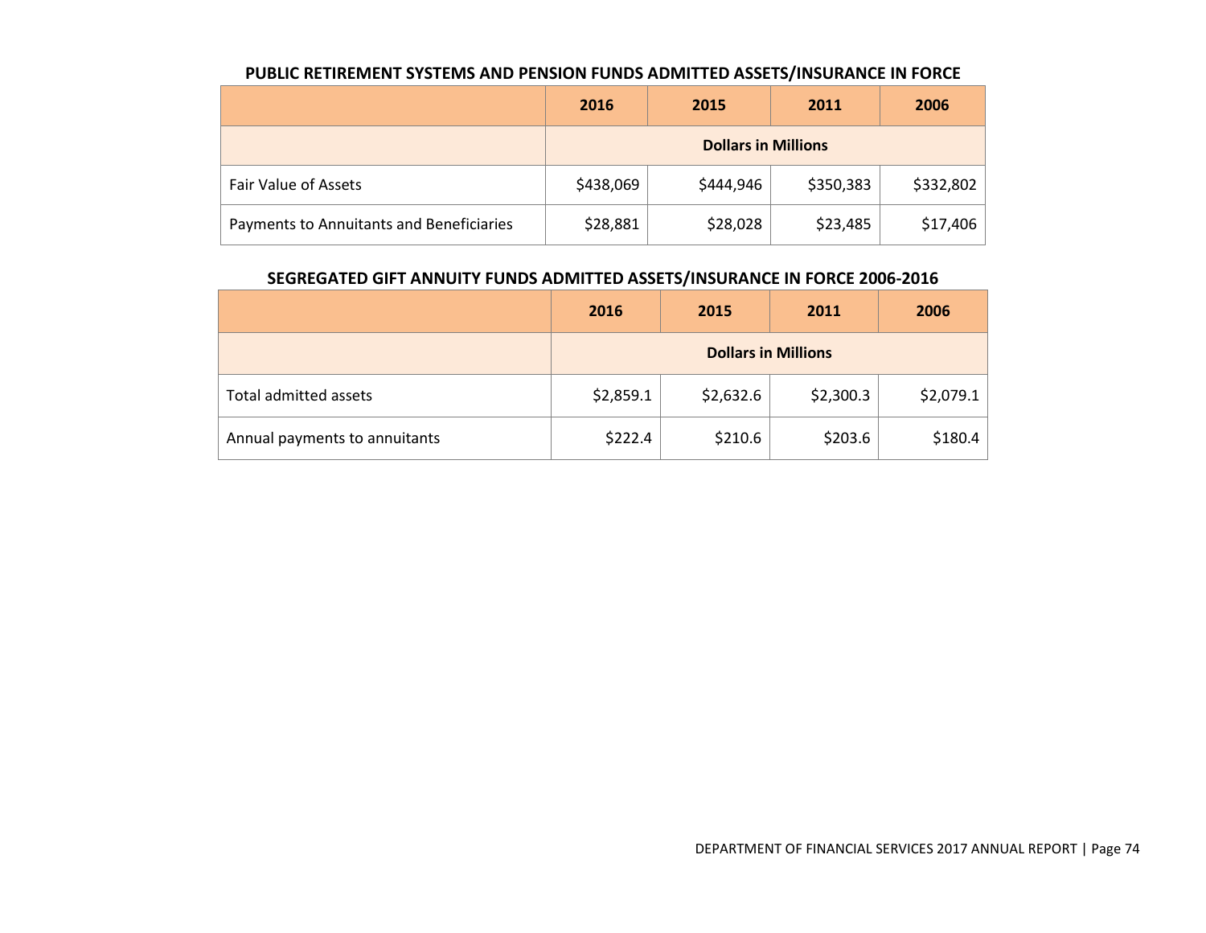### PUBLIC RETIREMENT SYSTEMS AND PENSION FUNDS ADMITTED ASSETS/INSURANCE IN FORCE

| | 2016 | 2015 | 2011 | 2006 |
|---|---|---|---|---|
| | **Dollars in Millions** | | | |
| Fair Value of Assets | $438,069 | $444,946 | $350,383 | $332,802 |
| Payments to Annuitants and Beneficiaries | $28,881 | $28,028 | $23,485 | $17,406 |

### SEGREGATED GIFT ANNUITY FUNDS ADMITTED ASSETS/INSURANCE IN FORCE 2006-2016

| | 2016 | 2015 | 2011 | 2006 |
|---|---|---|---|---|
| | **Dollars in Millions** | | | |
| Total admitted assets | $2,859.1 | $2,632.6 | $2,300.3 | $2,079.1 |
| Annual payments to annuitants | $222.4 | $210.6 | $203.6 | $180.4 |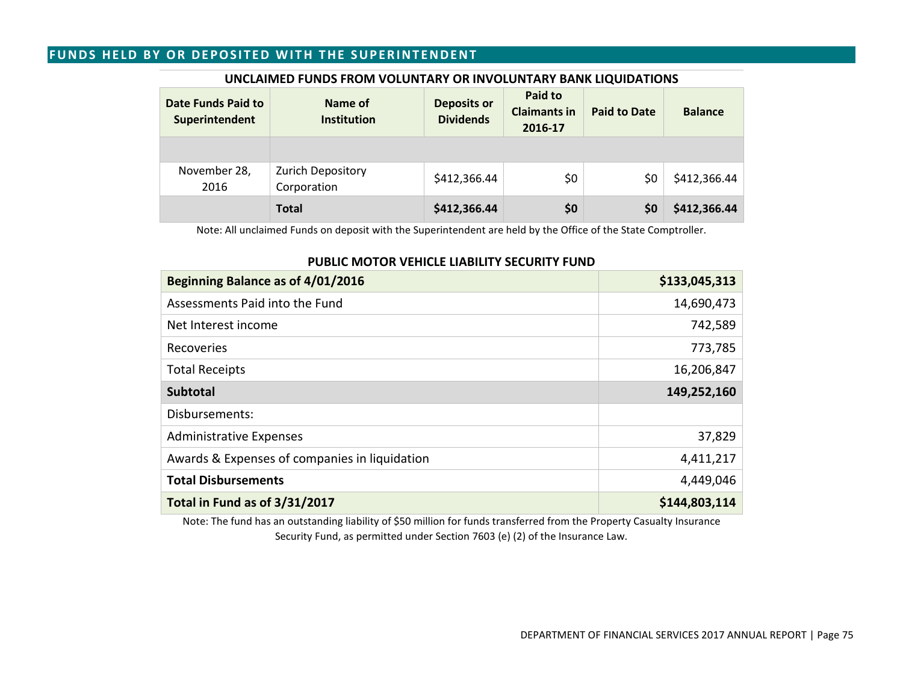## FUNDS HELD BY OR DEPOSITED WITH THE SUPERINTENDENT

### UNCLAIMED FUNDS FROM VOLUNTARY OR INVOLUNTARY BANK LIQUIDATIONS

| Date Funds Paid to Superintendent | Name of Institution | Deposits or Dividends | Paid to Claimants in 2016-17 | Paid to Date | Balance |
|---|---|---|---|---|---|
| | | | | | |
| November 28, 2016 | Zurich Depository Corporation | $412,366.44 | $0 | $0 | $412,366.44 |
| | **Total** | **$412,366.44** | **$0** | **$0** | **$412,366.44** |

Note: All unclaimed Funds on deposit with the Superintendent are held by the Office of the State Comptroller.

### PUBLIC MOTOR VEHICLE LIABILITY SECURITY FUND

| | |
|---|---|
| **Beginning Balance as of 4/01/2016** | **$133,045,313** |
| Assessments Paid into the Fund | 14,690,473 |
| Net Interest income | 742,589 |
| Recoveries | 773,785 |
| Total Receipts | 16,206,847 |
| **Subtotal** | **149,252,160** |
| Disbursements: | |
| Administrative Expenses | 37,829 |
| Awards & Expenses of companies in liquidation | 4,411,217 |
| **Total Disbursements** | 4,449,046 |
| **Total in Fund as of 3/31/2017** | **$144,803,114** |

Note: The fund has an outstanding liability of $50 million for funds transferred from the Property Casualty Insurance Security Fund, as permitted under Section 7603 (e) (2) of the Insurance Law.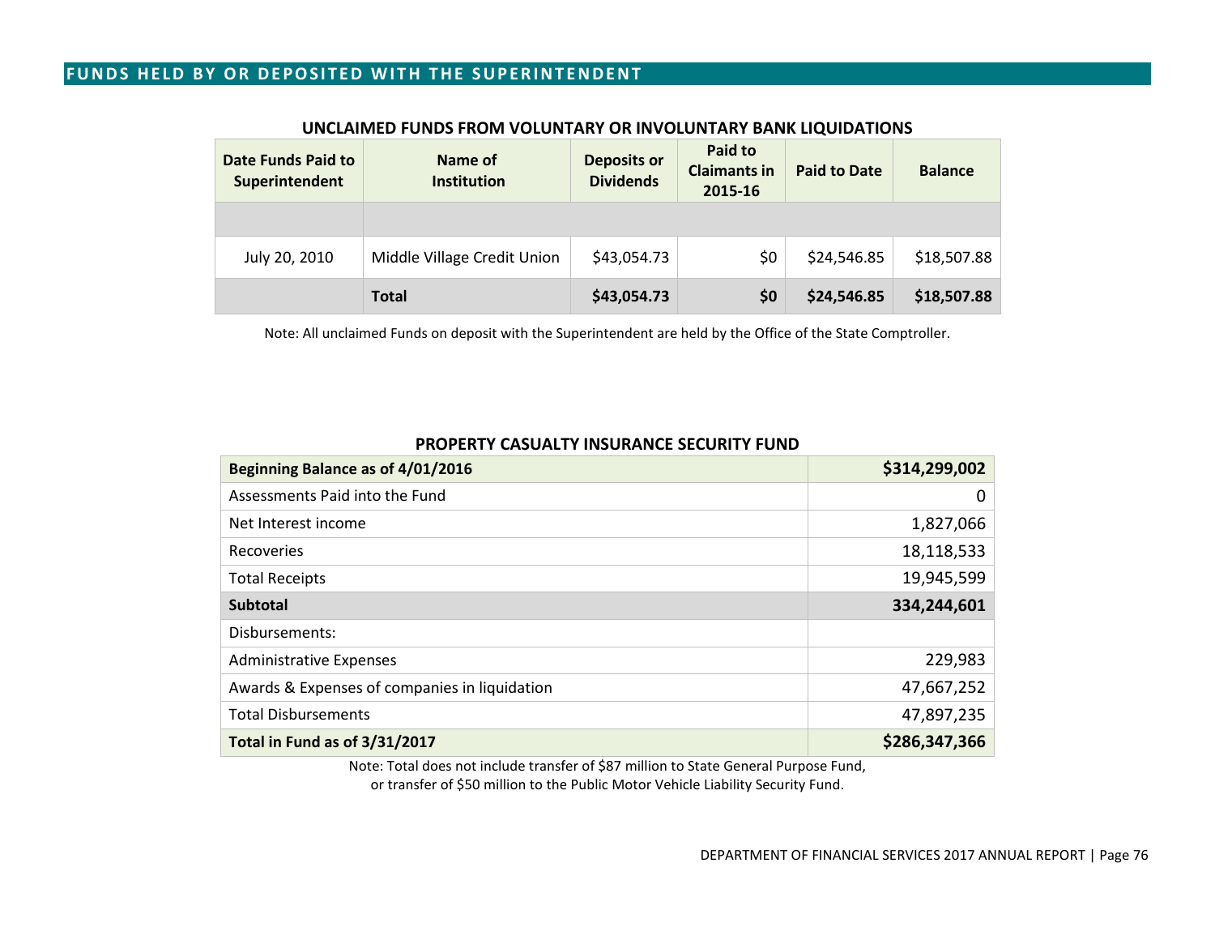## FUNDS HELD BY OR DEPOSITED WITH THE SUPERINTENDENT

### UNCLAIMED FUNDS FROM VOLUNTARY OR INVOLUNTARY BANK LIQUIDATIONS

| Date Funds Paid to Superintendent | Name of Institution | Deposits or Dividends | Paid to Claimants in 2015-16 | Paid to Date | Balance |
|---|---|---|---|---|---|
| | | | | | |
| July 20, 2010 | Middle Village Credit Union | $43,054.73 | $0 | $24,546.85 | $18,507.88 |
| | **Total** | **$43,054.73** | **$0** | **$24,546.85** | **$18,507.88** |

Note: All unclaimed Funds on deposit with the Superintendent are held by the Office of the State Comptroller.

### PROPERTY CASUALTY INSURANCE SECURITY FUND

| | |
|---|---|
| **Beginning Balance as of 4/01/2016** | **$314,299,002** |
| Assessments Paid into the Fund | 0 |
| Net Interest income | 1,827,066 |
| Recoveries | 18,118,533 |
| Total Receipts | 19,945,599 |
| **Subtotal** | **334,244,601** |
| Disbursements: | |
| Administrative Expenses | 229,983 |
| Awards & Expenses of companies in liquidation | 47,667,252 |
| Total Disbursements | 47,897,235 |
| **Total in Fund as of 3/31/2017** | **$286,347,366** |

Note: Total does not include transfer of $87 million to State General Purpose Fund, or transfer of $50 million to the Public Motor Vehicle Liability Security Fund.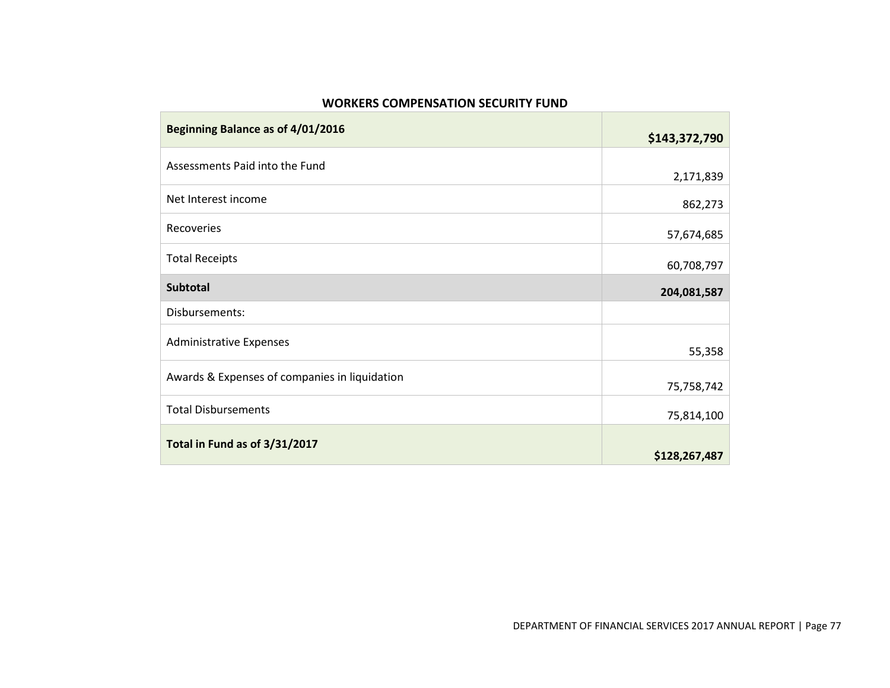## WORKERS COMPENSATION SECURITY FUND

| | |
|---|---|
| **Beginning Balance as of 4/01/2016** | **$143,372,790** |
| Assessments Paid into the Fund | 2,171,839 |
| Net Interest income | 862,273 |
| Recoveries | 57,674,685 |
| Total Receipts | 60,708,797 |
| **Subtotal** | **204,081,587** |
| Disbursements: | |
| Administrative Expenses | 55,358 |
| Awards & Expenses of companies in liquidation | 75,758,742 |
| Total Disbursements | 75,814,100 |
| **Total in Fund as of 3/31/2017** | **$128,267,487** |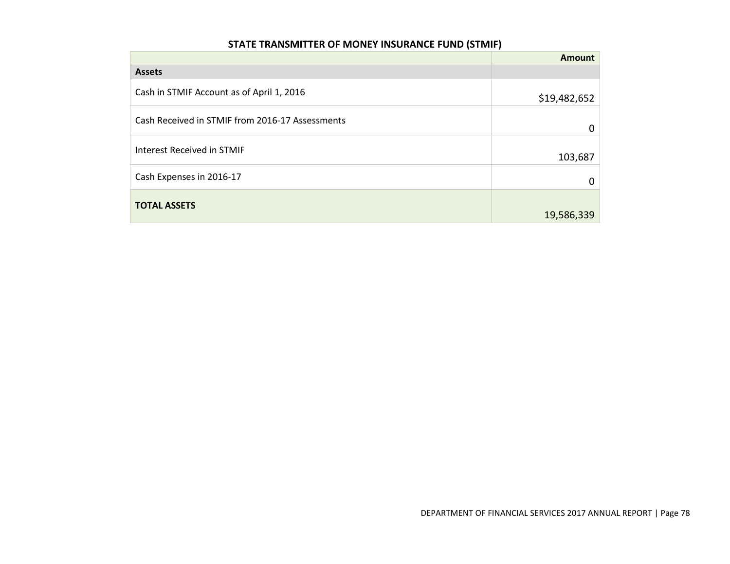## STATE TRANSMITTER OF MONEY INSURANCE FUND (STMIF)

| | Amount |
|---|---|
| **Assets** | |
| Cash in STMIF Account as of April 1, 2016 | $19,482,652 |
| Cash Received in STMIF from 2016-17 Assessments | 0 |
| Interest Received in STMIF | 103,687 |
| Cash Expenses in 2016-17 | 0 |
| **TOTAL ASSETS** | 19,586,339 |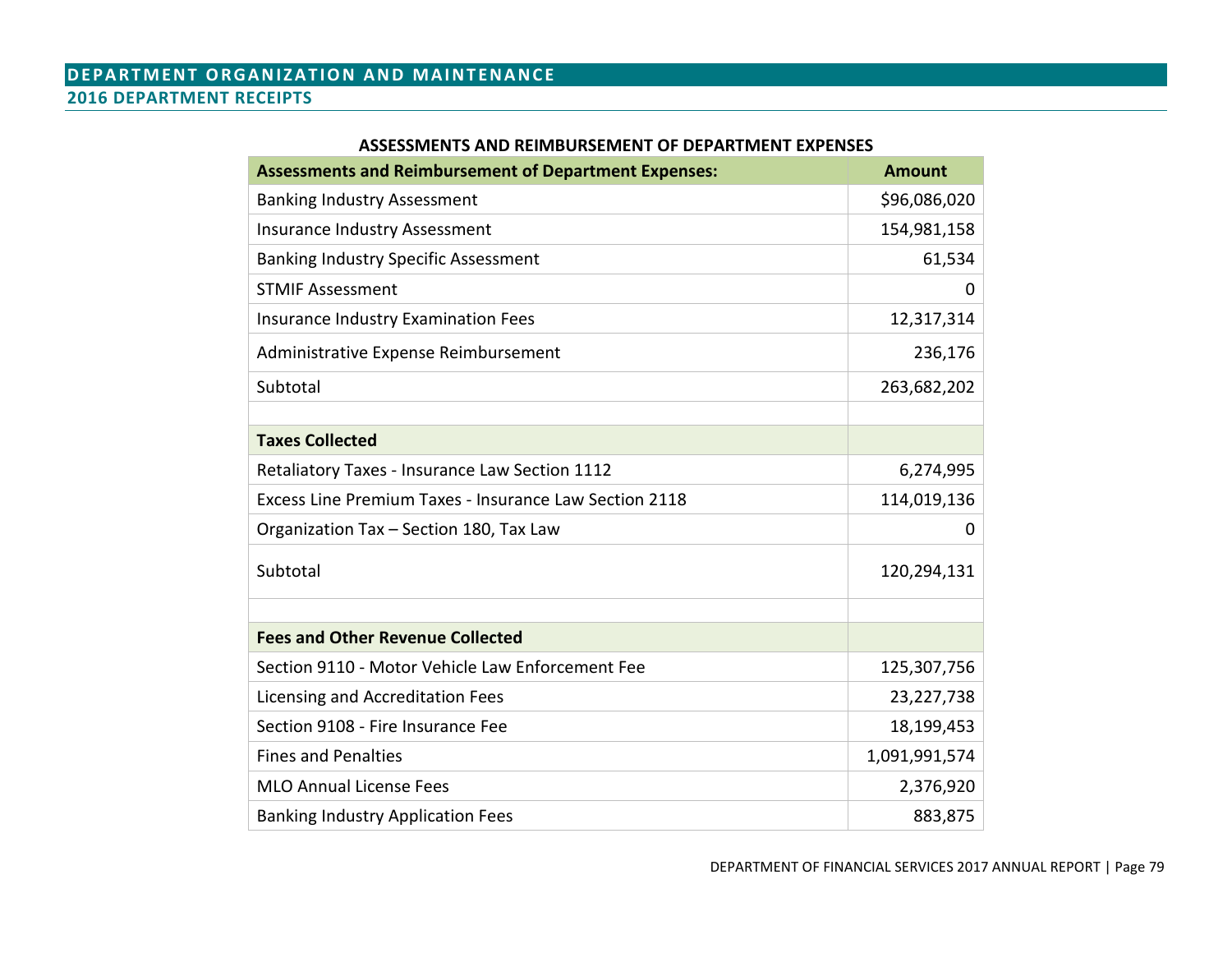# DEPARTMENT ORGANIZATION AND MAINTENANCE

## 2016 DEPARTMENT RECEIPTS

**ASSESSMENTS AND REIMBURSEMENT OF DEPARTMENT EXPENSES**

| Assessments and Reimbursement of Department Expenses: | Amount |
|---|---|
| Banking Industry Assessment | $96,086,020 |
| Insurance Industry Assessment | 154,981,158 |
| Banking Industry Specific Assessment | 61,534 |
| STMIF Assessment | 0 |
| Insurance Industry Examination Fees | 12,317,314 |
| Administrative Expense Reimbursement | 236,176 |
| Subtotal | 263,682,202 |
| | |
| **Taxes Collected** | |
| Retaliatory Taxes - Insurance Law Section 1112 | 6,274,995 |
| Excess Line Premium Taxes - Insurance Law Section 2118 | 114,019,136 |
| Organization Tax – Section 180, Tax Law | 0 |
| Subtotal | 120,294,131 |
| | |
| **Fees and Other Revenue Collected** | |
| Section 9110 - Motor Vehicle Law Enforcement Fee | 125,307,756 |
| Licensing and Accreditation Fees | 23,227,738 |
| Section 9108 - Fire Insurance Fee | 18,199,453 |
| Fines and Penalties | 1,091,991,574 |
| MLO Annual License Fees | 2,376,920 |
| Banking Industry Application Fees | 883,875 |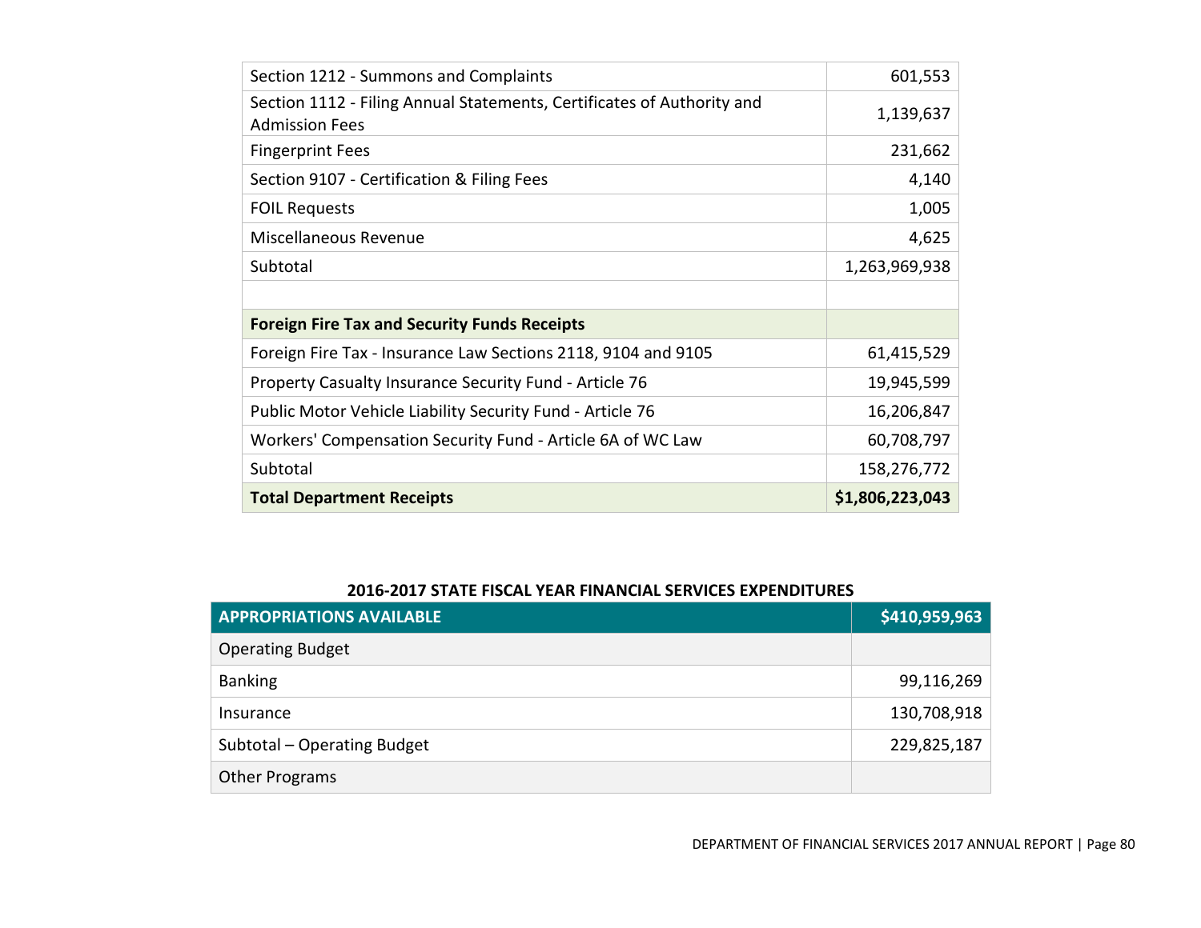| | |
|---|---|
| Section 1212 - Summons and Complaints | 601,553 |
| Section 1112 - Filing Annual Statements, Certificates of Authority and Admission Fees | 1,139,637 |
| Fingerprint Fees | 231,662 |
| Section 9107 - Certification & Filing Fees | 4,140 |
| FOIL Requests | 1,005 |
| Miscellaneous Revenue | 4,625 |
| Subtotal | 1,263,969,938 |
| | |
| **Foreign Fire Tax and Security Funds Receipts** | |
| Foreign Fire Tax - Insurance Law Sections 2118, 9104 and 9105 | 61,415,529 |
| Property Casualty Insurance Security Fund - Article 76 | 19,945,599 |
| Public Motor Vehicle Liability Security Fund - Article 76 | 16,206,847 |
| Workers' Compensation Security Fund - Article 6A of WC Law | 60,708,797 |
| Subtotal | 158,276,772 |
| **Total Department Receipts** | **$1,806,223,043** |

**2016-2017 STATE FISCAL YEAR FINANCIAL SERVICES EXPENDITURES**

| APPROPRIATIONS AVAILABLE | $410,959,963 |
|---|---|
| Operating Budget | |
| Banking | 99,116,269 |
| Insurance | 130,708,918 |
| Subtotal – Operating Budget | 229,825,187 |
| Other Programs | |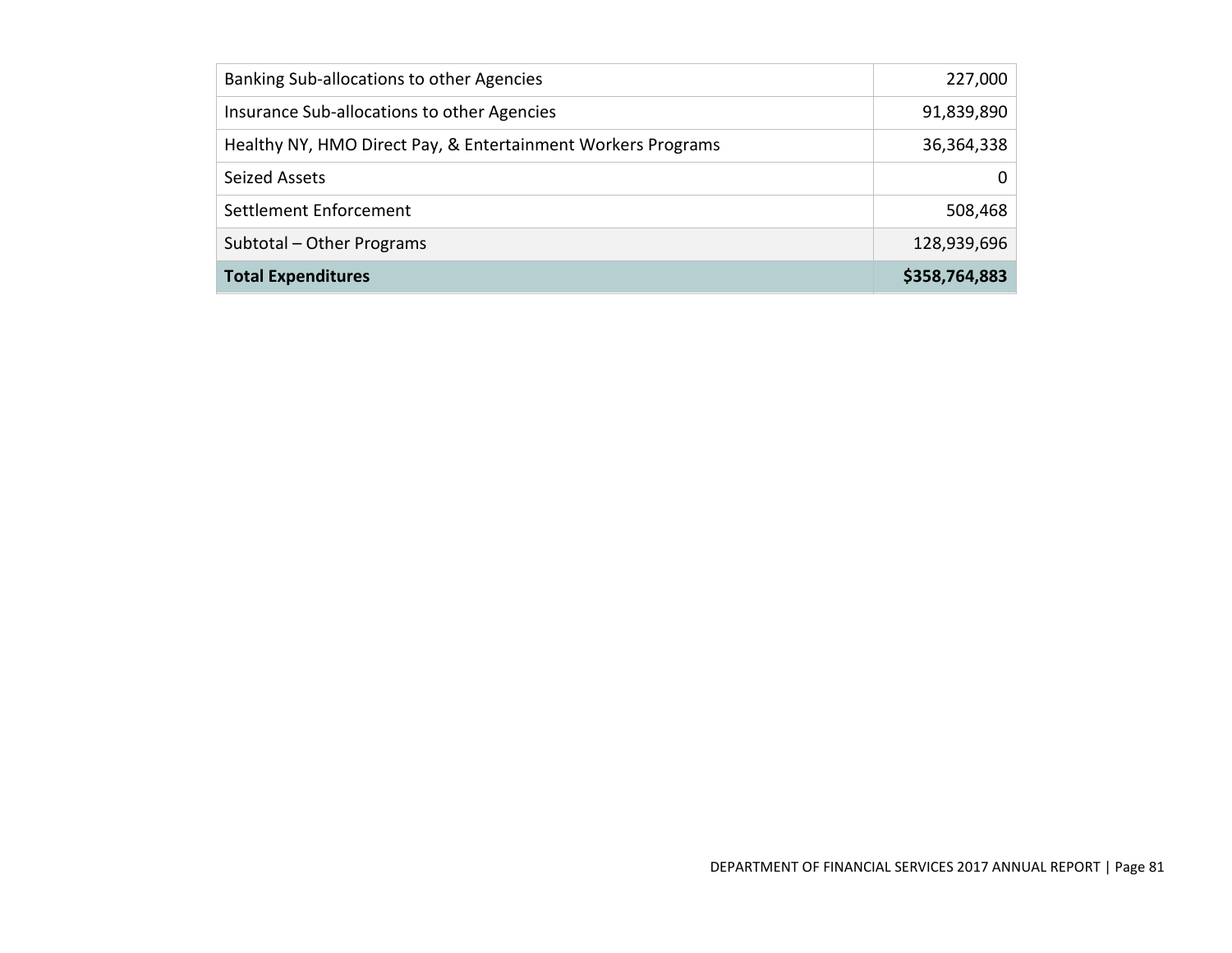| | |
|---|---|
| Banking Sub-allocations to other Agencies | 227,000 |
| Insurance Sub-allocations to other Agencies | 91,839,890 |
| Healthy NY, HMO Direct Pay, & Entertainment Workers Programs | 36,364,338 |
| Seized Assets | 0 |
| Settlement Enforcement | 508,468 |
| Subtotal – Other Programs | 128,939,696 |
| **Total Expenditures** | **$358,764,883** |